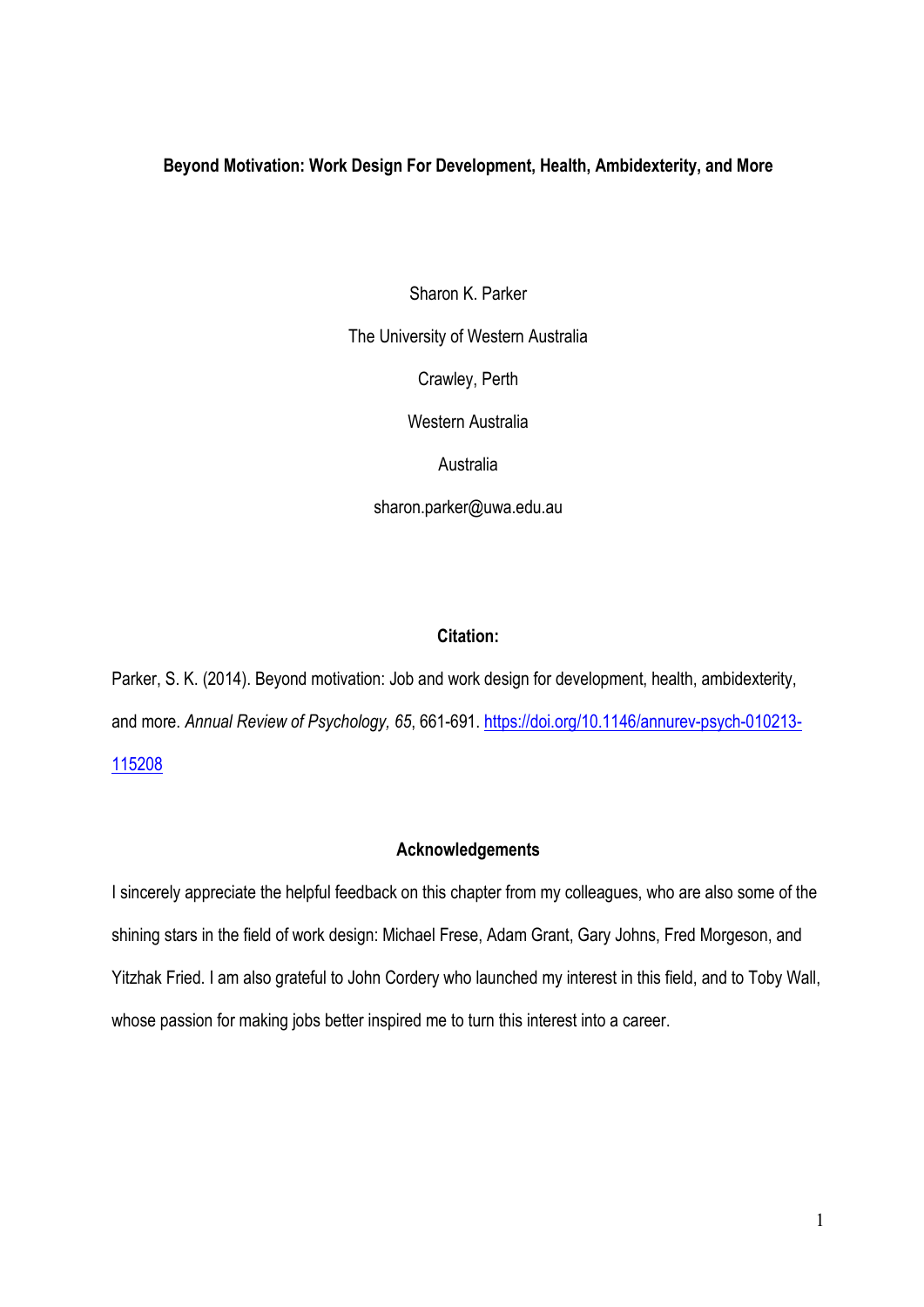# Beyond Motivation: Work Design For Development, Health, Ambidexterity, and More

Sharon K. Parker

The University of Western Australia

Crawley, Perth

Western Australia

Australia

sharon.parker@uwa.edu.au

## Citation:

Parker, S. K. (2014). Beyond motivation: Job and work design for development, health, ambidexterity, and more. *Annual Review of Psychology, 65*, 661-691. https://doi.org/10.1146/annurev-psych-010213-115208

## Acknowledgements

I sincerely appreciate the helpful feedback on this chapter from my colleagues, who are also some of the shining stars in the field of work design: Michael Frese, Adam Grant, Gary Johns, Fred Morgeson, and Yitzhak Fried. I am also grateful to John Cordery who launched my interest in this field, and to Toby Wall, whose passion for making jobs better inspired me to turn this interest into a career.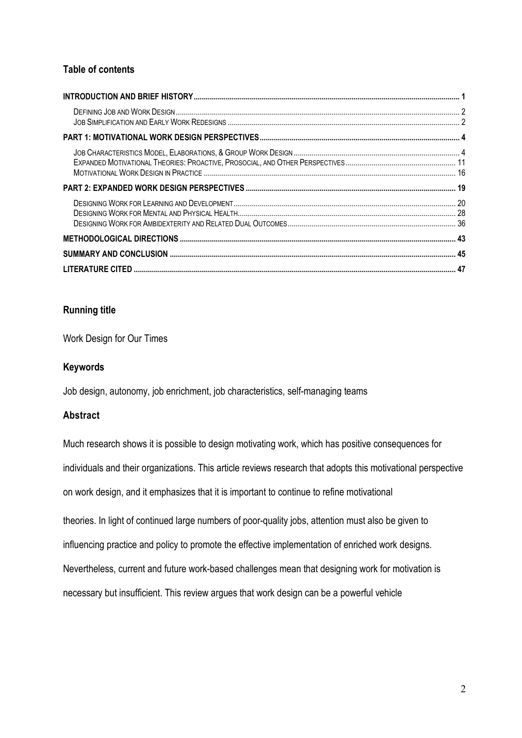## Table of contents

| | |
|---|---|
| **INTRODUCTION AND BRIEF HISTORY** | **1** |
| Defining Job and Work Design | 2 |
| Job Simplification and Early Work Redesigns | 2 |
| **PART 1: MOTIVATIONAL WORK DESIGN PERSPECTIVES** | **4** |
| Job Characteristics Model, Elaborations, & Group Work Design | 4 |
| Expanded Motivational Theories: Proactive, Prosocial, and Other Perspectives | 11 |
| Motivational Work Design in Practice | 16 |
| **PART 2: EXPANDED WORK DESIGN PERSPECTIVES** | **19** |
| Designing Work for Learning and Development | 20 |
| Designing Work for Mental and Physical Health | 28 |
| Designing Work for Ambidexterity and Related Dual Outcomes | 36 |
| **METHODOLOGICAL DIRECTIONS** | **43** |
| **SUMMARY AND CONCLUSION** | **45** |
| **LITERATURE CITED** | **47** |

## Running title

Work Design for Our Times

## Keywords

Job design, autonomy, job enrichment, job characteristics, self-managing teams

## Abstract

Much research shows it is possible to design motivating work, which has positive consequences for individuals and their organizations. This article reviews research that adopts this motivational perspective on work design, and it emphasizes that it is important to continue to refine motivational

theories. In light of continued large numbers of poor-quality jobs, attention must also be given to influencing practice and policy to promote the effective implementation of enriched work designs. Nevertheless, current and future work-based challenges mean that designing work for motivation is necessary but insufficient. This review argues that work design can be a powerful vehicle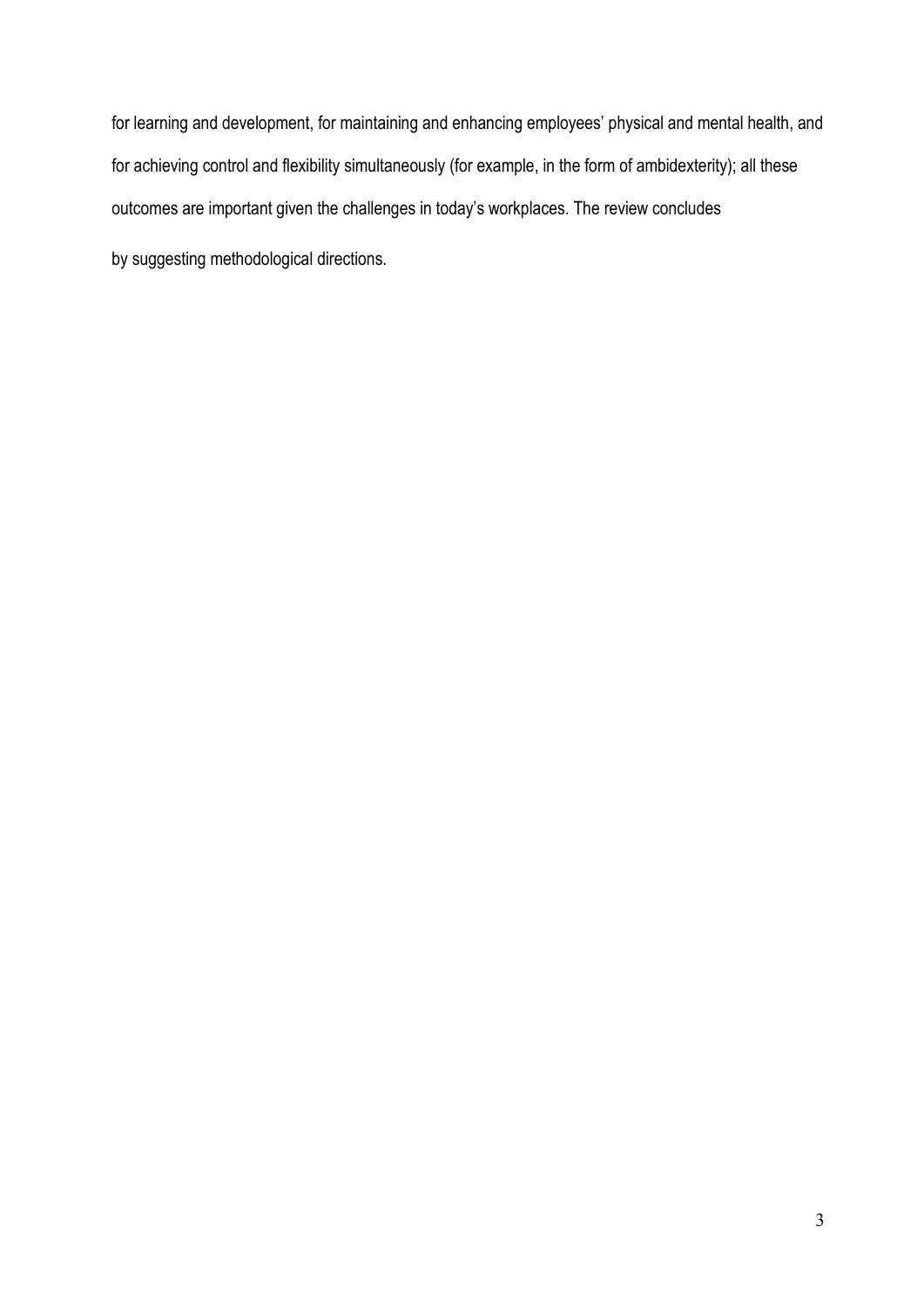for learning and development, for maintaining and enhancing employees' physical and mental health, and for achieving control and flexibility simultaneously (for example, in the form of ambidexterity); all these outcomes are important given the challenges in today's workplaces. The review concludes by suggesting methodological directions.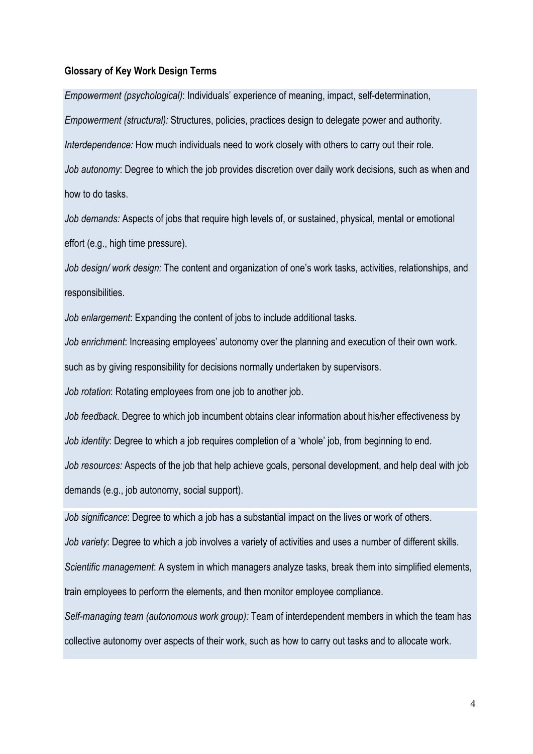**Glossary of Key Work Design Terms**

*Empowerment (psychological)*: Individuals' experience of meaning, impact, self-determination,

*Empowerment (structural):* Structures, policies, practices design to delegate power and authority.

*Interdependence:* How much individuals need to work closely with others to carry out their role.

*Job autonomy*: Degree to which the job provides discretion over daily work decisions, such as when and how to do tasks.

*Job demands:* Aspects of jobs that require high levels of, or sustained, physical, mental or emotional effort (e.g., high time pressure).

*Job design/ work design:* The content and organization of one's work tasks, activities, relationships, and responsibilities.

*Job enlargement*: Expanding the content of jobs to include additional tasks.

*Job enrichment*: Increasing employees' autonomy over the planning and execution of their own work. such as by giving responsibility for decisions normally undertaken by supervisors.

*Job rotation*: Rotating employees from one job to another job.

*Job feedback*. Degree to which job incumbent obtains clear information about his/her effectiveness by

*Job identity*: Degree to which a job requires completion of a 'whole' job, from beginning to end.

*Job resources:* Aspects of the job that help achieve goals, personal development, and help deal with job demands (e.g., job autonomy, social support).

*Job significance*: Degree to which a job has a substantial impact on the lives or work of others.

*Job variety*: Degree to which a job involves a variety of activities and uses a number of different skills.

*Scientific management*: A system in which managers analyze tasks, break them into simplified elements, train employees to perform the elements, and then monitor employee compliance.

*Self-managing team (autonomous work group):* Team of interdependent members in which the team has collective autonomy over aspects of their work, such as how to carry out tasks and to allocate work.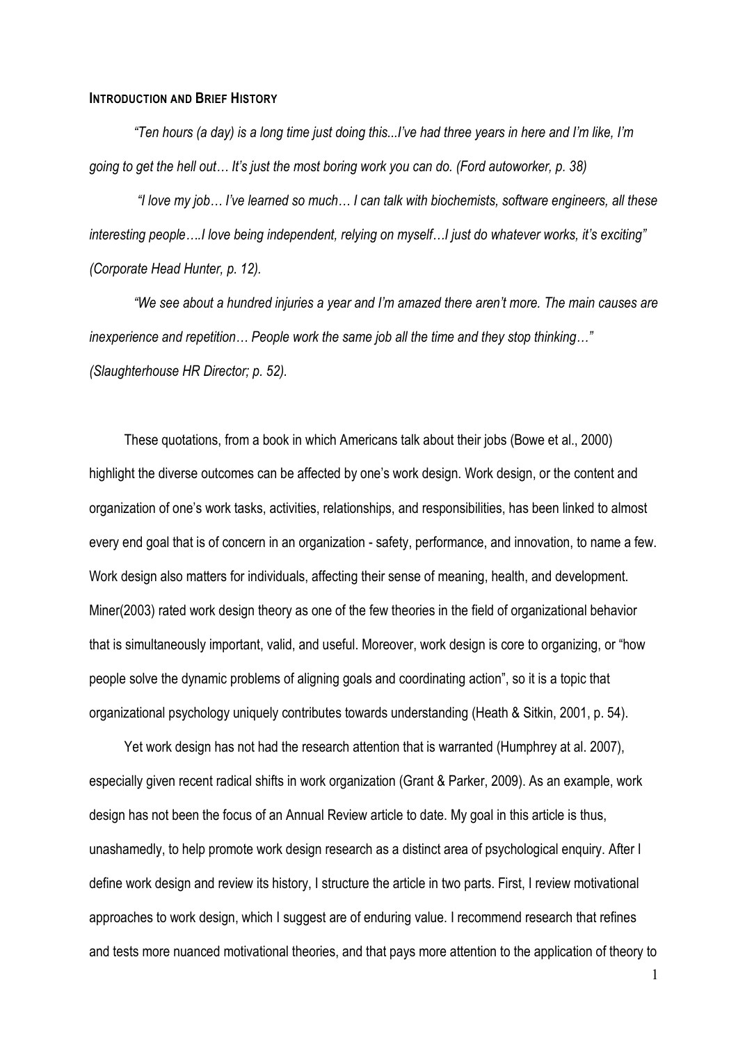## INTRODUCTION AND BRIEF HISTORY

*"Ten hours (a day) is a long time just doing this...I've had three years in here and I'm like, I'm going to get the hell out… It's just the most boring work you can do. (Ford autoworker, p. 38)*

*"I love my job… I've learned so much… I can talk with biochemists, software engineers, all these interesting people….I love being independent, relying on myself…I just do whatever works, it's exciting" (Corporate Head Hunter, p. 12).*

*"We see about a hundred injuries a year and I'm amazed there aren't more. The main causes are inexperience and repetition… People work the same job all the time and they stop thinking…" (Slaughterhouse HR Director; p. 52).*

These quotations, from a book in which Americans talk about their jobs (Bowe et al., 2000) highlight the diverse outcomes can be affected by one's work design. Work design, or the content and organization of one's work tasks, activities, relationships, and responsibilities, has been linked to almost every end goal that is of concern in an organization - safety, performance, and innovation, to name a few. Work design also matters for individuals, affecting their sense of meaning, health, and development. Miner(2003) rated work design theory as one of the few theories in the field of organizational behavior that is simultaneously important, valid, and useful. Moreover, work design is core to organizing, or "how people solve the dynamic problems of aligning goals and coordinating action", so it is a topic that organizational psychology uniquely contributes towards understanding (Heath & Sitkin, 2001, p. 54).

Yet work design has not had the research attention that is warranted (Humphrey at al. 2007), especially given recent radical shifts in work organization (Grant & Parker, 2009). As an example, work design has not been the focus of an Annual Review article to date. My goal in this article is thus, unashamedly, to help promote work design research as a distinct area of psychological enquiry. After I define work design and review its history, I structure the article in two parts. First, I review motivational approaches to work design, which I suggest are of enduring value. I recommend research that refines and tests more nuanced motivational theories, and that pays more attention to the application of theory to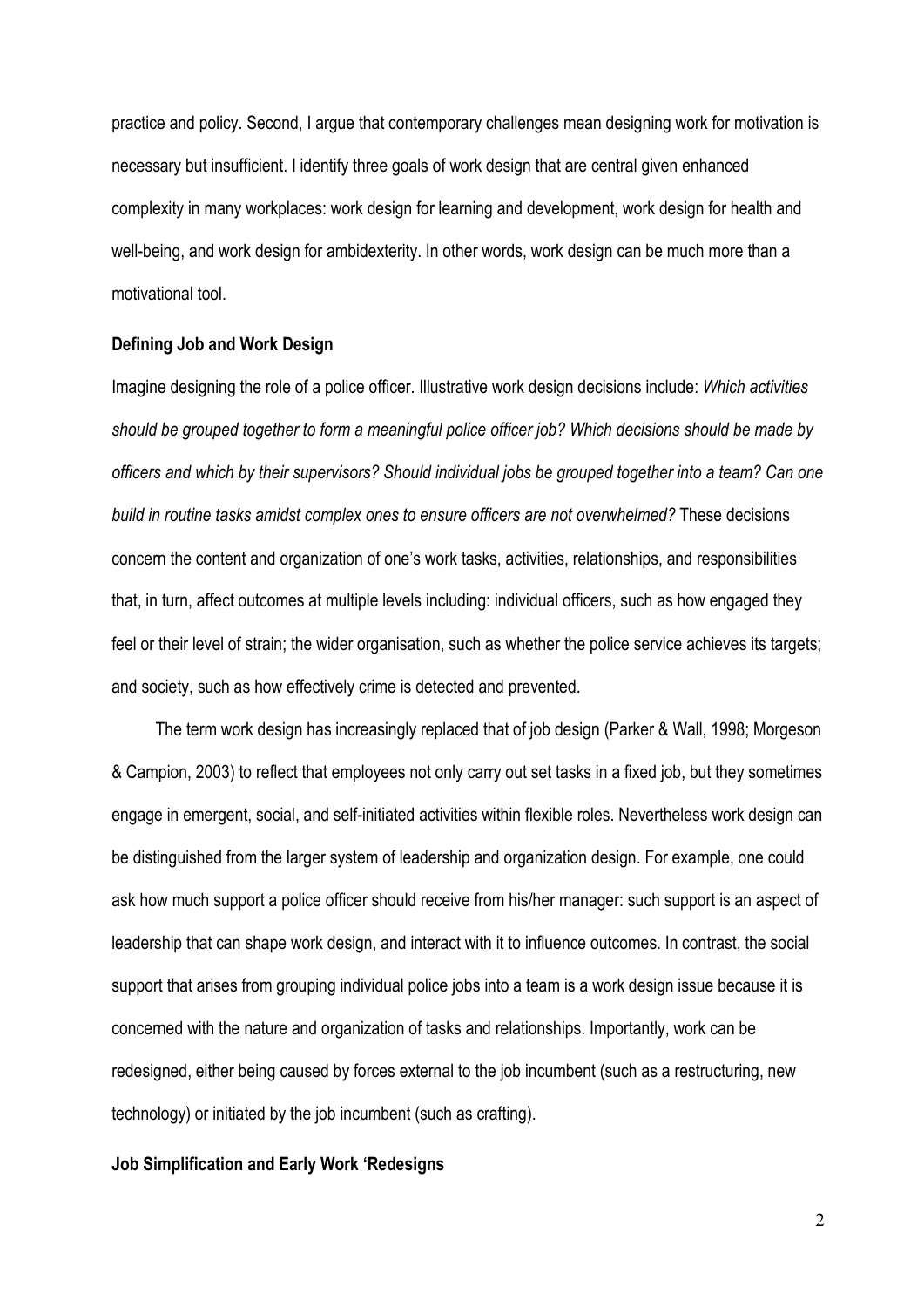practice and policy. Second, I argue that contemporary challenges mean designing work for motivation is necessary but insufficient. I identify three goals of work design that are central given enhanced complexity in many workplaces: work design for learning and development, work design for health and well-being, and work design for ambidexterity. In other words, work design can be much more than a motivational tool.

**Defining Job and Work Design**

Imagine designing the role of a police officer. Illustrative work design decisions include: *Which activities should be grouped together to form a meaningful police officer job? Which decisions should be made by officers and which by their supervisors? Should individual jobs be grouped together into a team? Can one build in routine tasks amidst complex ones to ensure officers are not overwhelmed?* These decisions concern the content and organization of one's work tasks, activities, relationships, and responsibilities that, in turn, affect outcomes at multiple levels including: individual officers, such as how engaged they feel or their level of strain; the wider organisation, such as whether the police service achieves its targets; and society, such as how effectively crime is detected and prevented.

The term work design has increasingly replaced that of job design (Parker & Wall, 1998; Morgeson & Campion, 2003) to reflect that employees not only carry out set tasks in a fixed job, but they sometimes engage in emergent, social, and self-initiated activities within flexible roles. Nevertheless work design can be distinguished from the larger system of leadership and organization design. For example, one could ask how much support a police officer should receive from his/her manager: such support is an aspect of leadership that can shape work design, and interact with it to influence outcomes. In contrast, the social support that arises from grouping individual police jobs into a team is a work design issue because it is concerned with the nature and organization of tasks and relationships. Importantly, work can be redesigned, either being caused by forces external to the job incumbent (such as a restructuring, new technology) or initiated by the job incumbent (such as crafting).

**Job Simplification and Early Work 'Redesigns**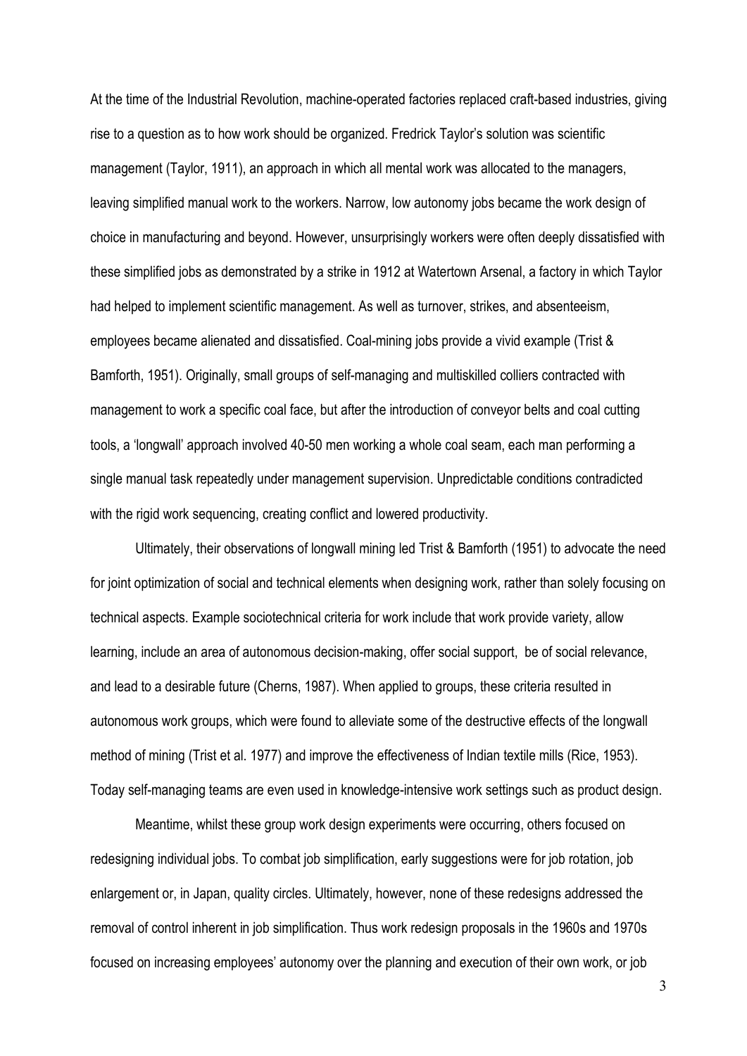At the time of the Industrial Revolution, machine-operated factories replaced craft-based industries, giving rise to a question as to how work should be organized. Fredrick Taylor's solution was scientific management (Taylor, 1911), an approach in which all mental work was allocated to the managers, leaving simplified manual work to the workers. Narrow, low autonomy jobs became the work design of choice in manufacturing and beyond. However, unsurprisingly workers were often deeply dissatisfied with these simplified jobs as demonstrated by a strike in 1912 at Watertown Arsenal, a factory in which Taylor had helped to implement scientific management. As well as turnover, strikes, and absenteeism, employees became alienated and dissatisfied. Coal-mining jobs provide a vivid example (Trist & Bamforth, 1951). Originally, small groups of self-managing and multiskilled colliers contracted with management to work a specific coal face, but after the introduction of conveyor belts and coal cutting tools, a 'longwall' approach involved 40-50 men working a whole coal seam, each man performing a single manual task repeatedly under management supervision. Unpredictable conditions contradicted with the rigid work sequencing, creating conflict and lowered productivity.

Ultimately, their observations of longwall mining led Trist & Bamforth (1951) to advocate the need for joint optimization of social and technical elements when designing work, rather than solely focusing on technical aspects. Example sociotechnical criteria for work include that work provide variety, allow learning, include an area of autonomous decision-making, offer social support, be of social relevance, and lead to a desirable future (Cherns, 1987). When applied to groups, these criteria resulted in autonomous work groups, which were found to alleviate some of the destructive effects of the longwall method of mining (Trist et al. 1977) and improve the effectiveness of Indian textile mills (Rice, 1953). Today self-managing teams are even used in knowledge-intensive work settings such as product design.

Meantime, whilst these group work design experiments were occurring, others focused on redesigning individual jobs. To combat job simplification, early suggestions were for job rotation, job enlargement or, in Japan, quality circles. Ultimately, however, none of these redesigns addressed the removal of control inherent in job simplification. Thus work redesign proposals in the 1960s and 1970s focused on increasing employees' autonomy over the planning and execution of their own work, or job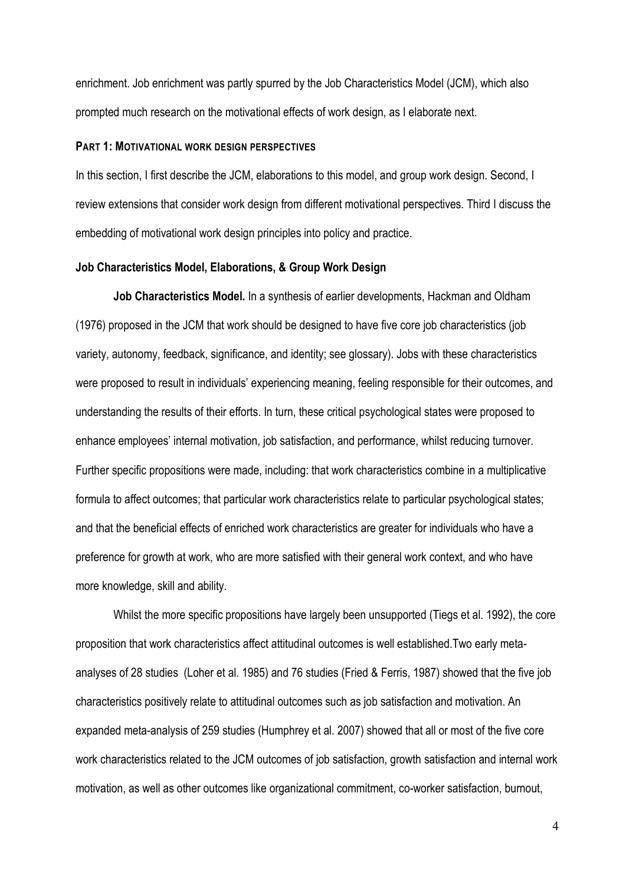enrichment. Job enrichment was partly spurred by the Job Characteristics Model (JCM), which also prompted much research on the motivational effects of work design, as I elaborate next.

## PART 1: MOTIVATIONAL WORK DESIGN PERSPECTIVES

In this section, I first describe the JCM, elaborations to this model, and group work design. Second, I review extensions that consider work design from different motivational perspectives. Third I discuss the embedding of motivational work design principles into policy and practice.

### Job Characteristics Model, Elaborations, & Group Work Design

**Job Characteristics Model.** In a synthesis of earlier developments, Hackman and Oldham (1976) proposed in the JCM that work should be designed to have five core job characteristics (job variety, autonomy, feedback, significance, and identity; see glossary). Jobs with these characteristics were proposed to result in individuals' experiencing meaning, feeling responsible for their outcomes, and understanding the results of their efforts. In turn, these critical psychological states were proposed to enhance employees' internal motivation, job satisfaction, and performance, whilst reducing turnover. Further specific propositions were made, including: that work characteristics combine in a multiplicative formula to affect outcomes; that particular work characteristics relate to particular psychological states; and that the beneficial effects of enriched work characteristics are greater for individuals who have a preference for growth at work, who are more satisfied with their general work context, and who have more knowledge, skill and ability.

Whilst the more specific propositions have largely been unsupported (Tiegs et al. 1992), the core proposition that work characteristics affect attitudinal outcomes is well established.Two early meta-analyses of 28 studies (Loher et al. 1985) and 76 studies (Fried & Ferris, 1987) showed that the five job characteristics positively relate to attitudinal outcomes such as job satisfaction and motivation. An expanded meta-analysis of 259 studies (Humphrey et al. 2007) showed that all or most of the five core work characteristics related to the JCM outcomes of job satisfaction, growth satisfaction and internal work motivation, as well as other outcomes like organizational commitment, co-worker satisfaction, burnout,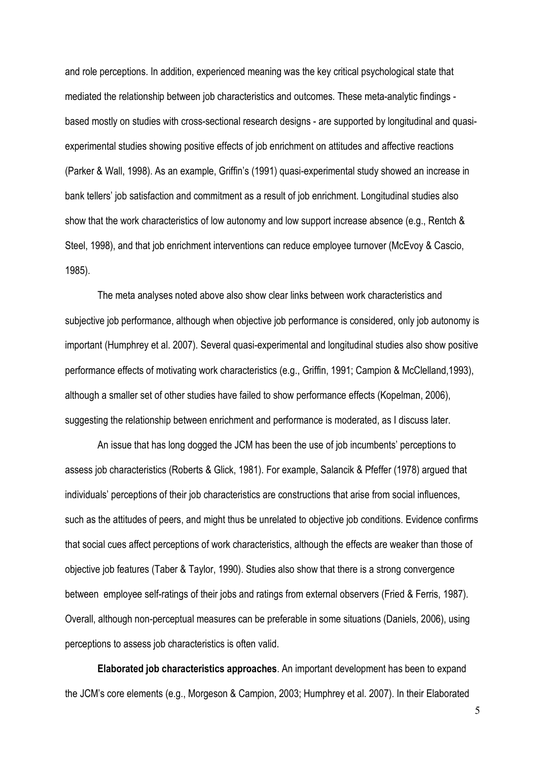and role perceptions. In addition, experienced meaning was the key critical psychological state that mediated the relationship between job characteristics and outcomes. These meta-analytic findings - based mostly on studies with cross-sectional research designs - are supported by longitudinal and quasi-experimental studies showing positive effects of job enrichment on attitudes and affective reactions (Parker & Wall, 1998). As an example, Griffin's (1991) quasi-experimental study showed an increase in bank tellers' job satisfaction and commitment as a result of job enrichment. Longitudinal studies also show that the work characteristics of low autonomy and low support increase absence (e.g., Rentch & Steel, 1998), and that job enrichment interventions can reduce employee turnover (McEvoy & Cascio, 1985).

The meta analyses noted above also show clear links between work characteristics and subjective job performance, although when objective job performance is considered, only job autonomy is important (Humphrey et al. 2007). Several quasi-experimental and longitudinal studies also show positive performance effects of motivating work characteristics (e.g., Griffin, 1991; Campion & McClelland,1993), although a smaller set of other studies have failed to show performance effects (Kopelman, 2006), suggesting the relationship between enrichment and performance is moderated, as I discuss later.

An issue that has long dogged the JCM has been the use of job incumbents' perceptions to assess job characteristics (Roberts & Glick, 1981). For example, Salancik & Pfeffer (1978) argued that individuals' perceptions of their job characteristics are constructions that arise from social influences, such as the attitudes of peers, and might thus be unrelated to objective job conditions. Evidence confirms that social cues affect perceptions of work characteristics, although the effects are weaker than those of objective job features (Taber & Taylor, 1990). Studies also show that there is a strong convergence between employee self-ratings of their jobs and ratings from external observers (Fried & Ferris, 1987). Overall, although non-perceptual measures can be preferable in some situations (Daniels, 2006), using perceptions to assess job characteristics is often valid.

**Elaborated job characteristics approaches**. An important development has been to expand the JCM's core elements (e.g., Morgeson & Campion, 2003; Humphrey et al. 2007). In their Elaborated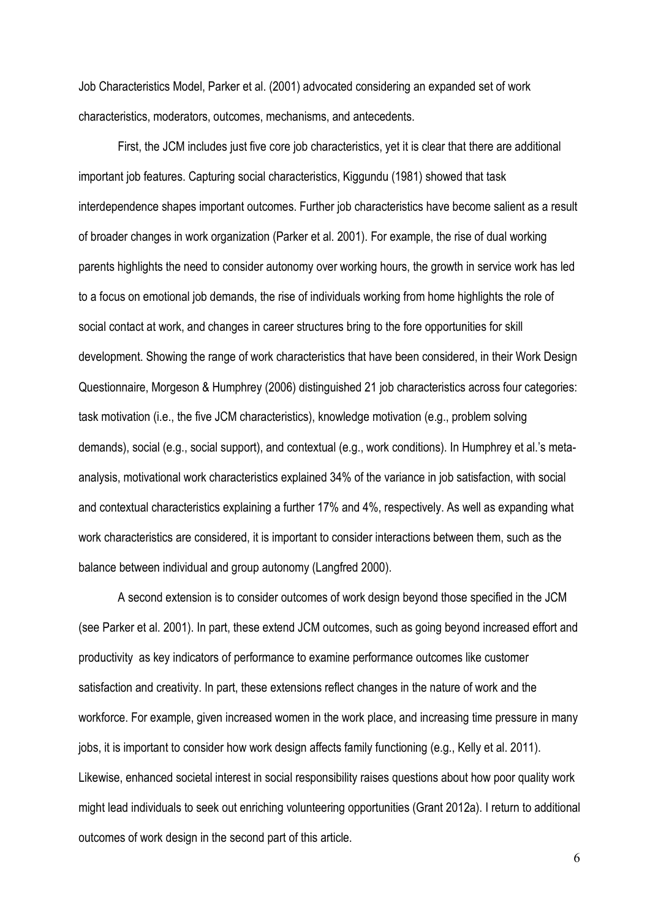Job Characteristics Model, Parker et al. (2001) advocated considering an expanded set of work characteristics, moderators, outcomes, mechanisms, and antecedents.

First, the JCM includes just five core job characteristics, yet it is clear that there are additional important job features. Capturing social characteristics, Kiggundu (1981) showed that task interdependence shapes important outcomes. Further job characteristics have become salient as a result of broader changes in work organization (Parker et al. 2001). For example, the rise of dual working parents highlights the need to consider autonomy over working hours, the growth in service work has led to a focus on emotional job demands, the rise of individuals working from home highlights the role of social contact at work, and changes in career structures bring to the fore opportunities for skill development. Showing the range of work characteristics that have been considered, in their Work Design Questionnaire, Morgeson & Humphrey (2006) distinguished 21 job characteristics across four categories: task motivation (i.e., the five JCM characteristics), knowledge motivation (e.g., problem solving demands), social (e.g., social support), and contextual (e.g., work conditions). In Humphrey et al.'s meta-analysis, motivational work characteristics explained 34% of the variance in job satisfaction, with social and contextual characteristics explaining a further 17% and 4%, respectively. As well as expanding what work characteristics are considered, it is important to consider interactions between them, such as the balance between individual and group autonomy (Langfred 2000).

A second extension is to consider outcomes of work design beyond those specified in the JCM (see Parker et al. 2001). In part, these extend JCM outcomes, such as going beyond increased effort and productivity as key indicators of performance to examine performance outcomes like customer satisfaction and creativity. In part, these extensions reflect changes in the nature of work and the workforce. For example, given increased women in the work place, and increasing time pressure in many jobs, it is important to consider how work design affects family functioning (e.g., Kelly et al. 2011). Likewise, enhanced societal interest in social responsibility raises questions about how poor quality work might lead individuals to seek out enriching volunteering opportunities (Grant 2012a). I return to additional outcomes of work design in the second part of this article.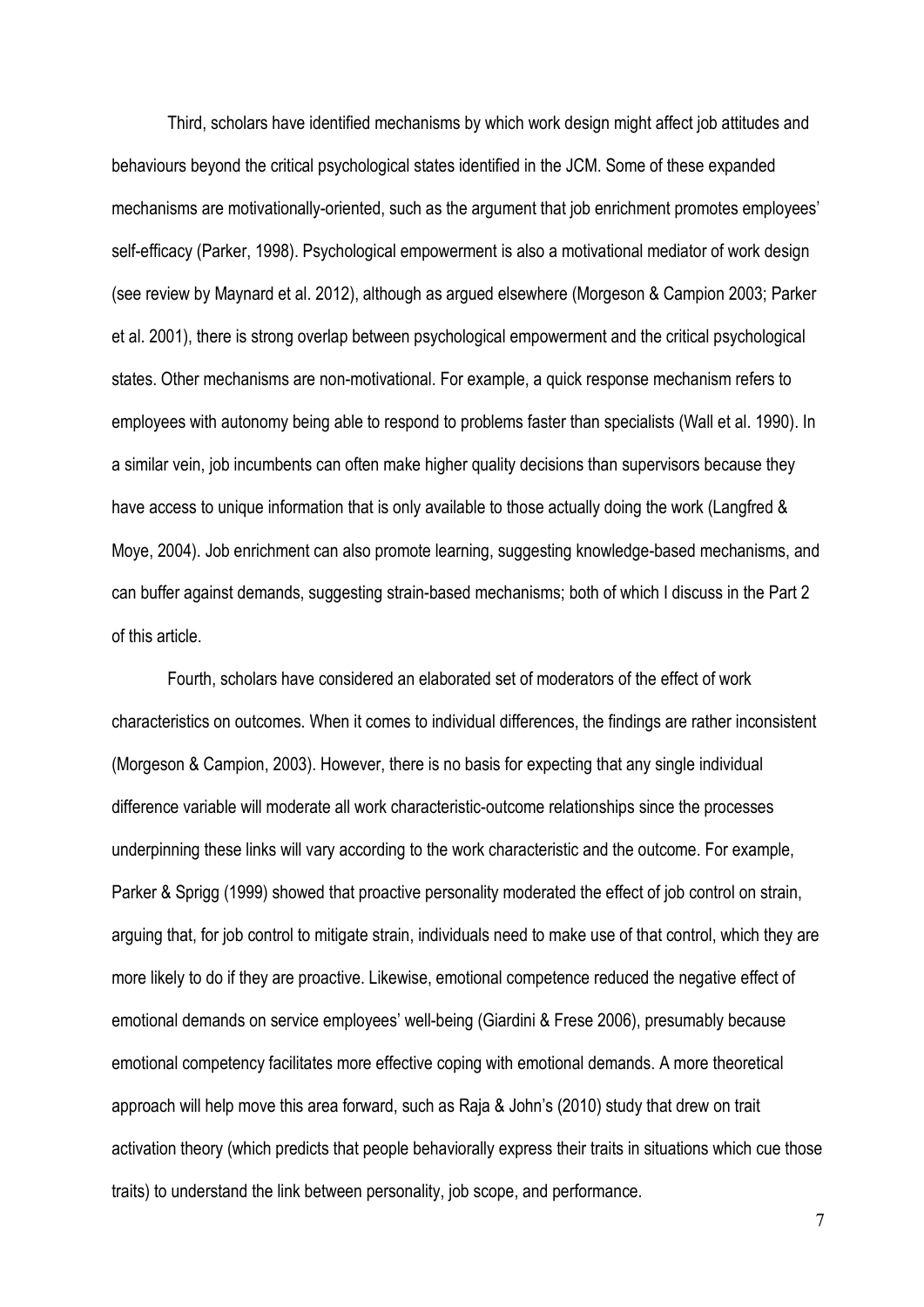Third, scholars have identified mechanisms by which work design might affect job attitudes and behaviours beyond the critical psychological states identified in the JCM. Some of these expanded mechanisms are motivationally-oriented, such as the argument that job enrichment promotes employees' self-efficacy (Parker, 1998). Psychological empowerment is also a motivational mediator of work design (see review by Maynard et al. 2012), although as argued elsewhere (Morgeson & Campion 2003; Parker et al. 2001), there is strong overlap between psychological empowerment and the critical psychological states. Other mechanisms are non-motivational. For example, a quick response mechanism refers to employees with autonomy being able to respond to problems faster than specialists (Wall et al. 1990). In a similar vein, job incumbents can often make higher quality decisions than supervisors because they have access to unique information that is only available to those actually doing the work (Langfred & Moye, 2004). Job enrichment can also promote learning, suggesting knowledge-based mechanisms, and can buffer against demands, suggesting strain-based mechanisms; both of which I discuss in the Part 2 of this article.

Fourth, scholars have considered an elaborated set of moderators of the effect of work characteristics on outcomes. When it comes to individual differences, the findings are rather inconsistent (Morgeson & Campion, 2003). However, there is no basis for expecting that any single individual difference variable will moderate all work characteristic-outcome relationships since the processes underpinning these links will vary according to the work characteristic and the outcome. For example, Parker & Sprigg (1999) showed that proactive personality moderated the effect of job control on strain, arguing that, for job control to mitigate strain, individuals need to make use of that control, which they are more likely to do if they are proactive. Likewise, emotional competence reduced the negative effect of emotional demands on service employees' well-being (Giardini & Frese 2006), presumably because emotional competency facilitates more effective coping with emotional demands. A more theoretical approach will help move this area forward, such as Raja & John's (2010) study that drew on trait activation theory (which predicts that people behaviorally express their traits in situations which cue those traits) to understand the link between personality, job scope, and performance.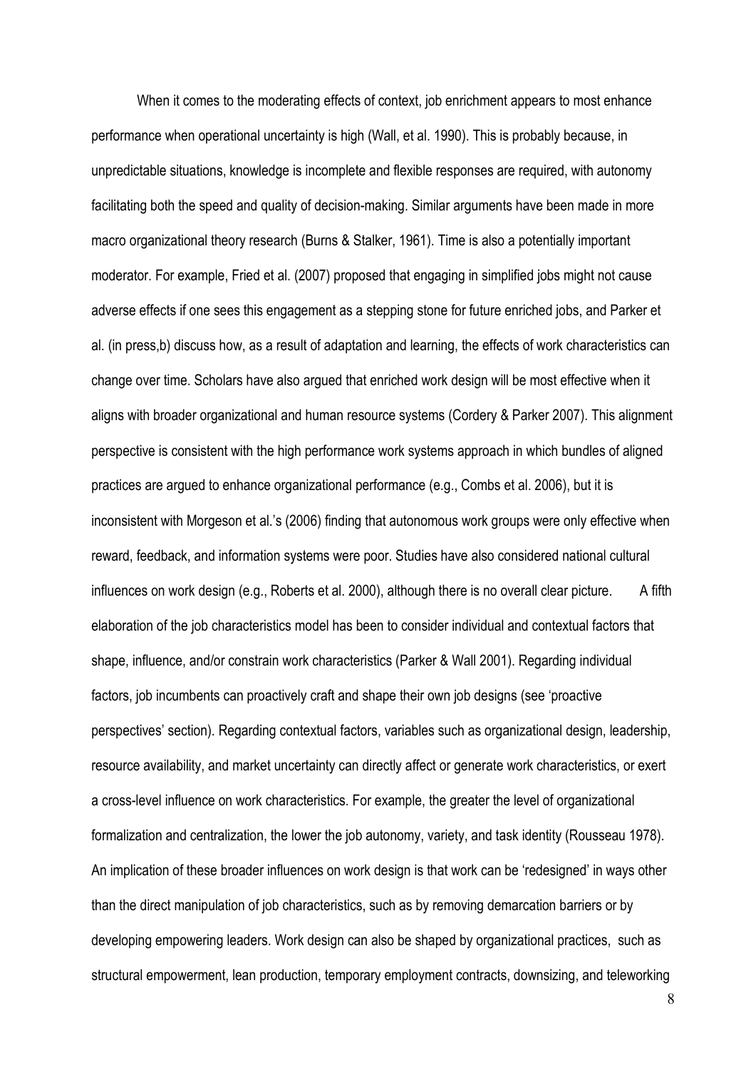When it comes to the moderating effects of context, job enrichment appears to most enhance performance when operational uncertainty is high (Wall, et al. 1990). This is probably because, in unpredictable situations, knowledge is incomplete and flexible responses are required, with autonomy facilitating both the speed and quality of decision-making. Similar arguments have been made in more macro organizational theory research (Burns & Stalker, 1961). Time is also a potentially important moderator. For example, Fried et al. (2007) proposed that engaging in simplified jobs might not cause adverse effects if one sees this engagement as a stepping stone for future enriched jobs, and Parker et al. (in press,b) discuss how, as a result of adaptation and learning, the effects of work characteristics can change over time. Scholars have also argued that enriched work design will be most effective when it aligns with broader organizational and human resource systems (Cordery & Parker 2007). This alignment perspective is consistent with the high performance work systems approach in which bundles of aligned practices are argued to enhance organizational performance (e.g., Combs et al. 2006), but it is inconsistent with Morgeson et al.'s (2006) finding that autonomous work groups were only effective when reward, feedback, and information systems were poor. Studies have also considered national cultural influences on work design (e.g., Roberts et al. 2000), although there is no overall clear picture.

A fifth elaboration of the job characteristics model has been to consider individual and contextual factors that shape, influence, and/or constrain work characteristics (Parker & Wall 2001). Regarding individual factors, job incumbents can proactively craft and shape their own job designs (see 'proactive perspectives' section). Regarding contextual factors, variables such as organizational design, leadership, resource availability, and market uncertainty can directly affect or generate work characteristics, or exert a cross-level influence on work characteristics. For example, the greater the level of organizational formalization and centralization, the lower the job autonomy, variety, and task identity (Rousseau 1978). An implication of these broader influences on work design is that work can be 'redesigned' in ways other than the direct manipulation of job characteristics, such as by removing demarcation barriers or by developing empowering leaders. Work design can also be shaped by organizational practices, such as structural empowerment, lean production, temporary employment contracts, downsizing, and teleworking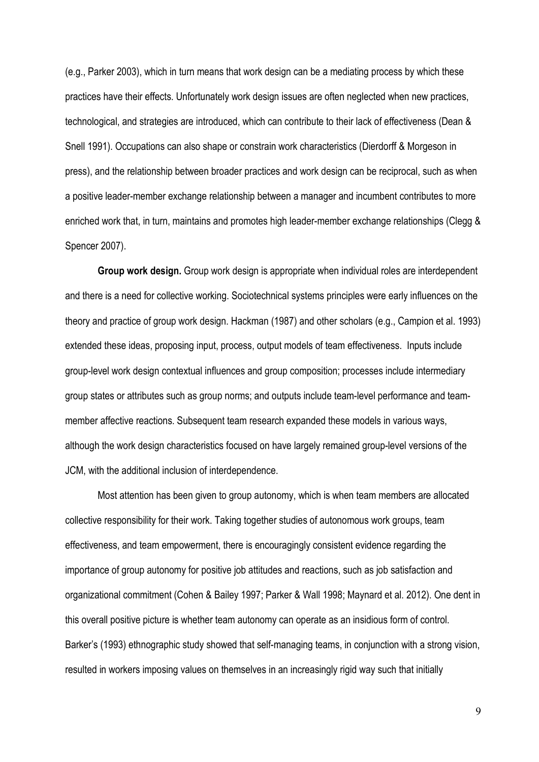(e.g., Parker 2003), which in turn means that work design can be a mediating process by which these practices have their effects. Unfortunately work design issues are often neglected when new practices, technological, and strategies are introduced, which can contribute to their lack of effectiveness (Dean & Snell 1991). Occupations can also shape or constrain work characteristics (Dierdorff & Morgeson in press), and the relationship between broader practices and work design can be reciprocal, such as when a positive leader-member exchange relationship between a manager and incumbent contributes to more enriched work that, in turn, maintains and promotes high leader-member exchange relationships (Clegg & Spencer 2007).

**Group work design.** Group work design is appropriate when individual roles are interdependent and there is a need for collective working. Sociotechnical systems principles were early influences on the theory and practice of group work design. Hackman (1987) and other scholars (e.g., Campion et al. 1993) extended these ideas, proposing input, process, output models of team effectiveness. Inputs include group-level work design contextual influences and group composition; processes include intermediary group states or attributes such as group norms; and outputs include team-level performance and team-member affective reactions. Subsequent team research expanded these models in various ways, although the work design characteristics focused on have largely remained group-level versions of the JCM, with the additional inclusion of interdependence.

Most attention has been given to group autonomy, which is when team members are allocated collective responsibility for their work. Taking together studies of autonomous work groups, team effectiveness, and team empowerment, there is encouragingly consistent evidence regarding the importance of group autonomy for positive job attitudes and reactions, such as job satisfaction and organizational commitment (Cohen & Bailey 1997; Parker & Wall 1998; Maynard et al. 2012). One dent in this overall positive picture is whether team autonomy can operate as an insidious form of control. Barker's (1993) ethnographic study showed that self-managing teams, in conjunction with a strong vision, resulted in workers imposing values on themselves in an increasingly rigid way such that initially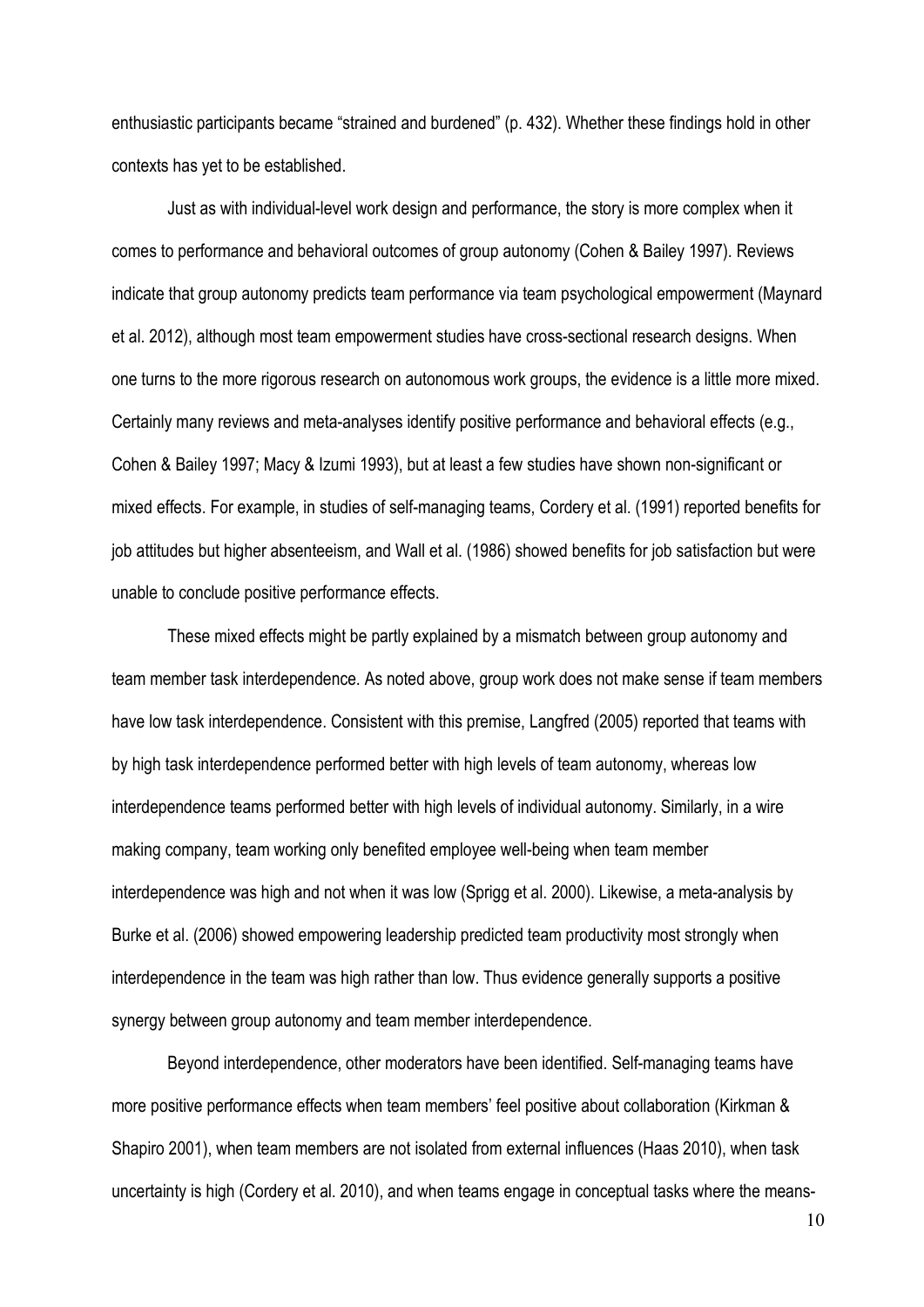enthusiastic participants became “strained and burdened” (p. 432). Whether these findings hold in other contexts has yet to be established.

Just as with individual-level work design and performance, the story is more complex when it comes to performance and behavioral outcomes of group autonomy (Cohen & Bailey 1997). Reviews indicate that group autonomy predicts team performance via team psychological empowerment (Maynard et al. 2012), although most team empowerment studies have cross-sectional research designs. When one turns to the more rigorous research on autonomous work groups, the evidence is a little more mixed. Certainly many reviews and meta-analyses identify positive performance and behavioral effects (e.g., Cohen & Bailey 1997; Macy & Izumi 1993), but at least a few studies have shown non-significant or mixed effects. For example, in studies of self-managing teams, Cordery et al. (1991) reported benefits for job attitudes but higher absenteeism, and Wall et al. (1986) showed benefits for job satisfaction but were unable to conclude positive performance effects.

These mixed effects might be partly explained by a mismatch between group autonomy and team member task interdependence. As noted above, group work does not make sense if team members have low task interdependence. Consistent with this premise, Langfred (2005) reported that teams with by high task interdependence performed better with high levels of team autonomy, whereas low interdependence teams performed better with high levels of individual autonomy. Similarly, in a wire making company, team working only benefited employee well-being when team member interdependence was high and not when it was low (Sprigg et al. 2000). Likewise, a meta-analysis by Burke et al. (2006) showed empowering leadership predicted team productivity most strongly when interdependence in the team was high rather than low. Thus evidence generally supports a positive synergy between group autonomy and team member interdependence.

Beyond interdependence, other moderators have been identified. Self-managing teams have more positive performance effects when team members' feel positive about collaboration (Kirkman & Shapiro 2001), when team members are not isolated from external influences (Haas 2010), when task uncertainty is high (Cordery et al. 2010), and when teams engage in conceptual tasks where the means-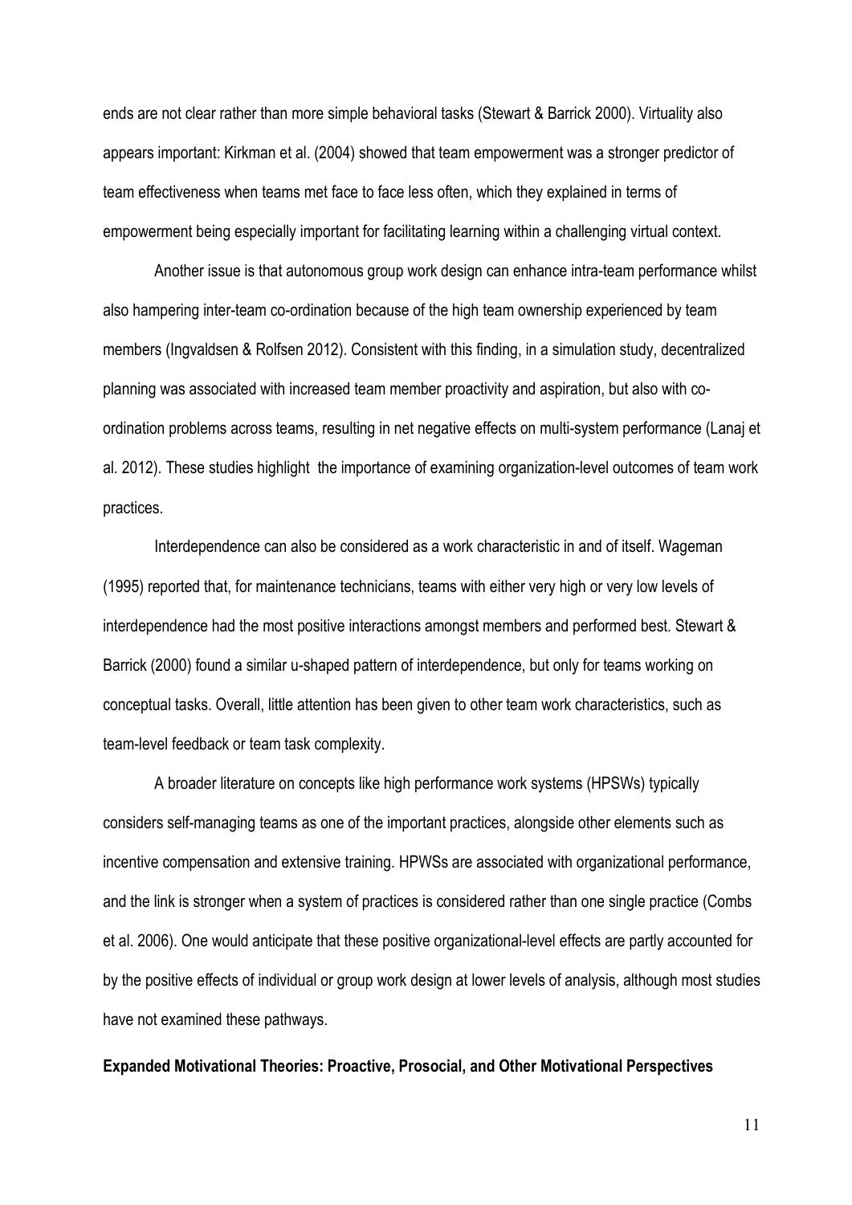ends are not clear rather than more simple behavioral tasks (Stewart & Barrick 2000). Virtuality also appears important: Kirkman et al. (2004) showed that team empowerment was a stronger predictor of team effectiveness when teams met face to face less often, which they explained in terms of empowerment being especially important for facilitating learning within a challenging virtual context.

Another issue is that autonomous group work design can enhance intra-team performance whilst also hampering inter-team co-ordination because of the high team ownership experienced by team members (Ingvaldsen & Rolfsen 2012). Consistent with this finding, in a simulation study, decentralized planning was associated with increased team member proactivity and aspiration, but also with co-ordination problems across teams, resulting in net negative effects on multi-system performance (Lanaj et al. 2012). These studies highlight the importance of examining organization-level outcomes of team work practices.

Interdependence can also be considered as a work characteristic in and of itself. Wageman (1995) reported that, for maintenance technicians, teams with either very high or very low levels of interdependence had the most positive interactions amongst members and performed best. Stewart & Barrick (2000) found a similar u-shaped pattern of interdependence, but only for teams working on conceptual tasks. Overall, little attention has been given to other team work characteristics, such as team-level feedback or team task complexity.

A broader literature on concepts like high performance work systems (HPSWs) typically considers self-managing teams as one of the important practices, alongside other elements such as incentive compensation and extensive training. HPWSs are associated with organizational performance, and the link is stronger when a system of practices is considered rather than one single practice (Combs et al. 2006). One would anticipate that these positive organizational-level effects are partly accounted for by the positive effects of individual or group work design at lower levels of analysis, although most studies have not examined these pathways.

**Expanded Motivational Theories: Proactive, Prosocial, and Other Motivational Perspectives**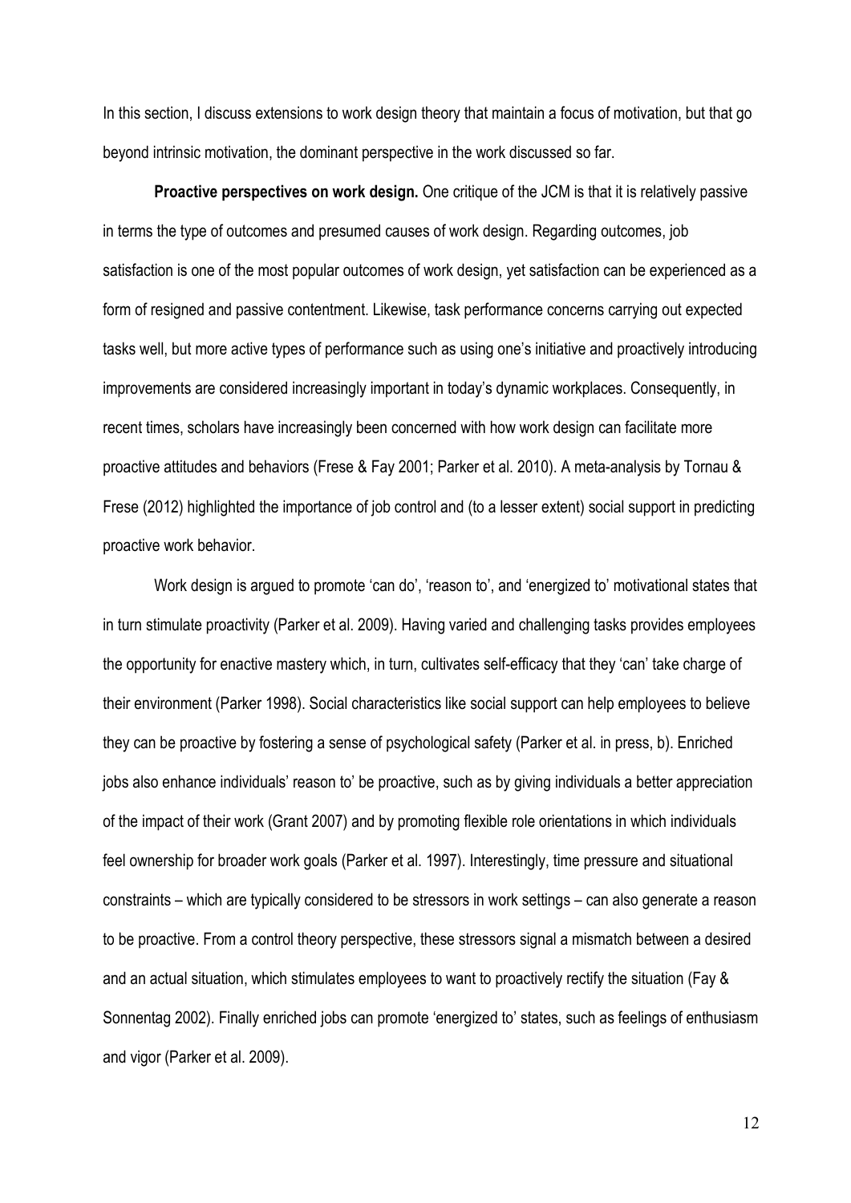In this section, I discuss extensions to work design theory that maintain a focus of motivation, but that go beyond intrinsic motivation, the dominant perspective in the work discussed so far.

**Proactive perspectives on work design.** One critique of the JCM is that it is relatively passive in terms the type of outcomes and presumed causes of work design. Regarding outcomes, job satisfaction is one of the most popular outcomes of work design, yet satisfaction can be experienced as a form of resigned and passive contentment. Likewise, task performance concerns carrying out expected tasks well, but more active types of performance such as using one's initiative and proactively introducing improvements are considered increasingly important in today's dynamic workplaces. Consequently, in recent times, scholars have increasingly been concerned with how work design can facilitate more proactive attitudes and behaviors (Frese & Fay 2001; Parker et al. 2010). A meta-analysis by Tornau & Frese (2012) highlighted the importance of job control and (to a lesser extent) social support in predicting proactive work behavior.

Work design is argued to promote 'can do', 'reason to', and 'energized to' motivational states that in turn stimulate proactivity (Parker et al. 2009). Having varied and challenging tasks provides employees the opportunity for enactive mastery which, in turn, cultivates self-efficacy that they 'can' take charge of their environment (Parker 1998). Social characteristics like social support can help employees to believe they can be proactive by fostering a sense of psychological safety (Parker et al. in press, b). Enriched jobs also enhance individuals' reason to' be proactive, such as by giving individuals a better appreciation of the impact of their work (Grant 2007) and by promoting flexible role orientations in which individuals feel ownership for broader work goals (Parker et al. 1997). Interestingly, time pressure and situational constraints – which are typically considered to be stressors in work settings – can also generate a reason to be proactive. From a control theory perspective, these stressors signal a mismatch between a desired and an actual situation, which stimulates employees to want to proactively rectify the situation (Fay & Sonnentag 2002). Finally enriched jobs can promote 'energized to' states, such as feelings of enthusiasm and vigor (Parker et al. 2009).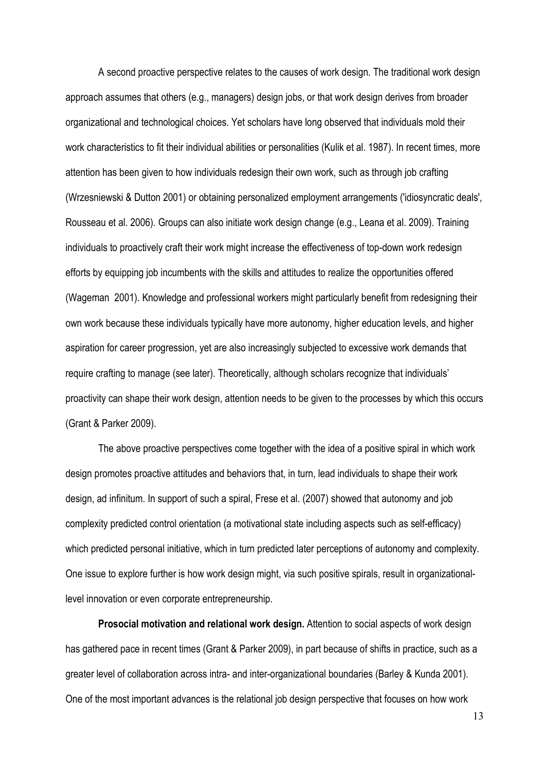A second proactive perspective relates to the causes of work design. The traditional work design approach assumes that others (e.g., managers) design jobs, or that work design derives from broader organizational and technological choices. Yet scholars have long observed that individuals mold their work characteristics to fit their individual abilities or personalities (Kulik et al. 1987). In recent times, more attention has been given to how individuals redesign their own work, such as through job crafting (Wrzesniewski & Dutton 2001) or obtaining personalized employment arrangements ('idiosyncratic deals', Rousseau et al. 2006). Groups can also initiate work design change (e.g., Leana et al. 2009). Training individuals to proactively craft their work might increase the effectiveness of top-down work redesign efforts by equipping job incumbents with the skills and attitudes to realize the opportunities offered (Wageman 2001). Knowledge and professional workers might particularly benefit from redesigning their own work because these individuals typically have more autonomy, higher education levels, and higher aspiration for career progression, yet are also increasingly subjected to excessive work demands that require crafting to manage (see later). Theoretically, although scholars recognize that individuals' proactivity can shape their work design, attention needs to be given to the processes by which this occurs (Grant & Parker 2009).

The above proactive perspectives come together with the idea of a positive spiral in which work design promotes proactive attitudes and behaviors that, in turn, lead individuals to shape their work design, ad infinitum. In support of such a spiral, Frese et al. (2007) showed that autonomy and job complexity predicted control orientation (a motivational state including aspects such as self-efficacy) which predicted personal initiative, which in turn predicted later perceptions of autonomy and complexity. One issue to explore further is how work design might, via such positive spirals, result in organizational-level innovation or even corporate entrepreneurship.

**Prosocial motivation and relational work design.** Attention to social aspects of work design has gathered pace in recent times (Grant & Parker 2009), in part because of shifts in practice, such as a greater level of collaboration across intra- and inter-organizational boundaries (Barley & Kunda 2001). One of the most important advances is the relational job design perspective that focuses on how work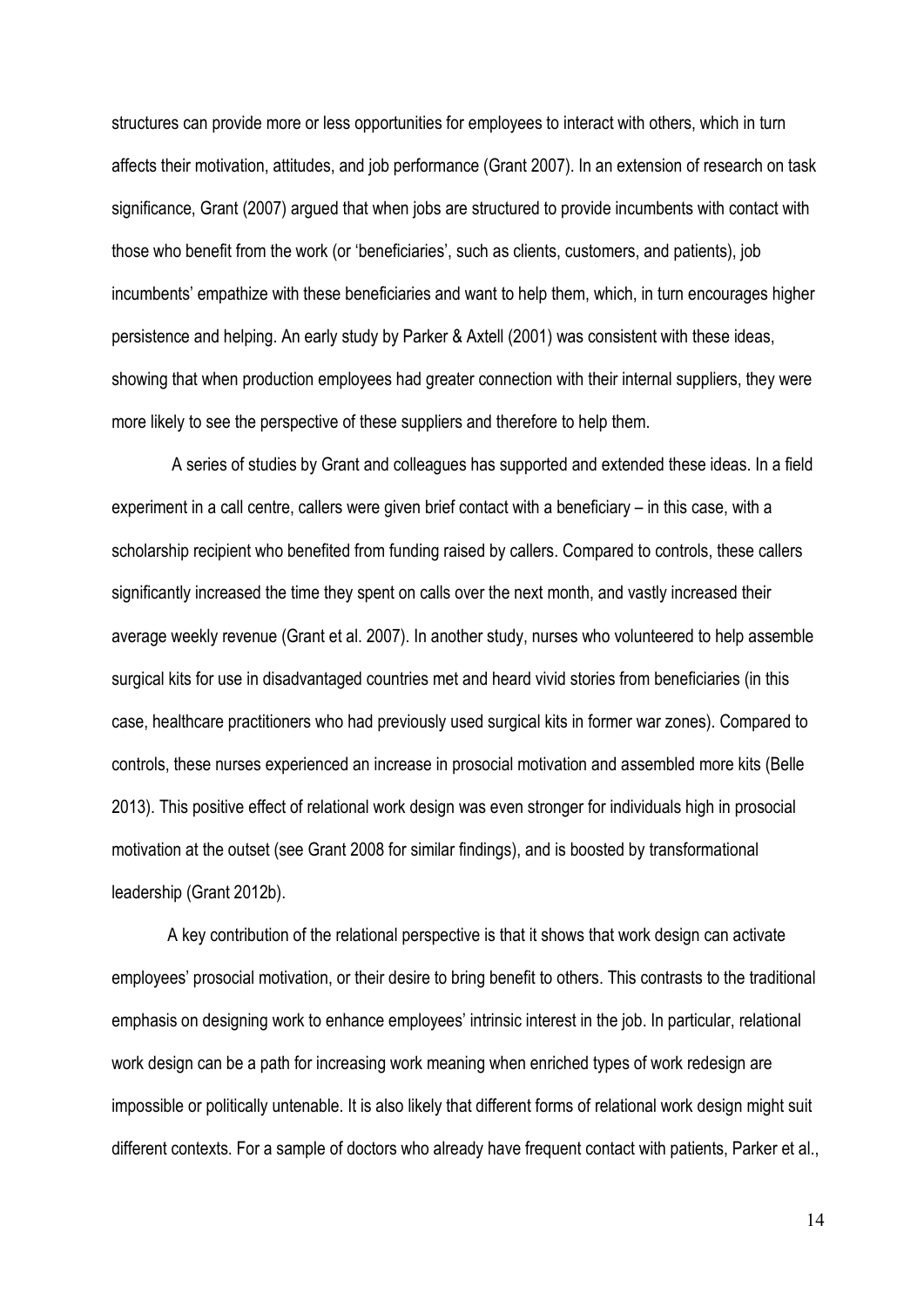structures can provide more or less opportunities for employees to interact with others, which in turn affects their motivation, attitudes, and job performance (Grant 2007). In an extension of research on task significance, Grant (2007) argued that when jobs are structured to provide incumbents with contact with those who benefit from the work (or 'beneficiaries', such as clients, customers, and patients), job incumbents' empathize with these beneficiaries and want to help them, which, in turn encourages higher persistence and helping. An early study by Parker & Axtell (2001) was consistent with these ideas, showing that when production employees had greater connection with their internal suppliers, they were more likely to see the perspective of these suppliers and therefore to help them.

A series of studies by Grant and colleagues has supported and extended these ideas. In a field experiment in a call centre, callers were given brief contact with a beneficiary – in this case, with a scholarship recipient who benefited from funding raised by callers. Compared to controls, these callers significantly increased the time they spent on calls over the next month, and vastly increased their average weekly revenue (Grant et al. 2007). In another study, nurses who volunteered to help assemble surgical kits for use in disadvantaged countries met and heard vivid stories from beneficiaries (in this case, healthcare practitioners who had previously used surgical kits in former war zones). Compared to controls, these nurses experienced an increase in prosocial motivation and assembled more kits (Belle 2013). This positive effect of relational work design was even stronger for individuals high in prosocial motivation at the outset (see Grant 2008 for similar findings), and is boosted by transformational leadership (Grant 2012b).

A key contribution of the relational perspective is that it shows that work design can activate employees' prosocial motivation, or their desire to bring benefit to others. This contrasts to the traditional emphasis on designing work to enhance employees' intrinsic interest in the job. In particular, relational work design can be a path for increasing work meaning when enriched types of work redesign are impossible or politically untenable. It is also likely that different forms of relational work design might suit different contexts. For a sample of doctors who already have frequent contact with patients, Parker et al.,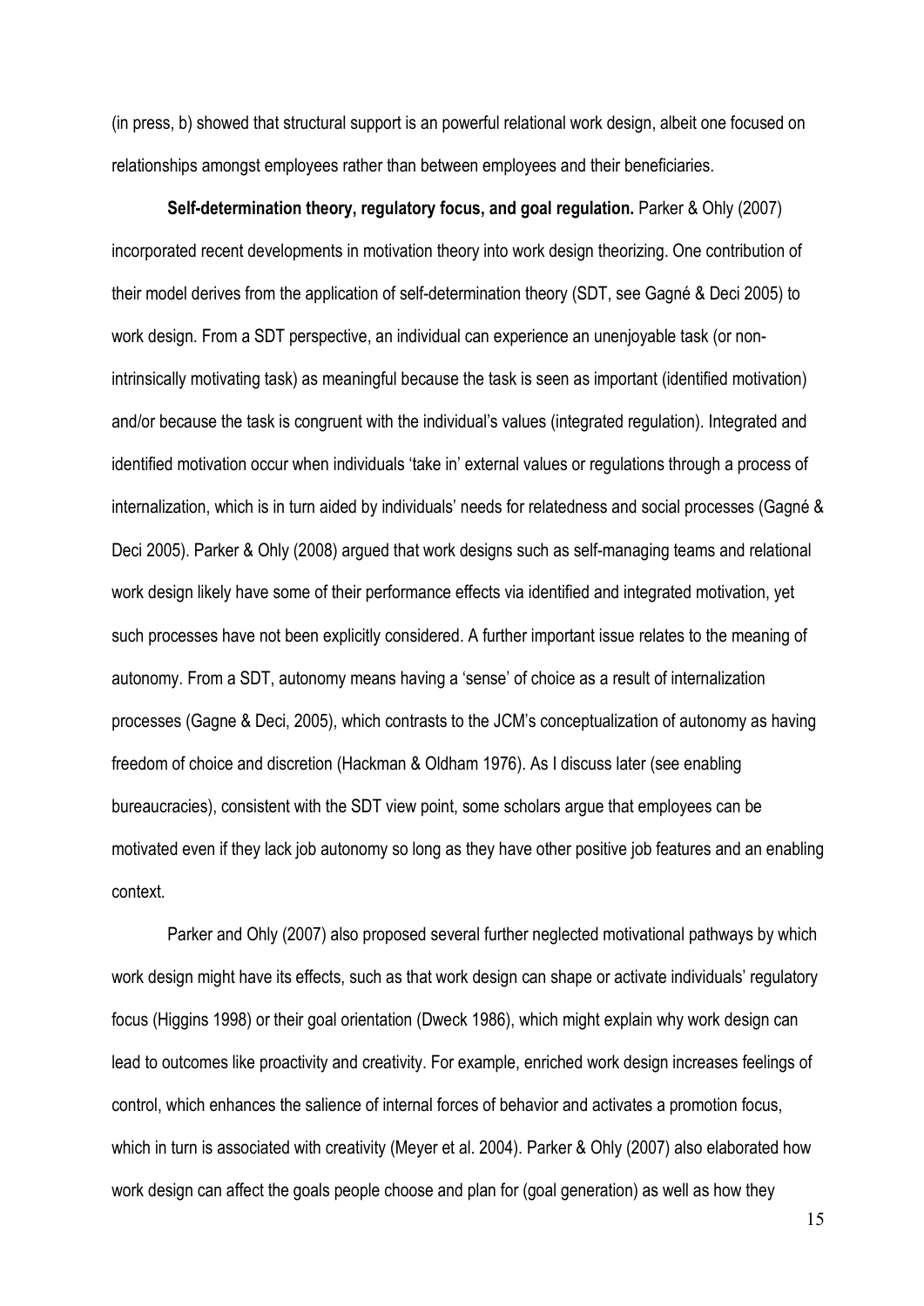(in press, b) showed that structural support is an powerful relational work design, albeit one focused on relationships amongst employees rather than between employees and their beneficiaries.

**Self-determination theory, regulatory focus, and goal regulation.** Parker & Ohly (2007) incorporated recent developments in motivation theory into work design theorizing. One contribution of their model derives from the application of self-determination theory (SDT, see Gagné & Deci 2005) to work design. From a SDT perspective, an individual can experience an unenjoyable task (or non-intrinsically motivating task) as meaningful because the task is seen as important (identified motivation) and/or because the task is congruent with the individual's values (integrated regulation). Integrated and identified motivation occur when individuals 'take in' external values or regulations through a process of internalization, which is in turn aided by individuals' needs for relatedness and social processes (Gagné & Deci 2005). Parker & Ohly (2008) argued that work designs such as self-managing teams and relational work design likely have some of their performance effects via identified and integrated motivation, yet such processes have not been explicitly considered. A further important issue relates to the meaning of autonomy. From a SDT, autonomy means having a 'sense' of choice as a result of internalization processes (Gagne & Deci, 2005), which contrasts to the JCM's conceptualization of autonomy as having freedom of choice and discretion (Hackman & Oldham 1976). As I discuss later (see enabling bureaucracies), consistent with the SDT view point, some scholars argue that employees can be motivated even if they lack job autonomy so long as they have other positive job features and an enabling context.

Parker and Ohly (2007) also proposed several further neglected motivational pathways by which work design might have its effects, such as that work design can shape or activate individuals' regulatory focus (Higgins 1998) or their goal orientation (Dweck 1986), which might explain why work design can lead to outcomes like proactivity and creativity. For example, enriched work design increases feelings of control, which enhances the salience of internal forces of behavior and activates a promotion focus, which in turn is associated with creativity (Meyer et al. 2004). Parker & Ohly (2007) also elaborated how work design can affect the goals people choose and plan for (goal generation) as well as how they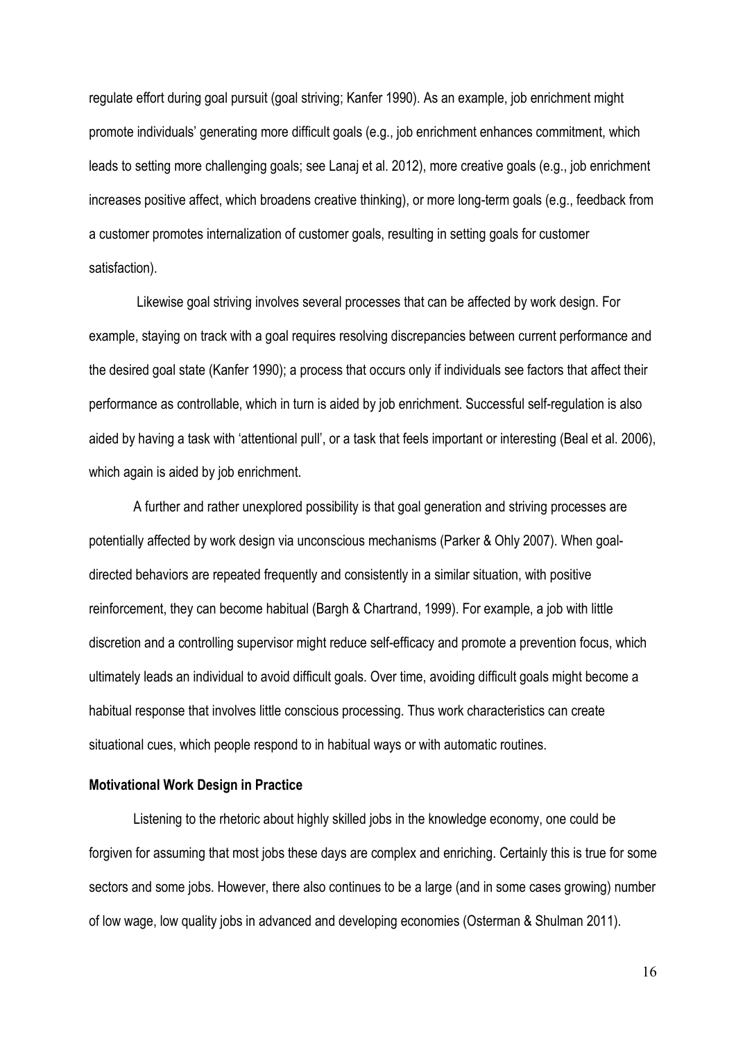regulate effort during goal pursuit (goal striving; Kanfer 1990). As an example, job enrichment might promote individuals' generating more difficult goals (e.g., job enrichment enhances commitment, which leads to setting more challenging goals; see Lanaj et al. 2012), more creative goals (e.g., job enrichment increases positive affect, which broadens creative thinking), or more long-term goals (e.g., feedback from a customer promotes internalization of customer goals, resulting in setting goals for customer satisfaction).

Likewise goal striving involves several processes that can be affected by work design. For example, staying on track with a goal requires resolving discrepancies between current performance and the desired goal state (Kanfer 1990); a process that occurs only if individuals see factors that affect their performance as controllable, which in turn is aided by job enrichment. Successful self-regulation is also aided by having a task with 'attentional pull', or a task that feels important or interesting (Beal et al. 2006), which again is aided by job enrichment.

A further and rather unexplored possibility is that goal generation and striving processes are potentially affected by work design via unconscious mechanisms (Parker & Ohly 2007). When goal-directed behaviors are repeated frequently and consistently in a similar situation, with positive reinforcement, they can become habitual (Bargh & Chartrand, 1999). For example, a job with little discretion and a controlling supervisor might reduce self-efficacy and promote a prevention focus, which ultimately leads an individual to avoid difficult goals. Over time, avoiding difficult goals might become a habitual response that involves little conscious processing. Thus work characteristics can create situational cues, which people respond to in habitual ways or with automatic routines.

**Motivational Work Design in Practice**

Listening to the rhetoric about highly skilled jobs in the knowledge economy, one could be forgiven for assuming that most jobs these days are complex and enriching. Certainly this is true for some sectors and some jobs. However, there also continues to be a large (and in some cases growing) number of low wage, low quality jobs in advanced and developing economies (Osterman & Shulman 2011).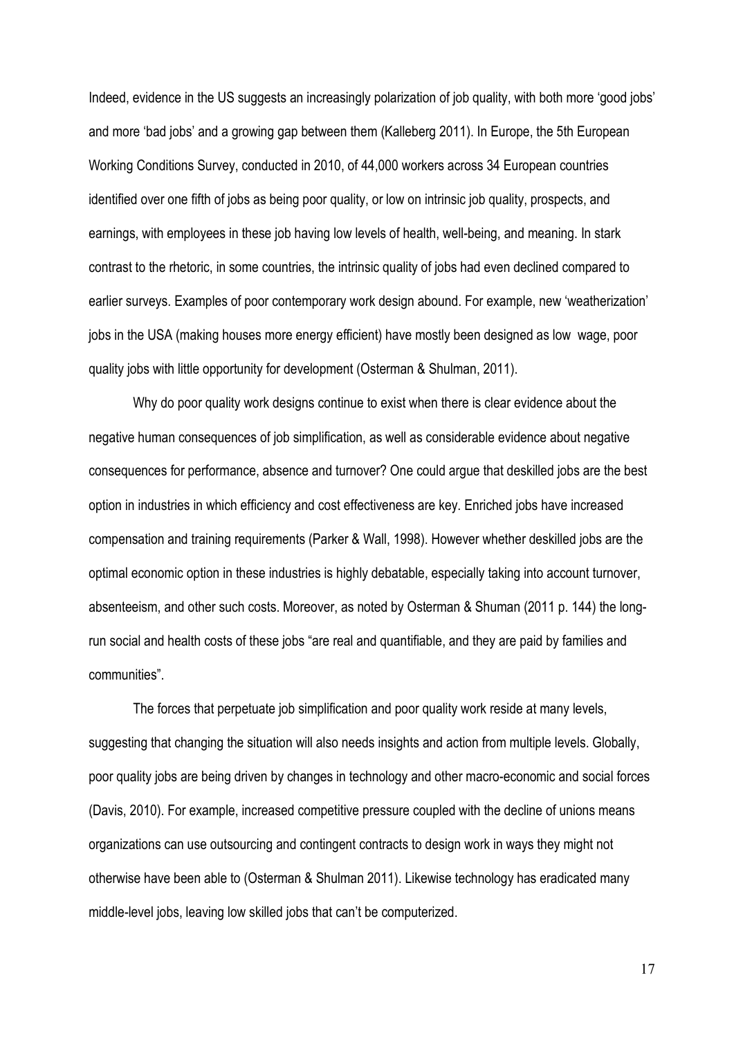Indeed, evidence in the US suggests an increasingly polarization of job quality, with both more 'good jobs' and more 'bad jobs' and a growing gap between them (Kalleberg 2011). In Europe, the 5th European Working Conditions Survey, conducted in 2010, of 44,000 workers across 34 European countries identified over one fifth of jobs as being poor quality, or low on intrinsic job quality, prospects, and earnings, with employees in these job having low levels of health, well-being, and meaning. In stark contrast to the rhetoric, in some countries, the intrinsic quality of jobs had even declined compared to earlier surveys. Examples of poor contemporary work design abound. For example, new 'weatherization' jobs in the USA (making houses more energy efficient) have mostly been designed as low wage, poor quality jobs with little opportunity for development (Osterman & Shulman, 2011).

Why do poor quality work designs continue to exist when there is clear evidence about the negative human consequences of job simplification, as well as considerable evidence about negative consequences for performance, absence and turnover? One could argue that deskilled jobs are the best option in industries in which efficiency and cost effectiveness are key. Enriched jobs have increased compensation and training requirements (Parker & Wall, 1998). However whether deskilled jobs are the optimal economic option in these industries is highly debatable, especially taking into account turnover, absenteeism, and other such costs. Moreover, as noted by Osterman & Shuman (2011 p. 144) the long-run social and health costs of these jobs "are real and quantifiable, and they are paid by families and communities".

The forces that perpetuate job simplification and poor quality work reside at many levels, suggesting that changing the situation will also needs insights and action from multiple levels. Globally, poor quality jobs are being driven by changes in technology and other macro-economic and social forces (Davis, 2010). For example, increased competitive pressure coupled with the decline of unions means organizations can use outsourcing and contingent contracts to design work in ways they might not otherwise have been able to (Osterman & Shulman 2011). Likewise technology has eradicated many middle-level jobs, leaving low skilled jobs that can't be computerized.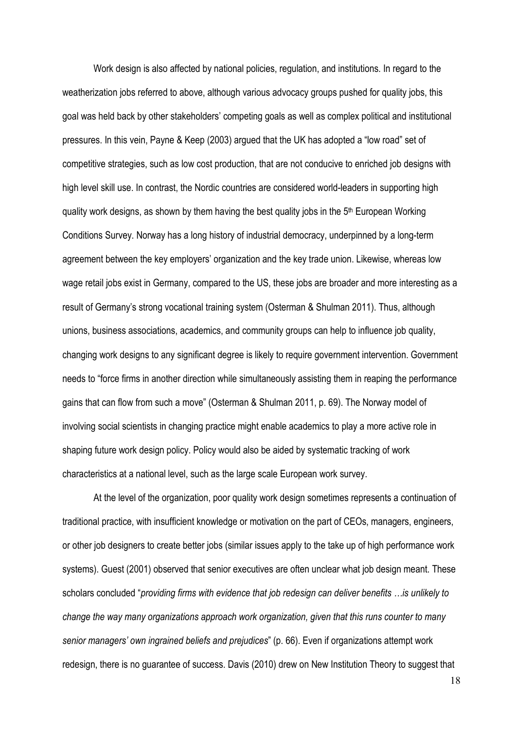Work design is also affected by national policies, regulation, and institutions. In regard to the weatherization jobs referred to above, although various advocacy groups pushed for quality jobs, this goal was held back by other stakeholders' competing goals as well as complex political and institutional pressures. In this vein, Payne & Keep (2003) argued that the UK has adopted a "low road" set of competitive strategies, such as low cost production, that are not conducive to enriched job designs with high level skill use. In contrast, the Nordic countries are considered world-leaders in supporting high quality work designs, as shown by them having the best quality jobs in the 5th European Working Conditions Survey. Norway has a long history of industrial democracy, underpinned by a long-term agreement between the key employers' organization and the key trade union. Likewise, whereas low wage retail jobs exist in Germany, compared to the US, these jobs are broader and more interesting as a result of Germany's strong vocational training system (Osterman & Shulman 2011). Thus, although unions, business associations, academics, and community groups can help to influence job quality, changing work designs to any significant degree is likely to require government intervention. Government needs to "force firms in another direction while simultaneously assisting them in reaping the performance gains that can flow from such a move" (Osterman & Shulman 2011, p. 69). The Norway model of involving social scientists in changing practice might enable academics to play a more active role in shaping future work design policy. Policy would also be aided by systematic tracking of work characteristics at a national level, such as the large scale European work survey.

At the level of the organization, poor quality work design sometimes represents a continuation of traditional practice, with insufficient knowledge or motivation on the part of CEOs, managers, engineers, or other job designers to create better jobs (similar issues apply to the take up of high performance work systems). Guest (2001) observed that senior executives are often unclear what job design meant. These scholars concluded "*providing firms with evidence that job redesign can deliver benefits …is unlikely to change the way many organizations approach work organization, given that this runs counter to many senior managers' own ingrained beliefs and prejudices*" (p. 66). Even if organizations attempt work redesign, there is no guarantee of success. Davis (2010) drew on New Institution Theory to suggest that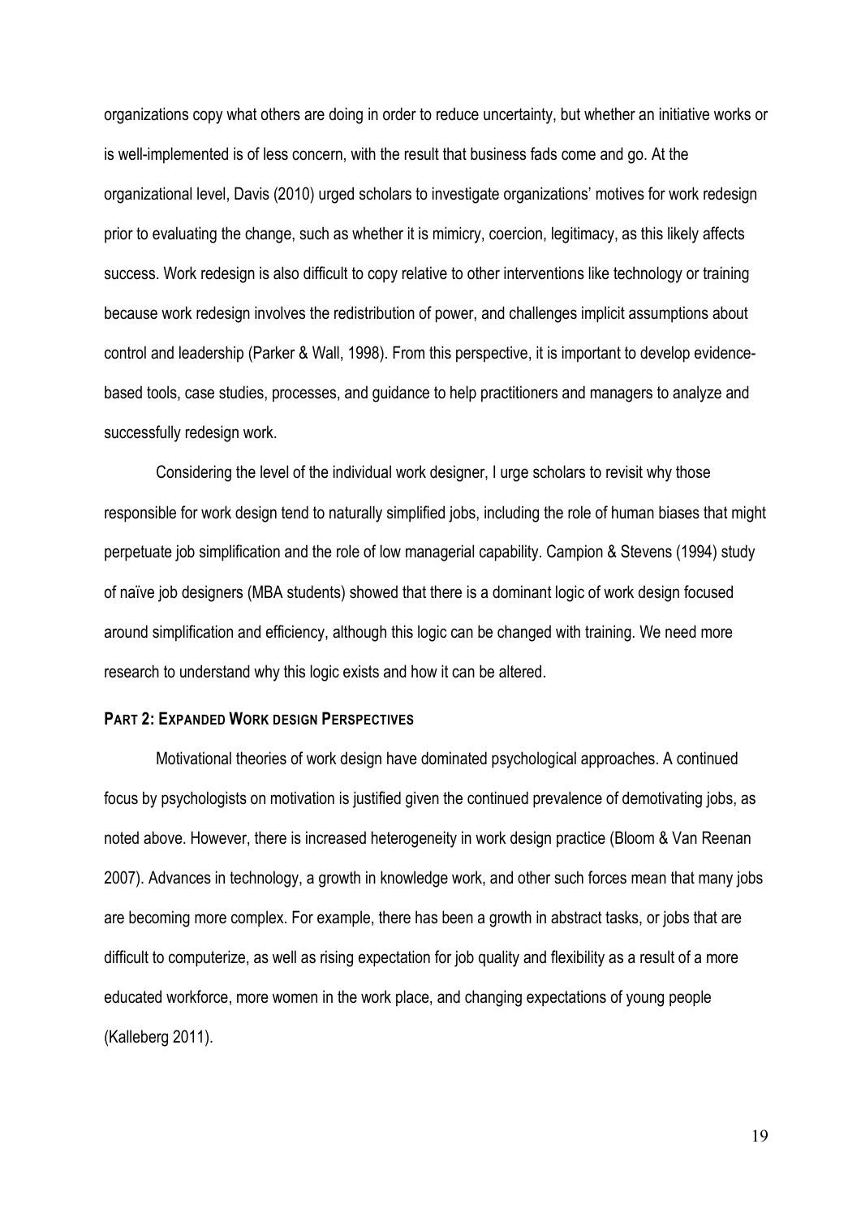organizations copy what others are doing in order to reduce uncertainty, but whether an initiative works or is well-implemented is of less concern, with the result that business fads come and go. At the organizational level, Davis (2010) urged scholars to investigate organizations' motives for work redesign prior to evaluating the change, such as whether it is mimicry, coercion, legitimacy, as this likely affects success. Work redesign is also difficult to copy relative to other interventions like technology or training because work redesign involves the redistribution of power, and challenges implicit assumptions about control and leadership (Parker & Wall, 1998). From this perspective, it is important to develop evidence-based tools, case studies, processes, and guidance to help practitioners and managers to analyze and successfully redesign work.

Considering the level of the individual work designer, I urge scholars to revisit why those responsible for work design tend to naturally simplified jobs, including the role of human biases that might perpetuate job simplification and the role of low managerial capability. Campion & Stevens (1994) study of naïve job designers (MBA students) showed that there is a dominant logic of work design focused around simplification and efficiency, although this logic can be changed with training. We need more research to understand why this logic exists and how it can be altered.

### PART 2: EXPANDED WORK DESIGN PERSPECTIVES

Motivational theories of work design have dominated psychological approaches. A continued focus by psychologists on motivation is justified given the continued prevalence of demotivating jobs, as noted above. However, there is increased heterogeneity in work design practice (Bloom & Van Reenan 2007). Advances in technology, a growth in knowledge work, and other such forces mean that many jobs are becoming more complex. For example, there has been a growth in abstract tasks, or jobs that are difficult to computerize, as well as rising expectation for job quality and flexibility as a result of a more educated workforce, more women in the work place, and changing expectations of young people (Kalleberg 2011).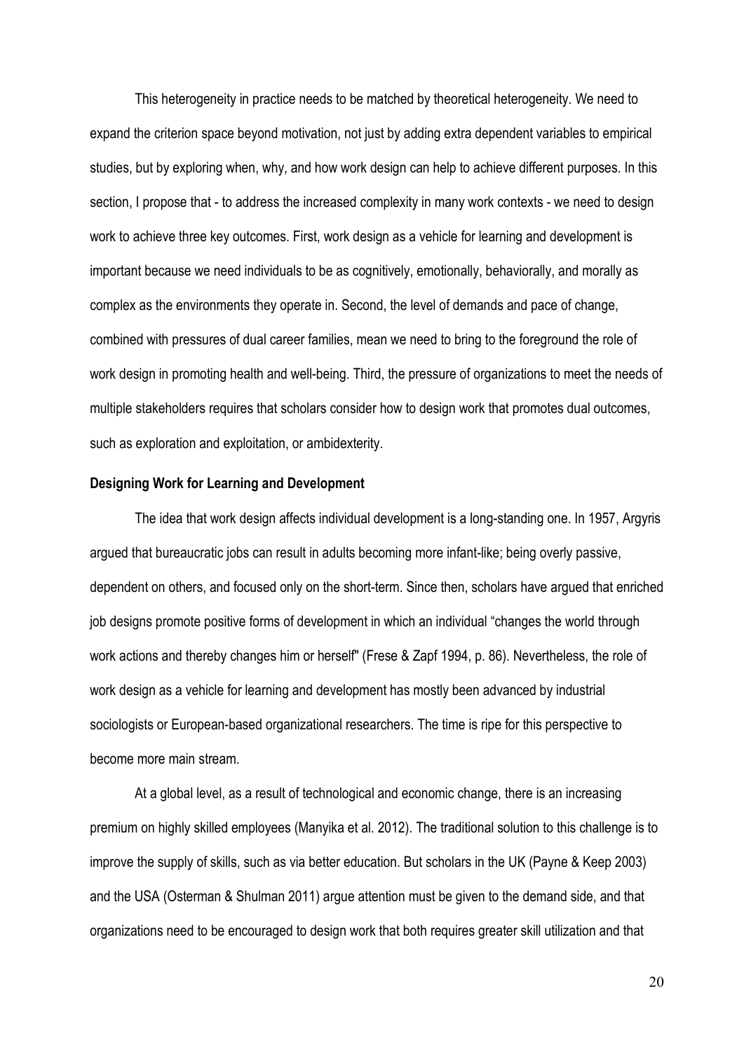This heterogeneity in practice needs to be matched by theoretical heterogeneity. We need to expand the criterion space beyond motivation, not just by adding extra dependent variables to empirical studies, but by exploring when, why, and how work design can help to achieve different purposes. In this section, I propose that - to address the increased complexity in many work contexts - we need to design work to achieve three key outcomes. First, work design as a vehicle for learning and development is important because we need individuals to be as cognitively, emotionally, behaviorally, and morally as complex as the environments they operate in. Second, the level of demands and pace of change, combined with pressures of dual career families, mean we need to bring to the foreground the role of work design in promoting health and well-being. Third, the pressure of organizations to meet the needs of multiple stakeholders requires that scholars consider how to design work that promotes dual outcomes, such as exploration and exploitation, or ambidexterity.

**Designing Work for Learning and Development**

The idea that work design affects individual development is a long-standing one. In 1957, Argyris argued that bureaucratic jobs can result in adults becoming more infant-like; being overly passive, dependent on others, and focused only on the short-term. Since then, scholars have argued that enriched job designs promote positive forms of development in which an individual "changes the world through work actions and thereby changes him or herself" (Frese & Zapf 1994, p. 86). Nevertheless, the role of work design as a vehicle for learning and development has mostly been advanced by industrial sociologists or European-based organizational researchers. The time is ripe for this perspective to become more main stream.

At a global level, as a result of technological and economic change, there is an increasing premium on highly skilled employees (Manyika et al. 2012). The traditional solution to this challenge is to improve the supply of skills, such as via better education. But scholars in the UK (Payne & Keep 2003) and the USA (Osterman & Shulman 2011) argue attention must be given to the demand side, and that organizations need to be encouraged to design work that both requires greater skill utilization and that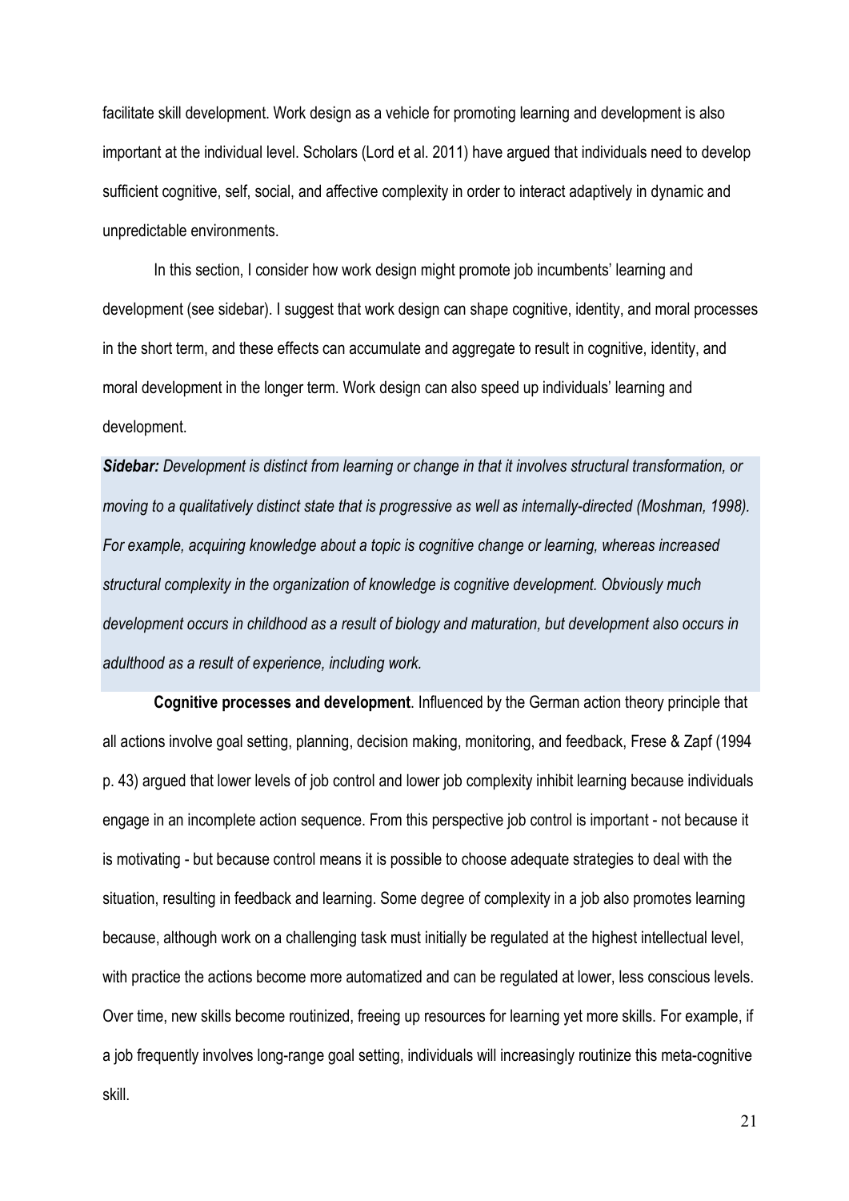facilitate skill development. Work design as a vehicle for promoting learning and development is also important at the individual level. Scholars (Lord et al. 2011) have argued that individuals need to develop sufficient cognitive, self, social, and affective complexity in order to interact adaptively in dynamic and unpredictable environments.

In this section, I consider how work design might promote job incumbents' learning and development (see sidebar). I suggest that work design can shape cognitive, identity, and moral processes in the short term, and these effects can accumulate and aggregate to result in cognitive, identity, and moral development in the longer term. Work design can also speed up individuals' learning and development.

***Sidebar:*** *Development is distinct from learning or change in that it involves structural transformation, or moving to a qualitatively distinct state that is progressive as well as internally-directed (Moshman, 1998). For example, acquiring knowledge about a topic is cognitive change or learning, whereas increased structural complexity in the organization of knowledge is cognitive development. Obviously much development occurs in childhood as a result of biology and maturation, but development also occurs in adulthood as a result of experience, including work.*

**Cognitive processes and development**. Influenced by the German action theory principle that all actions involve goal setting, planning, decision making, monitoring, and feedback, Frese & Zapf (1994 p. 43) argued that lower levels of job control and lower job complexity inhibit learning because individuals engage in an incomplete action sequence. From this perspective job control is important - not because it is motivating - but because control means it is possible to choose adequate strategies to deal with the situation, resulting in feedback and learning. Some degree of complexity in a job also promotes learning because, although work on a challenging task must initially be regulated at the highest intellectual level, with practice the actions become more automatized and can be regulated at lower, less conscious levels. Over time, new skills become routinized, freeing up resources for learning yet more skills. For example, if a job frequently involves long-range goal setting, individuals will increasingly routinize this meta-cognitive skill.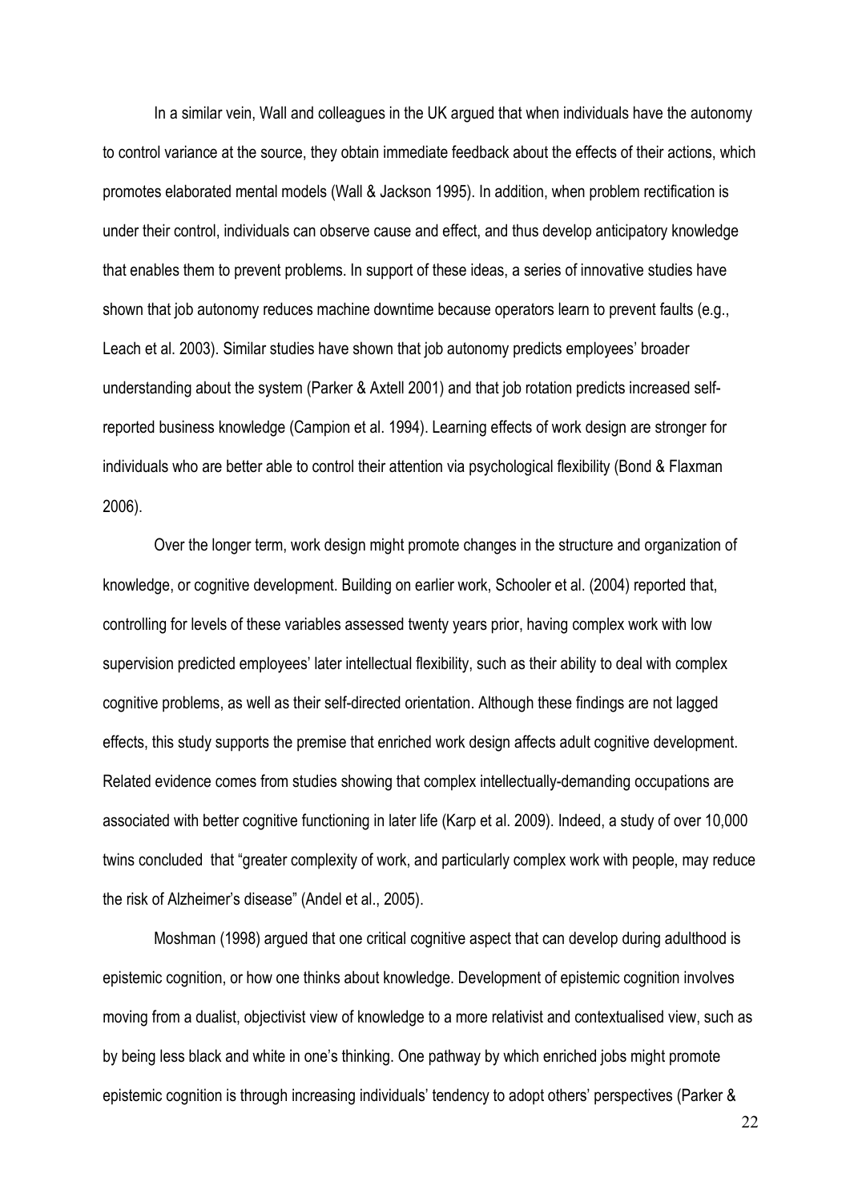In a similar vein, Wall and colleagues in the UK argued that when individuals have the autonomy to control variance at the source, they obtain immediate feedback about the effects of their actions, which promotes elaborated mental models (Wall & Jackson 1995). In addition, when problem rectification is under their control, individuals can observe cause and effect, and thus develop anticipatory knowledge that enables them to prevent problems. In support of these ideas, a series of innovative studies have shown that job autonomy reduces machine downtime because operators learn to prevent faults (e.g., Leach et al. 2003). Similar studies have shown that job autonomy predicts employees' broader understanding about the system (Parker & Axtell 2001) and that job rotation predicts increased self-reported business knowledge (Campion et al. 1994). Learning effects of work design are stronger for individuals who are better able to control their attention via psychological flexibility (Bond & Flaxman 2006).

Over the longer term, work design might promote changes in the structure and organization of knowledge, or cognitive development. Building on earlier work, Schooler et al. (2004) reported that, controlling for levels of these variables assessed twenty years prior, having complex work with low supervision predicted employees' later intellectual flexibility, such as their ability to deal with complex cognitive problems, as well as their self-directed orientation. Although these findings are not lagged effects, this study supports the premise that enriched work design affects adult cognitive development. Related evidence comes from studies showing that complex intellectually-demanding occupations are associated with better cognitive functioning in later life (Karp et al. 2009). Indeed, a study of over 10,000 twins concluded that "greater complexity of work, and particularly complex work with people, may reduce the risk of Alzheimer's disease" (Andel et al., 2005).

Moshman (1998) argued that one critical cognitive aspect that can develop during adulthood is epistemic cognition, or how one thinks about knowledge. Development of epistemic cognition involves moving from a dualist, objectivist view of knowledge to a more relativist and contextualised view, such as by being less black and white in one's thinking. One pathway by which enriched jobs might promote epistemic cognition is through increasing individuals' tendency to adopt others' perspectives (Parker &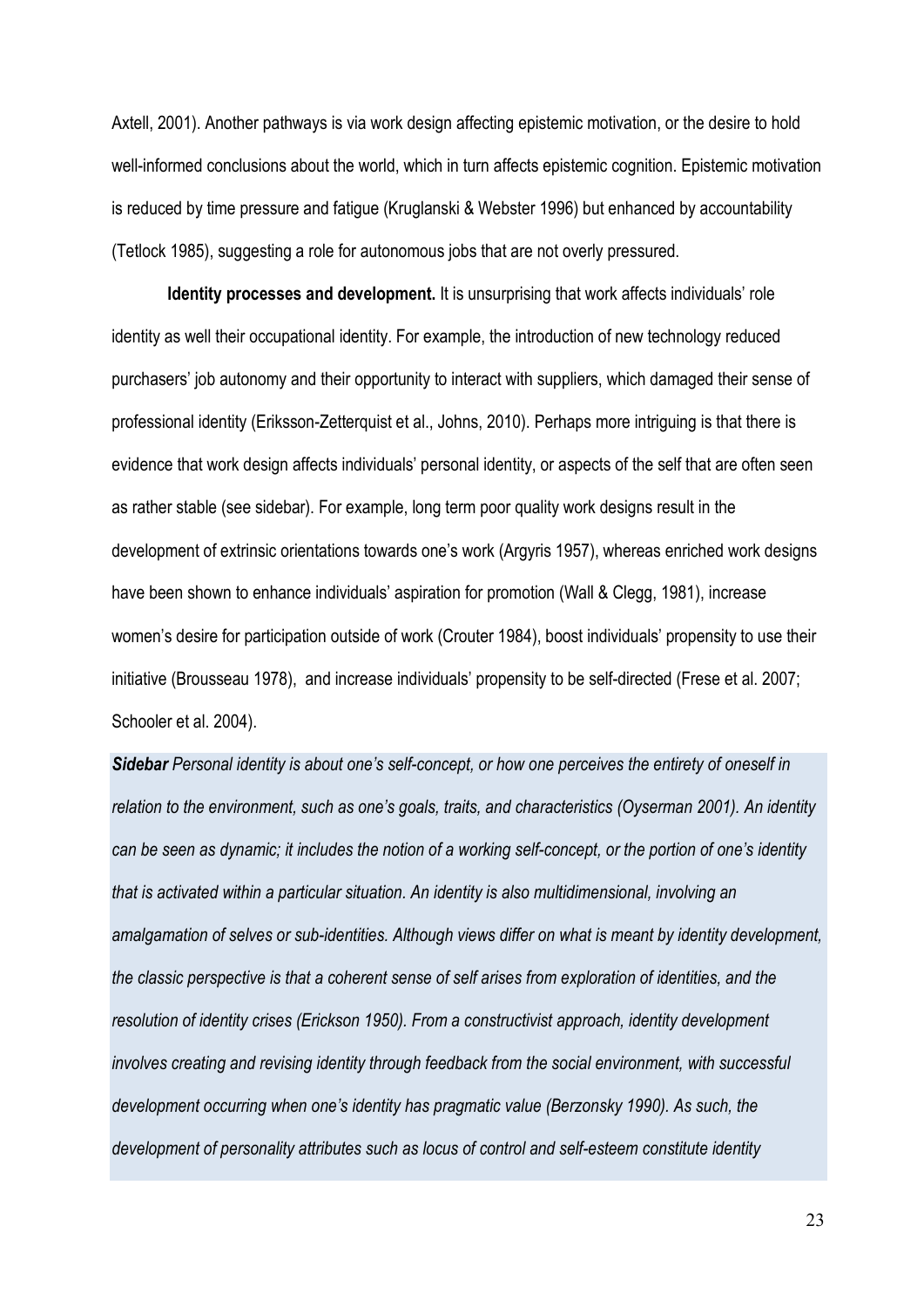Axtell, 2001). Another pathways is via work design affecting epistemic motivation, or the desire to hold well-informed conclusions about the world, which in turn affects epistemic cognition. Epistemic motivation is reduced by time pressure and fatigue (Kruglanski & Webster 1996) but enhanced by accountability (Tetlock 1985), suggesting a role for autonomous jobs that are not overly pressured.

**Identity processes and development.** It is unsurprising that work affects individuals' role identity as well their occupational identity. For example, the introduction of new technology reduced purchasers' job autonomy and their opportunity to interact with suppliers, which damaged their sense of professional identity (Eriksson-Zetterquist et al., Johns, 2010). Perhaps more intriguing is that there is evidence that work design affects individuals' personal identity, or aspects of the self that are often seen as rather stable (see sidebar). For example, long term poor quality work designs result in the development of extrinsic orientations towards one's work (Argyris 1957), whereas enriched work designs have been shown to enhance individuals' aspiration for promotion (Wall & Clegg, 1981), increase women's desire for participation outside of work (Crouter 1984), boost individuals' propensity to use their initiative (Brousseau 1978), and increase individuals' propensity to be self-directed (Frese et al. 2007; Schooler et al. 2004).

***Sidebar*** *Personal identity is about one's self-concept, or how one perceives the entirety of oneself in relation to the environment, such as one's goals, traits, and characteristics (Oyserman 2001). An identity can be seen as dynamic; it includes the notion of a working self-concept, or the portion of one's identity that is activated within a particular situation. An identity is also multidimensional, involving an amalgamation of selves or sub-identities. Although views differ on what is meant by identity development, the classic perspective is that a coherent sense of self arises from exploration of identities, and the resolution of identity crises (Erickson 1950). From a constructivist approach, identity development involves creating and revising identity through feedback from the social environment, with successful development occurring when one's identity has pragmatic value (Berzonsky 1990). As such, the development of personality attributes such as locus of control and self-esteem constitute identity*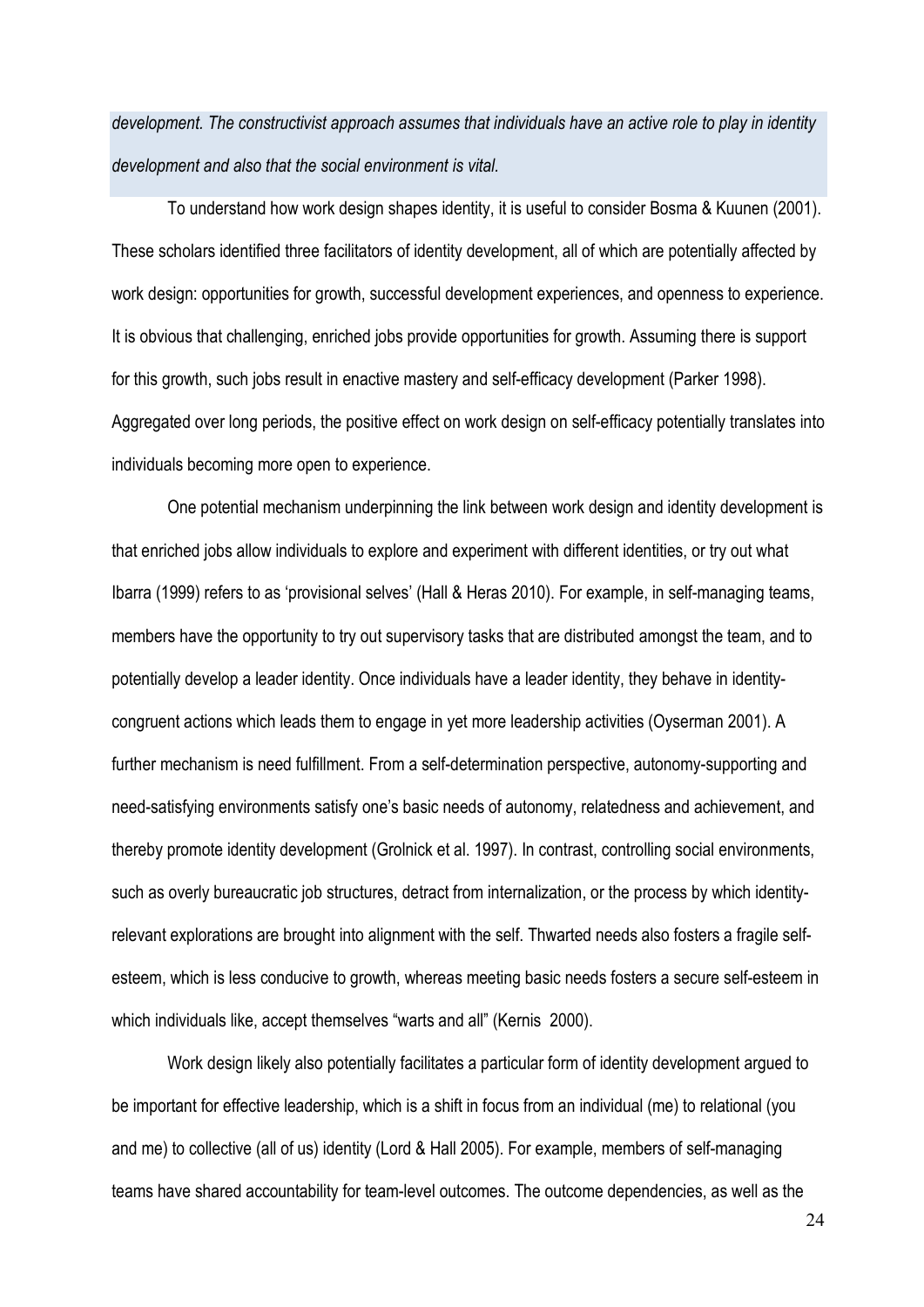*development. The constructivist approach assumes that individuals have an active role to play in identity development and also that the social environment is vital.*

To understand how work design shapes identity, it is useful to consider Bosma & Kuunen (2001). These scholars identified three facilitators of identity development, all of which are potentially affected by work design: opportunities for growth, successful development experiences, and openness to experience. It is obvious that challenging, enriched jobs provide opportunities for growth. Assuming there is support for this growth, such jobs result in enactive mastery and self-efficacy development (Parker 1998). Aggregated over long periods, the positive effect on work design on self-efficacy potentially translates into individuals becoming more open to experience.

One potential mechanism underpinning the link between work design and identity development is that enriched jobs allow individuals to explore and experiment with different identities, or try out what Ibarra (1999) refers to as 'provisional selves' (Hall & Heras 2010). For example, in self-managing teams, members have the opportunity to try out supervisory tasks that are distributed amongst the team, and to potentially develop a leader identity. Once individuals have a leader identity, they behave in identity-congruent actions which leads them to engage in yet more leadership activities (Oyserman 2001). A further mechanism is need fulfillment. From a self-determination perspective, autonomy-supporting and need-satisfying environments satisfy one's basic needs of autonomy, relatedness and achievement, and thereby promote identity development (Grolnick et al. 1997). In contrast, controlling social environments, such as overly bureaucratic job structures, detract from internalization, or the process by which identity-relevant explorations are brought into alignment with the self. Thwarted needs also fosters a fragile self-esteem, which is less conducive to growth, whereas meeting basic needs fosters a secure self-esteem in which individuals like, accept themselves "warts and all" (Kernis 2000).

Work design likely also potentially facilitates a particular form of identity development argued to be important for effective leadership, which is a shift in focus from an individual (me) to relational (you and me) to collective (all of us) identity (Lord & Hall 2005). For example, members of self-managing teams have shared accountability for team-level outcomes. The outcome dependencies, as well as the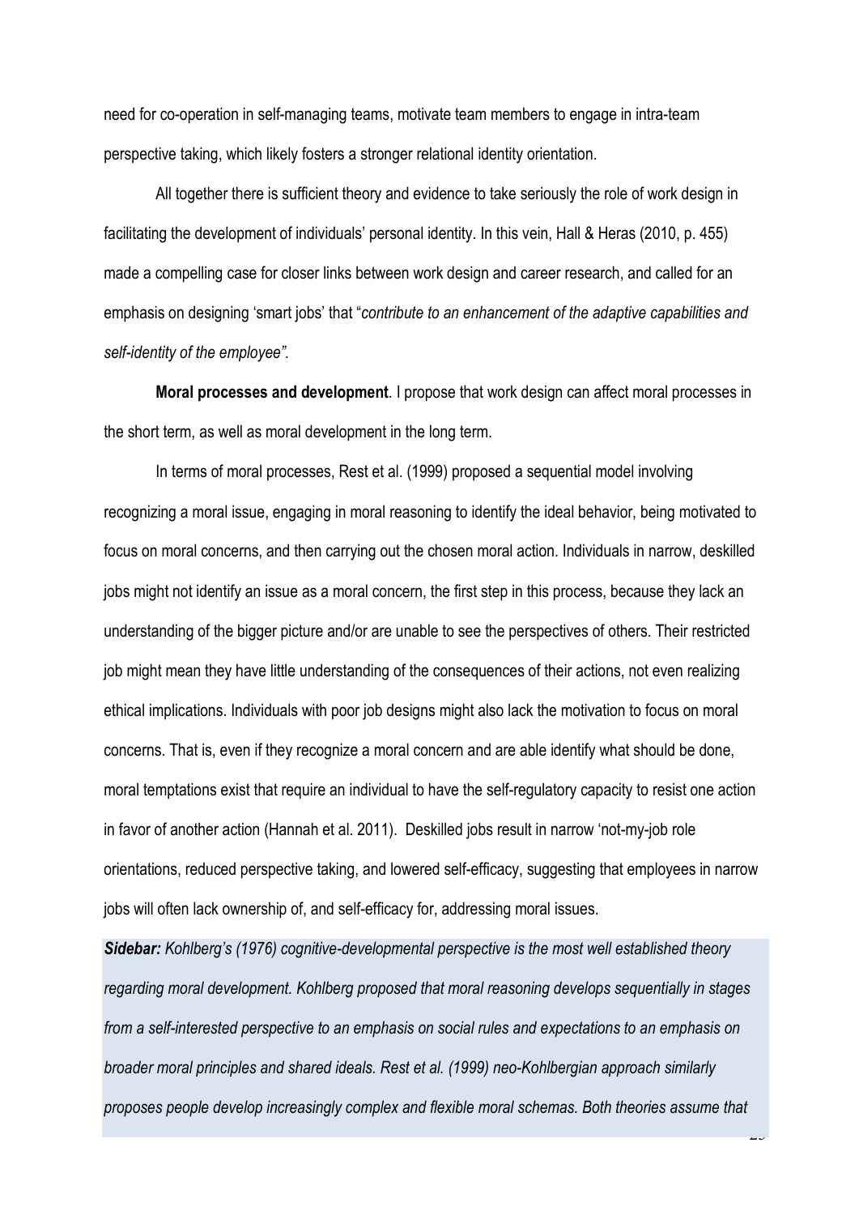need for co-operation in self-managing teams, motivate team members to engage in intra-team perspective taking, which likely fosters a stronger relational identity orientation.

All together there is sufficient theory and evidence to take seriously the role of work design in facilitating the development of individuals' personal identity. In this vein, Hall & Heras (2010, p. 455) made a compelling case for closer links between work design and career research, and called for an emphasis on designing 'smart jobs' that "*contribute to an enhancement of the adaptive capabilities and self-identity of the employee".*

**Moral processes and development**. I propose that work design can affect moral processes in the short term, as well as moral development in the long term.

In terms of moral processes, Rest et al. (1999) proposed a sequential model involving recognizing a moral issue, engaging in moral reasoning to identify the ideal behavior, being motivated to focus on moral concerns, and then carrying out the chosen moral action. Individuals in narrow, deskilled jobs might not identify an issue as a moral concern, the first step in this process, because they lack an understanding of the bigger picture and/or are unable to see the perspectives of others. Their restricted job might mean they have little understanding of the consequences of their actions, not even realizing ethical implications. Individuals with poor job designs might also lack the motivation to focus on moral concerns. That is, even if they recognize a moral concern and are able identify what should be done, moral temptations exist that require an individual to have the self-regulatory capacity to resist one action in favor of another action (Hannah et al. 2011). Deskilled jobs result in narrow 'not-my-job role orientations, reduced perspective taking, and lowered self-efficacy, suggesting that employees in narrow jobs will often lack ownership of, and self-efficacy for, addressing moral issues.

***Sidebar:*** *Kohlberg's (1976) cognitive-developmental perspective is the most well established theory regarding moral development. Kohlberg proposed that moral reasoning develops sequentially in stages from a self-interested perspective to an emphasis on social rules and expectations to an emphasis on broader moral principles and shared ideals. Rest et al. (1999) neo-Kohlbergian approach similarly proposes people develop increasingly complex and flexible moral schemas. Both theories assume that*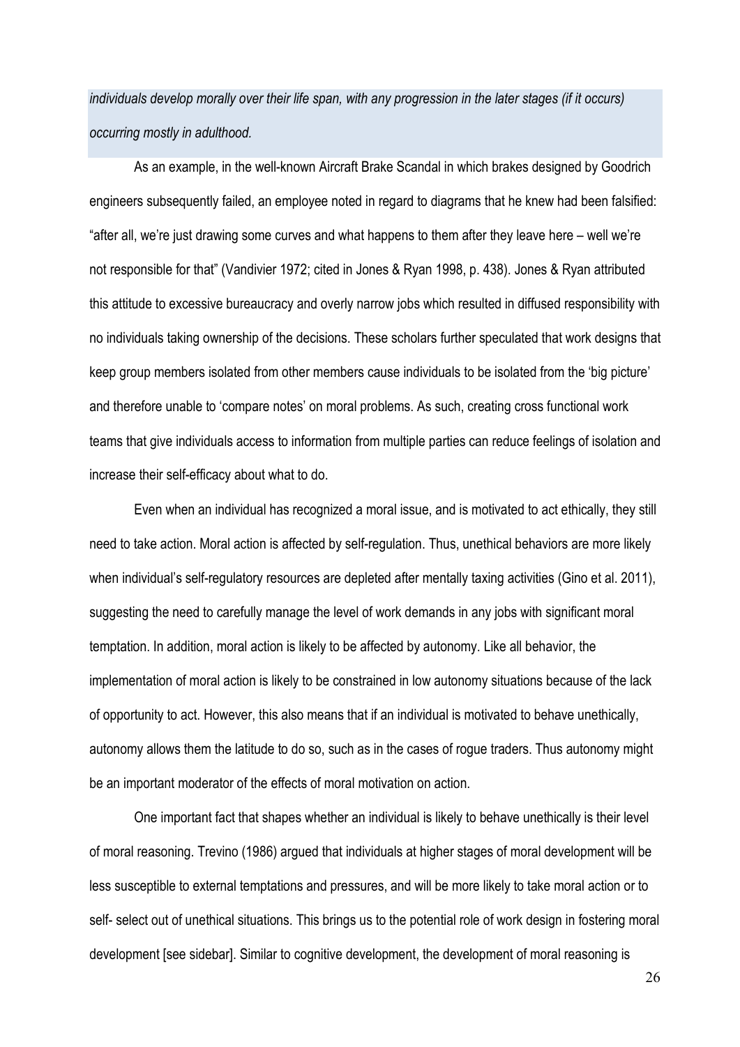*individuals develop morally over their life span, with any progression in the later stages (if it occurs) occurring mostly in adulthood.*

As an example, in the well-known Aircraft Brake Scandal in which brakes designed by Goodrich engineers subsequently failed, an employee noted in regard to diagrams that he knew had been falsified: "after all, we're just drawing some curves and what happens to them after they leave here – well we're not responsible for that" (Vandivier 1972; cited in Jones & Ryan 1998, p. 438). Jones & Ryan attributed this attitude to excessive bureaucracy and overly narrow jobs which resulted in diffused responsibility with no individuals taking ownership of the decisions. These scholars further speculated that work designs that keep group members isolated from other members cause individuals to be isolated from the 'big picture' and therefore unable to 'compare notes' on moral problems. As such, creating cross functional work teams that give individuals access to information from multiple parties can reduce feelings of isolation and increase their self-efficacy about what to do.

Even when an individual has recognized a moral issue, and is motivated to act ethically, they still need to take action. Moral action is affected by self-regulation. Thus, unethical behaviors are more likely when individual's self-regulatory resources are depleted after mentally taxing activities (Gino et al. 2011), suggesting the need to carefully manage the level of work demands in any jobs with significant moral temptation. In addition, moral action is likely to be affected by autonomy. Like all behavior, the implementation of moral action is likely to be constrained in low autonomy situations because of the lack of opportunity to act. However, this also means that if an individual is motivated to behave unethically, autonomy allows them the latitude to do so, such as in the cases of rogue traders. Thus autonomy might be an important moderator of the effects of moral motivation on action.

One important fact that shapes whether an individual is likely to behave unethically is their level of moral reasoning. Trevino (1986) argued that individuals at higher stages of moral development will be less susceptible to external temptations and pressures, and will be more likely to take moral action or to self- select out of unethical situations. This brings us to the potential role of work design in fostering moral development [see sidebar]. Similar to cognitive development, the development of moral reasoning is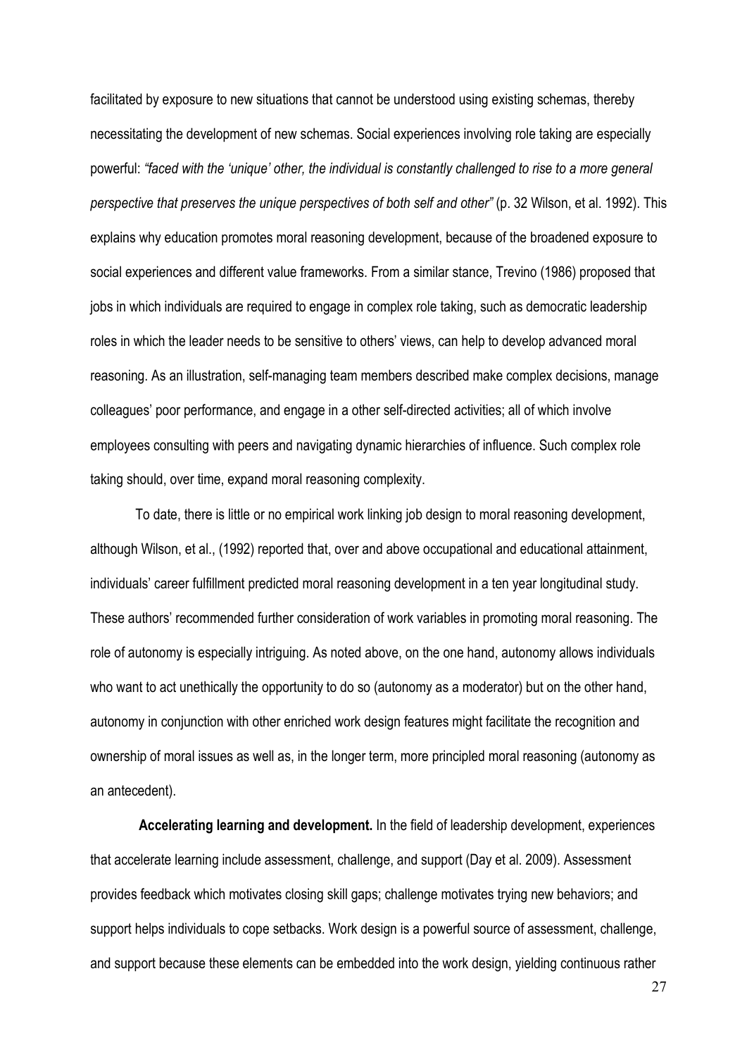facilitated by exposure to new situations that cannot be understood using existing schemas, thereby necessitating the development of new schemas. Social experiences involving role taking are especially powerful: *"faced with the 'unique' other, the individual is constantly challenged to rise to a more general perspective that preserves the unique perspectives of both self and other"* (p. 32 Wilson, et al. 1992). This explains why education promotes moral reasoning development, because of the broadened exposure to social experiences and different value frameworks. From a similar stance, Trevino (1986) proposed that jobs in which individuals are required to engage in complex role taking, such as democratic leadership roles in which the leader needs to be sensitive to others' views, can help to develop advanced moral reasoning. As an illustration, self-managing team members described make complex decisions, manage colleagues' poor performance, and engage in a other self-directed activities; all of which involve employees consulting with peers and navigating dynamic hierarchies of influence. Such complex role taking should, over time, expand moral reasoning complexity.

To date, there is little or no empirical work linking job design to moral reasoning development, although Wilson, et al., (1992) reported that, over and above occupational and educational attainment, individuals' career fulfillment predicted moral reasoning development in a ten year longitudinal study. These authors' recommended further consideration of work variables in promoting moral reasoning. The role of autonomy is especially intriguing. As noted above, on the one hand, autonomy allows individuals who want to act unethically the opportunity to do so (autonomy as a moderator) but on the other hand, autonomy in conjunction with other enriched work design features might facilitate the recognition and ownership of moral issues as well as, in the longer term, more principled moral reasoning (autonomy as an antecedent).

**Accelerating learning and development.** In the field of leadership development, experiences that accelerate learning include assessment, challenge, and support (Day et al. 2009). Assessment provides feedback which motivates closing skill gaps; challenge motivates trying new behaviors; and support helps individuals to cope setbacks. Work design is a powerful source of assessment, challenge, and support because these elements can be embedded into the work design, yielding continuous rather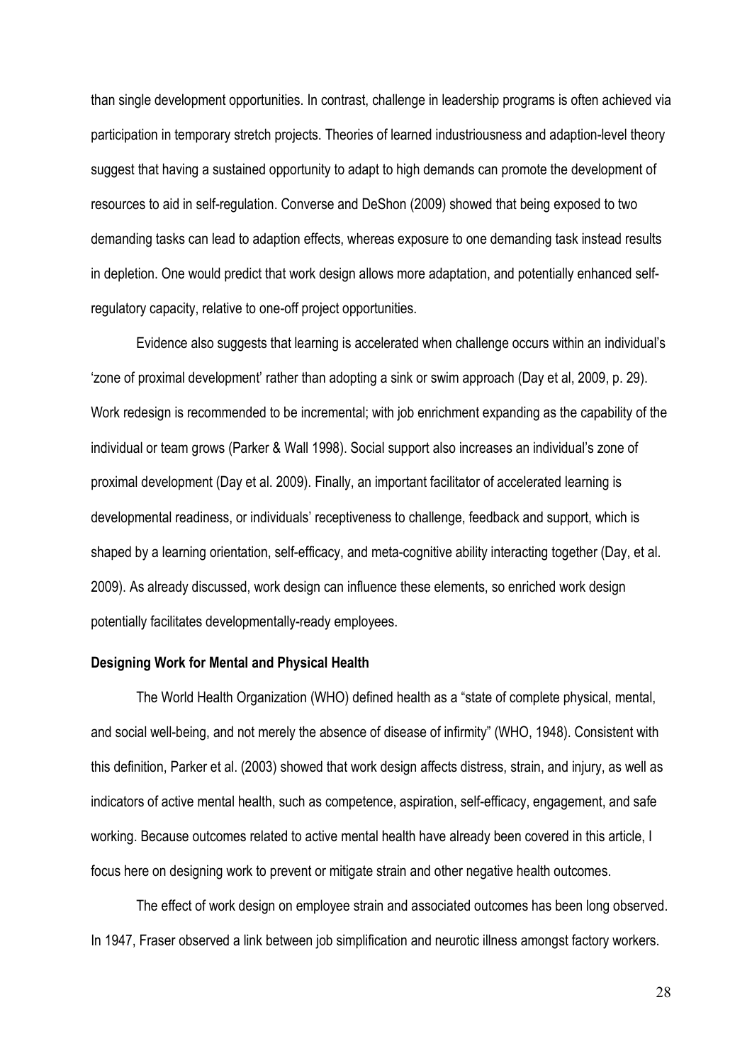than single development opportunities. In contrast, challenge in leadership programs is often achieved via participation in temporary stretch projects. Theories of learned industriousness and adaption-level theory suggest that having a sustained opportunity to adapt to high demands can promote the development of resources to aid in self-regulation. Converse and DeShon (2009) showed that being exposed to two demanding tasks can lead to adaption effects, whereas exposure to one demanding task instead results in depletion. One would predict that work design allows more adaptation, and potentially enhanced self-regulatory capacity, relative to one-off project opportunities.

Evidence also suggests that learning is accelerated when challenge occurs within an individual's 'zone of proximal development' rather than adopting a sink or swim approach (Day et al, 2009, p. 29). Work redesign is recommended to be incremental; with job enrichment expanding as the capability of the individual or team grows (Parker & Wall 1998). Social support also increases an individual's zone of proximal development (Day et al. 2009). Finally, an important facilitator of accelerated learning is developmental readiness, or individuals' receptiveness to challenge, feedback and support, which is shaped by a learning orientation, self-efficacy, and meta-cognitive ability interacting together (Day, et al. 2009). As already discussed, work design can influence these elements, so enriched work design potentially facilitates developmentally-ready employees.

**Designing Work for Mental and Physical Health**

The World Health Organization (WHO) defined health as a "state of complete physical, mental, and social well-being, and not merely the absence of disease of infirmity" (WHO, 1948). Consistent with this definition, Parker et al. (2003) showed that work design affects distress, strain, and injury, as well as indicators of active mental health, such as competence, aspiration, self-efficacy, engagement, and safe working. Because outcomes related to active mental health have already been covered in this article, I focus here on designing work to prevent or mitigate strain and other negative health outcomes.

The effect of work design on employee strain and associated outcomes has been long observed. In 1947, Fraser observed a link between job simplification and neurotic illness amongst factory workers.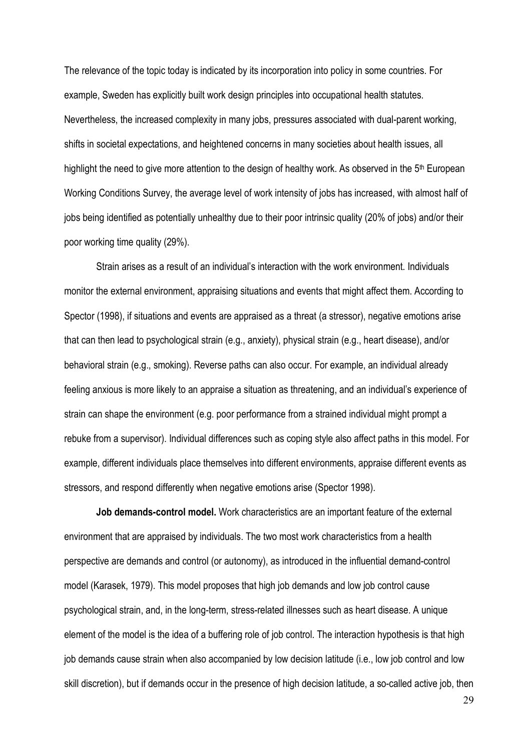The relevance of the topic today is indicated by its incorporation into policy in some countries. For example, Sweden has explicitly built work design principles into occupational health statutes. Nevertheless, the increased complexity in many jobs, pressures associated with dual-parent working, shifts in societal expectations, and heightened concerns in many societies about health issues, all highlight the need to give more attention to the design of healthy work. As observed in the 5th European Working Conditions Survey, the average level of work intensity of jobs has increased, with almost half of jobs being identified as potentially unhealthy due to their poor intrinsic quality (20% of jobs) and/or their poor working time quality (29%).

Strain arises as a result of an individual's interaction with the work environment. Individuals monitor the external environment, appraising situations and events that might affect them. According to Spector (1998), if situations and events are appraised as a threat (a stressor), negative emotions arise that can then lead to psychological strain (e.g., anxiety), physical strain (e.g., heart disease), and/or behavioral strain (e.g., smoking). Reverse paths can also occur. For example, an individual already feeling anxious is more likely to an appraise a situation as threatening, and an individual's experience of strain can shape the environment (e.g. poor performance from a strained individual might prompt a rebuke from a supervisor). Individual differences such as coping style also affect paths in this model. For example, different individuals place themselves into different environments, appraise different events as stressors, and respond differently when negative emotions arise (Spector 1998).

**Job demands-control model.** Work characteristics are an important feature of the external environment that are appraised by individuals. The two most work characteristics from a health perspective are demands and control (or autonomy), as introduced in the influential demand-control model (Karasek, 1979). This model proposes that high job demands and low job control cause psychological strain, and, in the long-term, stress-related illnesses such as heart disease. A unique element of the model is the idea of a buffering role of job control. The interaction hypothesis is that high job demands cause strain when also accompanied by low decision latitude (i.e., low job control and low skill discretion), but if demands occur in the presence of high decision latitude, a so-called active job, then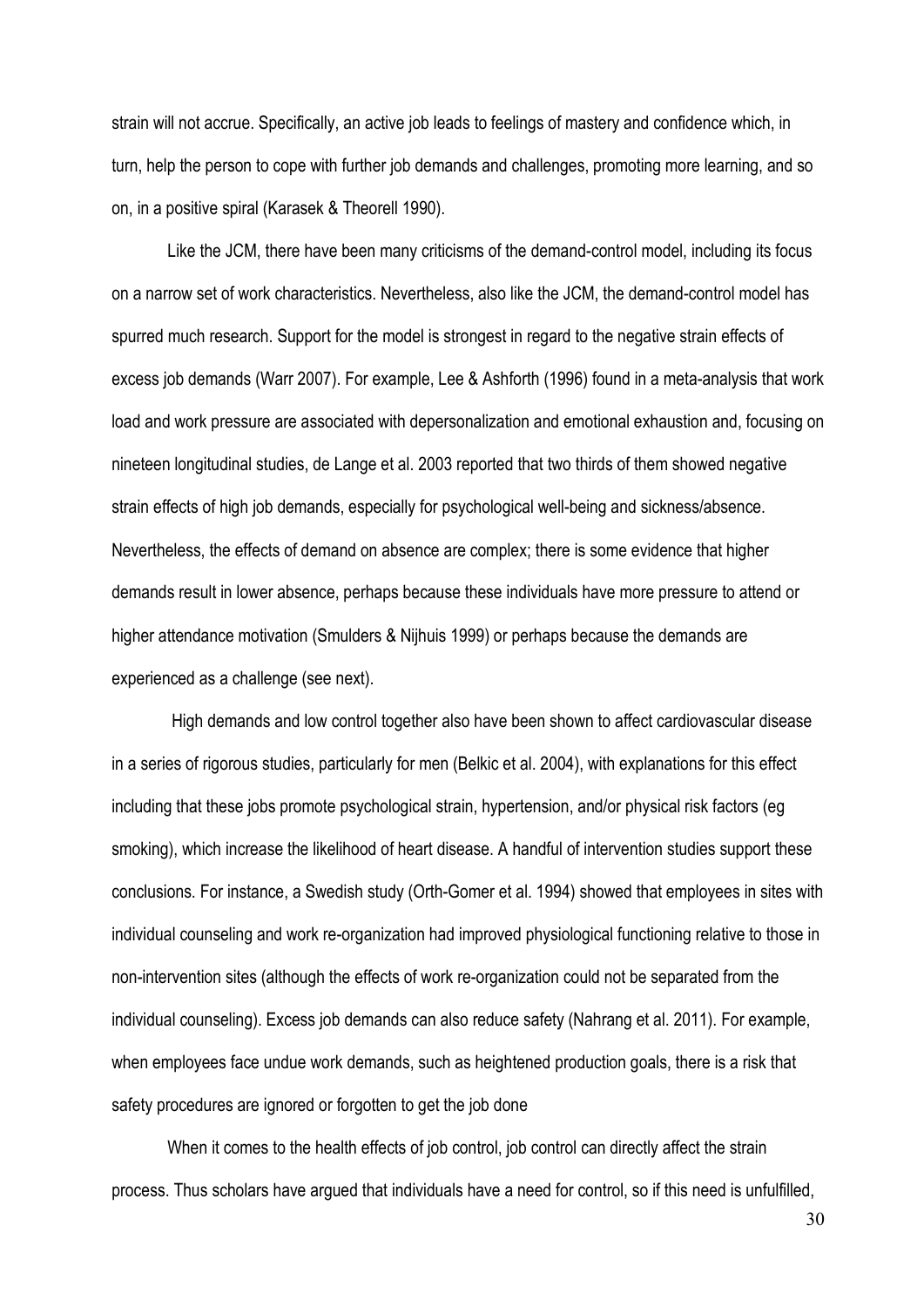strain will not accrue. Specifically, an active job leads to feelings of mastery and confidence which, in turn, help the person to cope with further job demands and challenges, promoting more learning, and so on, in a positive spiral (Karasek & Theorell 1990).

Like the JCM, there have been many criticisms of the demand-control model, including its focus on a narrow set of work characteristics. Nevertheless, also like the JCM, the demand-control model has spurred much research. Support for the model is strongest in regard to the negative strain effects of excess job demands (Warr 2007). For example, Lee & Ashforth (1996) found in a meta-analysis that work load and work pressure are associated with depersonalization and emotional exhaustion and, focusing on nineteen longitudinal studies, de Lange et al. 2003 reported that two thirds of them showed negative strain effects of high job demands, especially for psychological well-being and sickness/absence. Nevertheless, the effects of demand on absence are complex; there is some evidence that higher demands result in lower absence, perhaps because these individuals have more pressure to attend or higher attendance motivation (Smulders & Nijhuis 1999) or perhaps because the demands are experienced as a challenge (see next).

High demands and low control together also have been shown to affect cardiovascular disease in a series of rigorous studies, particularly for men (Belkic et al. 2004), with explanations for this effect including that these jobs promote psychological strain, hypertension, and/or physical risk factors (eg smoking), which increase the likelihood of heart disease. A handful of intervention studies support these conclusions. For instance, a Swedish study (Orth-Gomer et al. 1994) showed that employees in sites with individual counseling and work re-organization had improved physiological functioning relative to those in non-intervention sites (although the effects of work re-organization could not be separated from the individual counseling). Excess job demands can also reduce safety (Nahrang et al. 2011). For example, when employees face undue work demands, such as heightened production goals, there is a risk that safety procedures are ignored or forgotten to get the job done

When it comes to the health effects of job control, job control can directly affect the strain process. Thus scholars have argued that individuals have a need for control, so if this need is unfulfilled,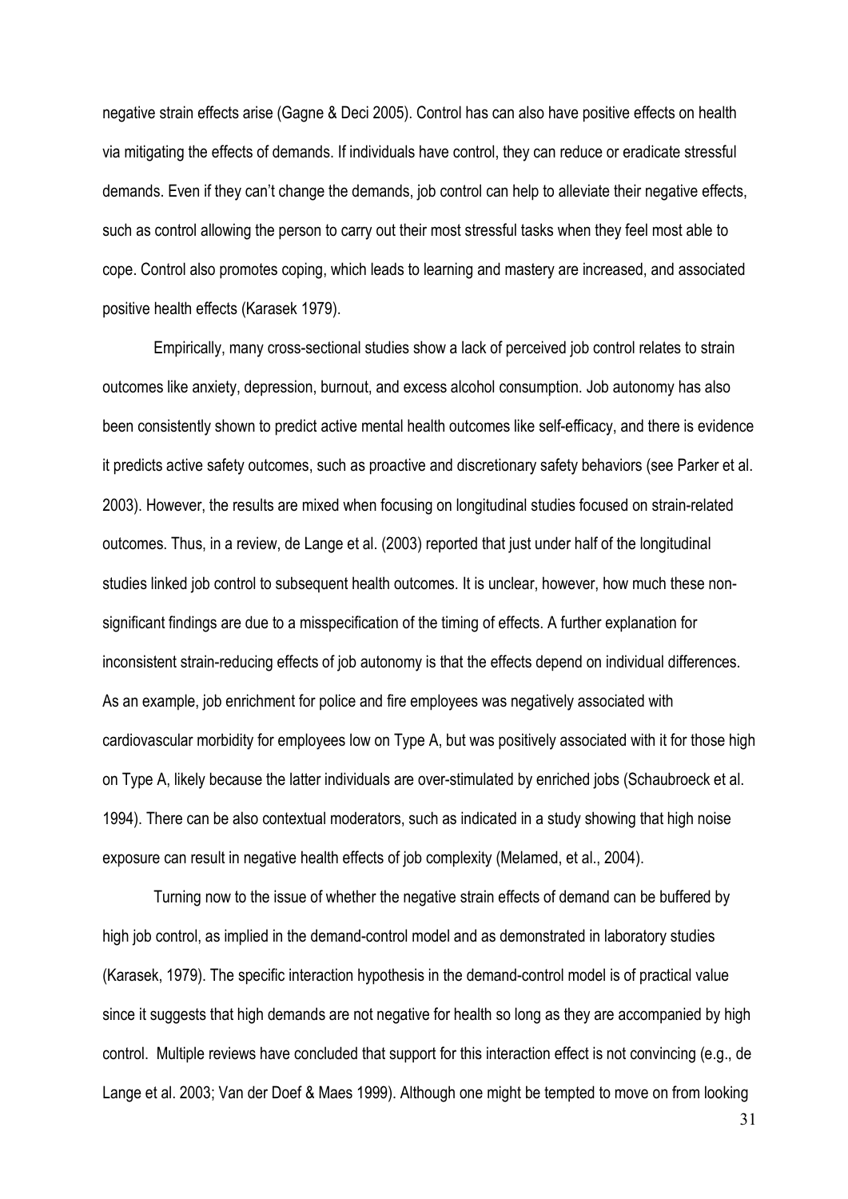negative strain effects arise (Gagne & Deci 2005). Control has can also have positive effects on health via mitigating the effects of demands. If individuals have control, they can reduce or eradicate stressful demands. Even if they can't change the demands, job control can help to alleviate their negative effects, such as control allowing the person to carry out their most stressful tasks when they feel most able to cope. Control also promotes coping, which leads to learning and mastery are increased, and associated positive health effects (Karasek 1979).

Empirically, many cross-sectional studies show a lack of perceived job control relates to strain outcomes like anxiety, depression, burnout, and excess alcohol consumption. Job autonomy has also been consistently shown to predict active mental health outcomes like self-efficacy, and there is evidence it predicts active safety outcomes, such as proactive and discretionary safety behaviors (see Parker et al. 2003). However, the results are mixed when focusing on longitudinal studies focused on strain-related outcomes. Thus, in a review, de Lange et al. (2003) reported that just under half of the longitudinal studies linked job control to subsequent health outcomes. It is unclear, however, how much these non-significant findings are due to a misspecification of the timing of effects. A further explanation for inconsistent strain-reducing effects of job autonomy is that the effects depend on individual differences. As an example, job enrichment for police and fire employees was negatively associated with cardiovascular morbidity for employees low on Type A, but was positively associated with it for those high on Type A, likely because the latter individuals are over-stimulated by enriched jobs (Schaubroeck et al. 1994). There can be also contextual moderators, such as indicated in a study showing that high noise exposure can result in negative health effects of job complexity (Melamed, et al., 2004).

Turning now to the issue of whether the negative strain effects of demand can be buffered by high job control, as implied in the demand-control model and as demonstrated in laboratory studies (Karasek, 1979). The specific interaction hypothesis in the demand-control model is of practical value since it suggests that high demands are not negative for health so long as they are accompanied by high control. Multiple reviews have concluded that support for this interaction effect is not convincing (e.g., de Lange et al. 2003; Van der Doef & Maes 1999). Although one might be tempted to move on from looking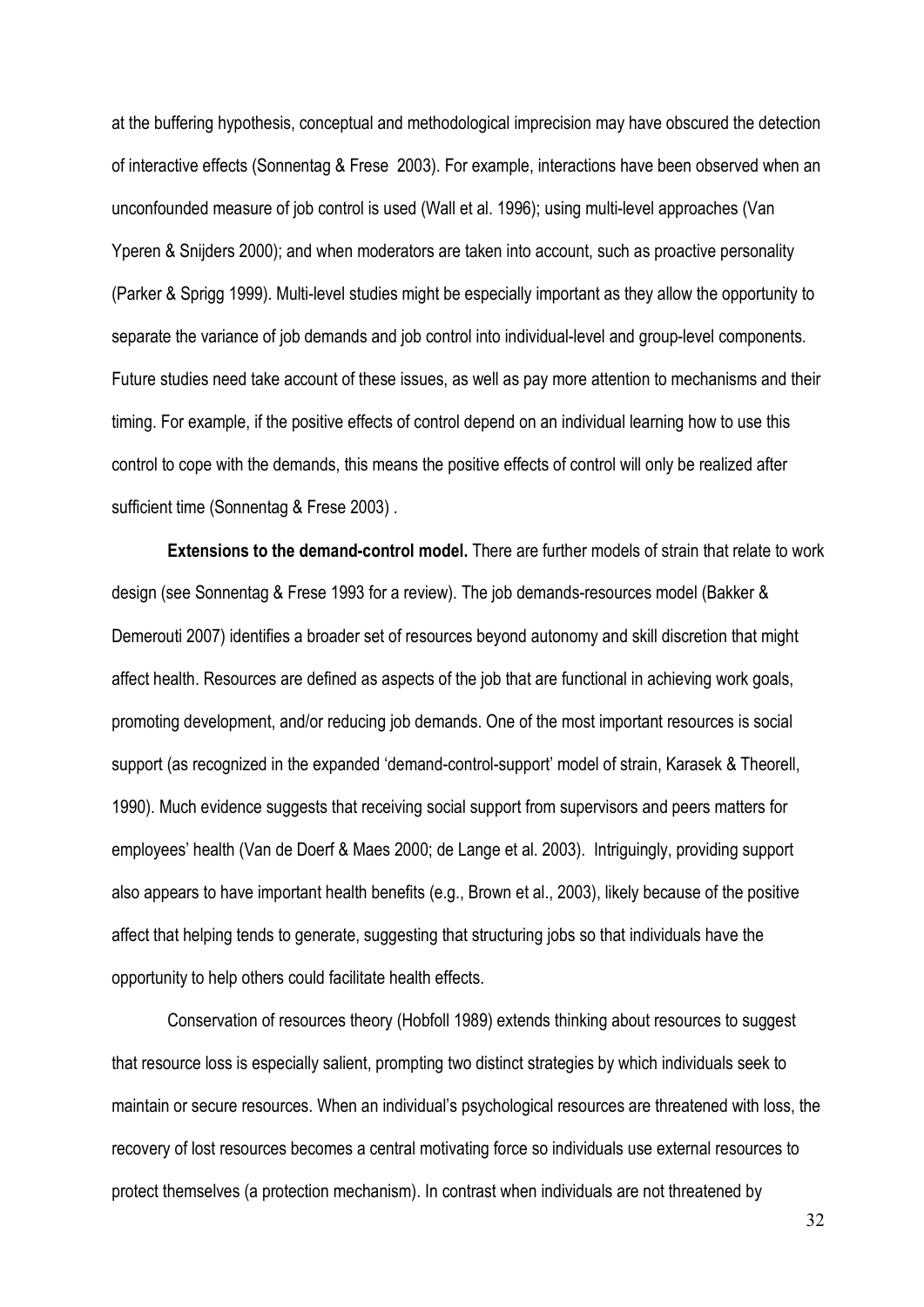at the buffering hypothesis, conceptual and methodological imprecision may have obscured the detection of interactive effects (Sonnentag & Frese  2003). For example, interactions have been observed when an unconfounded measure of job control is used (Wall et al. 1996); using multi-level approaches (Van Yperen & Snijders 2000); and when moderators are taken into account, such as proactive personality (Parker & Sprigg 1999). Multi-level studies might be especially important as they allow the opportunity to separate the variance of job demands and job control into individual-level and group-level components. Future studies need take account of these issues, as well as pay more attention to mechanisms and their timing. For example, if the positive effects of control depend on an individual learning how to use this control to cope with the demands, this means the positive effects of control will only be realized after sufficient time (Sonnentag & Frese 2003) .

**Extensions to the demand-control model.** There are further models of strain that relate to work design (see Sonnentag & Frese 1993 for a review). The job demands-resources model (Bakker & Demerouti 2007) identifies a broader set of resources beyond autonomy and skill discretion that might affect health. Resources are defined as aspects of the job that are functional in achieving work goals, promoting development, and/or reducing job demands. One of the most important resources is social support (as recognized in the expanded 'demand-control-support' model of strain, Karasek & Theorell, 1990). Much evidence suggests that receiving social support from supervisors and peers matters for employees' health (Van de Doerf & Maes 2000; de Lange et al. 2003).  Intriguingly, providing support also appears to have important health benefits (e.g., Brown et al., 2003), likely because of the positive affect that helping tends to generate, suggesting that structuring jobs so that individuals have the opportunity to help others could facilitate health effects.

Conservation of resources theory (Hobfoll 1989) extends thinking about resources to suggest that resource loss is especially salient, prompting two distinct strategies by which individuals seek to maintain or secure resources. When an individual's psychological resources are threatened with loss, the recovery of lost resources becomes a central motivating force so individuals use external resources to protect themselves (a protection mechanism). In contrast when individuals are not threatened by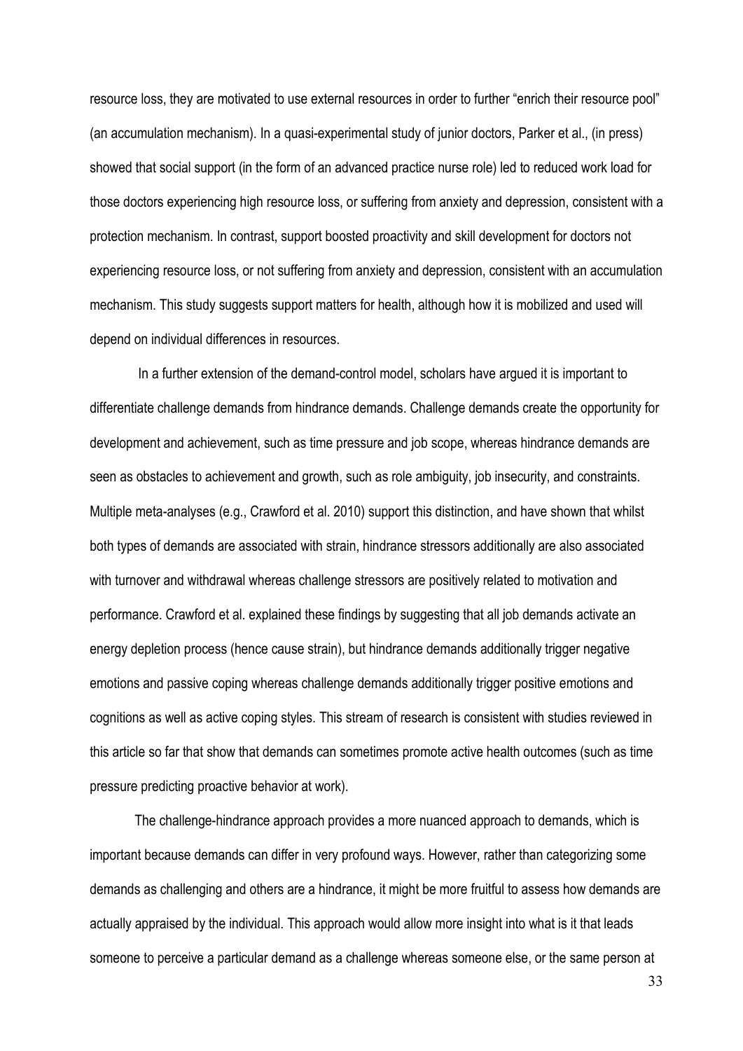resource loss, they are motivated to use external resources in order to further "enrich their resource pool" (an accumulation mechanism). In a quasi-experimental study of junior doctors, Parker et al., (in press) showed that social support (in the form of an advanced practice nurse role) led to reduced work load for those doctors experiencing high resource loss, or suffering from anxiety and depression, consistent with a protection mechanism. In contrast, support boosted proactivity and skill development for doctors not experiencing resource loss, or not suffering from anxiety and depression, consistent with an accumulation mechanism. This study suggests support matters for health, although how it is mobilized and used will depend on individual differences in resources.

In a further extension of the demand-control model, scholars have argued it is important to differentiate challenge demands from hindrance demands. Challenge demands create the opportunity for development and achievement, such as time pressure and job scope, whereas hindrance demands are seen as obstacles to achievement and growth, such as role ambiguity, job insecurity, and constraints. Multiple meta-analyses (e.g., Crawford et al. 2010) support this distinction, and have shown that whilst both types of demands are associated with strain, hindrance stressors additionally are also associated with turnover and withdrawal whereas challenge stressors are positively related to motivation and performance. Crawford et al. explained these findings by suggesting that all job demands activate an energy depletion process (hence cause strain), but hindrance demands additionally trigger negative emotions and passive coping whereas challenge demands additionally trigger positive emotions and cognitions as well as active coping styles. This stream of research is consistent with studies reviewed in this article so far that show that demands can sometimes promote active health outcomes (such as time pressure predicting proactive behavior at work).

The challenge-hindrance approach provides a more nuanced approach to demands, which is important because demands can differ in very profound ways. However, rather than categorizing some demands as challenging and others are a hindrance, it might be more fruitful to assess how demands are actually appraised by the individual. This approach would allow more insight into what is it that leads someone to perceive a particular demand as a challenge whereas someone else, or the same person at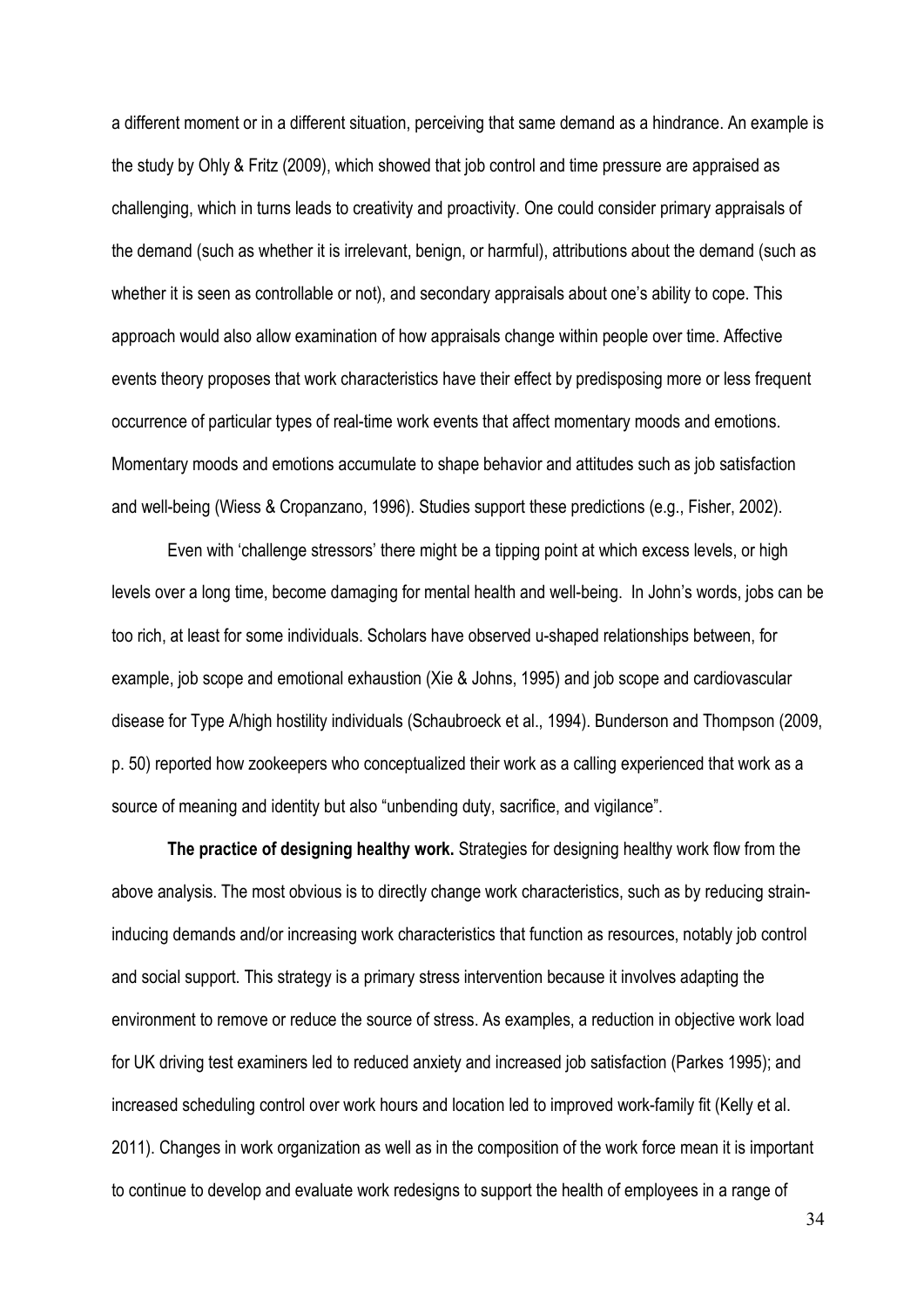a different moment or in a different situation, perceiving that same demand as a hindrance. An example is the study by Ohly & Fritz (2009), which showed that job control and time pressure are appraised as challenging, which in turns leads to creativity and proactivity. One could consider primary appraisals of the demand (such as whether it is irrelevant, benign, or harmful), attributions about the demand (such as whether it is seen as controllable or not), and secondary appraisals about one's ability to cope. This approach would also allow examination of how appraisals change within people over time. Affective events theory proposes that work characteristics have their effect by predisposing more or less frequent occurrence of particular types of real-time work events that affect momentary moods and emotions. Momentary moods and emotions accumulate to shape behavior and attitudes such as job satisfaction and well-being (Wiess & Cropanzano, 1996). Studies support these predictions (e.g., Fisher, 2002).

Even with 'challenge stressors' there might be a tipping point at which excess levels, or high levels over a long time, become damaging for mental health and well-being. In John's words, jobs can be too rich, at least for some individuals. Scholars have observed u-shaped relationships between, for example, job scope and emotional exhaustion (Xie & Johns, 1995) and job scope and cardiovascular disease for Type A/high hostility individuals (Schaubroeck et al., 1994). Bunderson and Thompson (2009, p. 50) reported how zookeepers who conceptualized their work as a calling experienced that work as a source of meaning and identity but also "unbending duty, sacrifice, and vigilance".

**The practice of designing healthy work.** Strategies for designing healthy work flow from the above analysis. The most obvious is to directly change work characteristics, such as by reducing strain-inducing demands and/or increasing work characteristics that function as resources, notably job control and social support. This strategy is a primary stress intervention because it involves adapting the environment to remove or reduce the source of stress. As examples, a reduction in objective work load for UK driving test examiners led to reduced anxiety and increased job satisfaction (Parkes 1995); and increased scheduling control over work hours and location led to improved work-family fit (Kelly et al. 2011). Changes in work organization as well as in the composition of the work force mean it is important to continue to develop and evaluate work redesigns to support the health of employees in a range of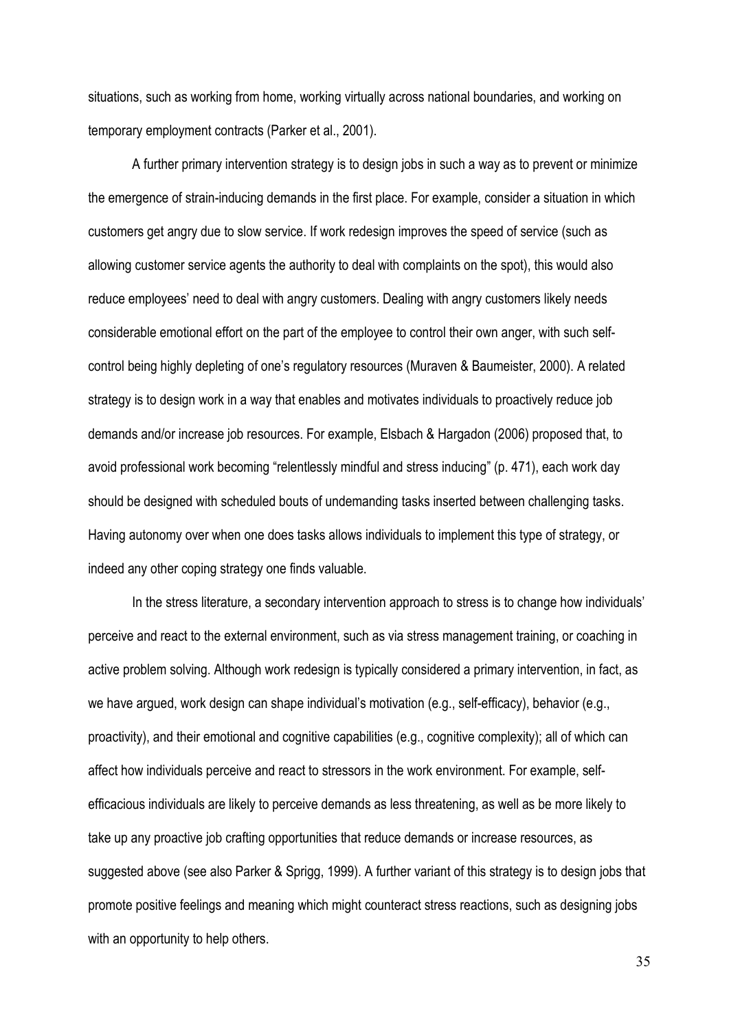situations, such as working from home, working virtually across national boundaries, and working on temporary employment contracts (Parker et al., 2001).

A further primary intervention strategy is to design jobs in such a way as to prevent or minimize the emergence of strain-inducing demands in the first place. For example, consider a situation in which customers get angry due to slow service. If work redesign improves the speed of service (such as allowing customer service agents the authority to deal with complaints on the spot), this would also reduce employees' need to deal with angry customers. Dealing with angry customers likely needs considerable emotional effort on the part of the employee to control their own anger, with such self-control being highly depleting of one's regulatory resources (Muraven & Baumeister, 2000). A related strategy is to design work in a way that enables and motivates individuals to proactively reduce job demands and/or increase job resources. For example, Elsbach & Hargadon (2006) proposed that, to avoid professional work becoming "relentlessly mindful and stress inducing" (p. 471), each work day should be designed with scheduled bouts of undemanding tasks inserted between challenging tasks. Having autonomy over when one does tasks allows individuals to implement this type of strategy, or indeed any other coping strategy one finds valuable.

In the stress literature, a secondary intervention approach to stress is to change how individuals' perceive and react to the external environment, such as via stress management training, or coaching in active problem solving. Although work redesign is typically considered a primary intervention, in fact, as we have argued, work design can shape individual's motivation (e.g., self-efficacy), behavior (e.g., proactivity), and their emotional and cognitive capabilities (e.g., cognitive complexity); all of which can affect how individuals perceive and react to stressors in the work environment. For example, self-efficacious individuals are likely to perceive demands as less threatening, as well as be more likely to take up any proactive job crafting opportunities that reduce demands or increase resources, as suggested above (see also Parker & Sprigg, 1999). A further variant of this strategy is to design jobs that promote positive feelings and meaning which might counteract stress reactions, such as designing jobs with an opportunity to help others.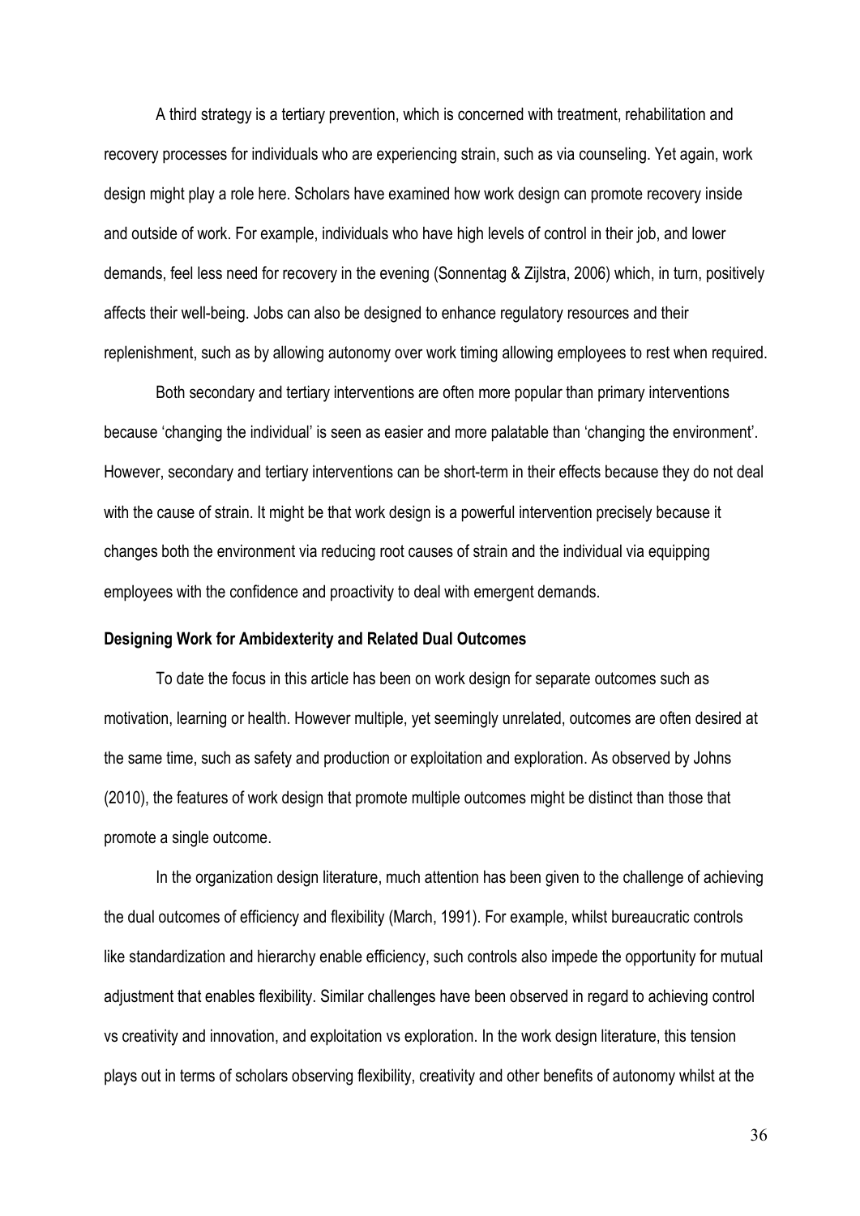A third strategy is a tertiary prevention, which is concerned with treatment, rehabilitation and recovery processes for individuals who are experiencing strain, such as via counseling. Yet again, work design might play a role here. Scholars have examined how work design can promote recovery inside and outside of work. For example, individuals who have high levels of control in their job, and lower demands, feel less need for recovery in the evening (Sonnentag & Zijlstra, 2006) which, in turn, positively affects their well-being. Jobs can also be designed to enhance regulatory resources and their replenishment, such as by allowing autonomy over work timing allowing employees to rest when required.

Both secondary and tertiary interventions are often more popular than primary interventions because 'changing the individual' is seen as easier and more palatable than 'changing the environment'. However, secondary and tertiary interventions can be short-term in their effects because they do not deal with the cause of strain. It might be that work design is a powerful intervention precisely because it changes both the environment via reducing root causes of strain and the individual via equipping employees with the confidence and proactivity to deal with emergent demands.

**Designing Work for Ambidexterity and Related Dual Outcomes**

To date the focus in this article has been on work design for separate outcomes such as motivation, learning or health. However multiple, yet seemingly unrelated, outcomes are often desired at the same time, such as safety and production or exploitation and exploration. As observed by Johns (2010), the features of work design that promote multiple outcomes might be distinct than those that promote a single outcome.

In the organization design literature, much attention has been given to the challenge of achieving the dual outcomes of efficiency and flexibility (March, 1991). For example, whilst bureaucratic controls like standardization and hierarchy enable efficiency, such controls also impede the opportunity for mutual adjustment that enables flexibility. Similar challenges have been observed in regard to achieving control vs creativity and innovation, and exploitation vs exploration. In the work design literature, this tension plays out in terms of scholars observing flexibility, creativity and other benefits of autonomy whilst at the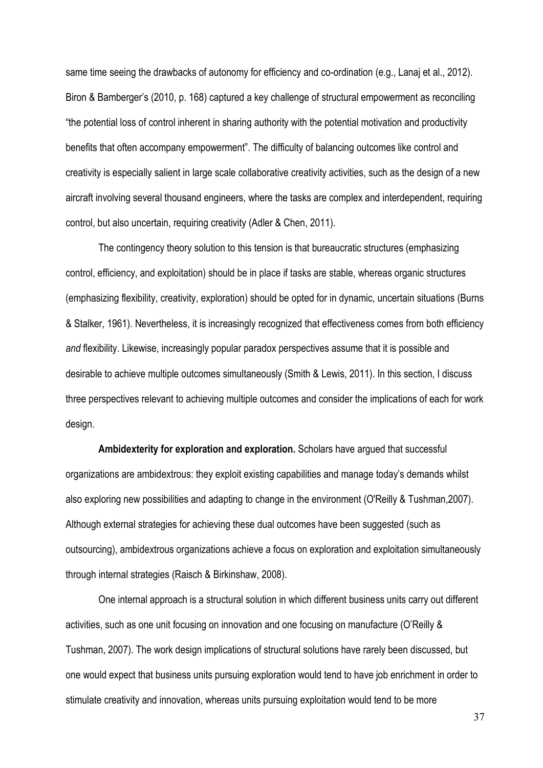same time seeing the drawbacks of autonomy for efficiency and co-ordination (e.g., Lanaj et al., 2012). Biron & Bamberger's (2010, p. 168) captured a key challenge of structural empowerment as reconciling "the potential loss of control inherent in sharing authority with the potential motivation and productivity benefits that often accompany empowerment". The difficulty of balancing outcomes like control and creativity is especially salient in large scale collaborative creativity activities, such as the design of a new aircraft involving several thousand engineers, where the tasks are complex and interdependent, requiring control, but also uncertain, requiring creativity (Adler & Chen, 2011).

The contingency theory solution to this tension is that bureaucratic structures (emphasizing control, efficiency, and exploitation) should be in place if tasks are stable, whereas organic structures (emphasizing flexibility, creativity, exploration) should be opted for in dynamic, uncertain situations (Burns & Stalker, 1961). Nevertheless, it is increasingly recognized that effectiveness comes from both efficiency *and* flexibility. Likewise, increasingly popular paradox perspectives assume that it is possible and desirable to achieve multiple outcomes simultaneously (Smith & Lewis, 2011). In this section, I discuss three perspectives relevant to achieving multiple outcomes and consider the implications of each for work design.

**Ambidexterity for exploration and exploration.** Scholars have argued that successful organizations are ambidextrous: they exploit existing capabilities and manage today's demands whilst also exploring new possibilities and adapting to change in the environment (O'Reilly & Tushman,2007). Although external strategies for achieving these dual outcomes have been suggested (such as outsourcing), ambidextrous organizations achieve a focus on exploration and exploitation simultaneously through internal strategies (Raisch & Birkinshaw, 2008).

One internal approach is a structural solution in which different business units carry out different activities, such as one unit focusing on innovation and one focusing on manufacture (O'Reilly & Tushman, 2007). The work design implications of structural solutions have rarely been discussed, but one would expect that business units pursuing exploration would tend to have job enrichment in order to stimulate creativity and innovation, whereas units pursuing exploitation would tend to be more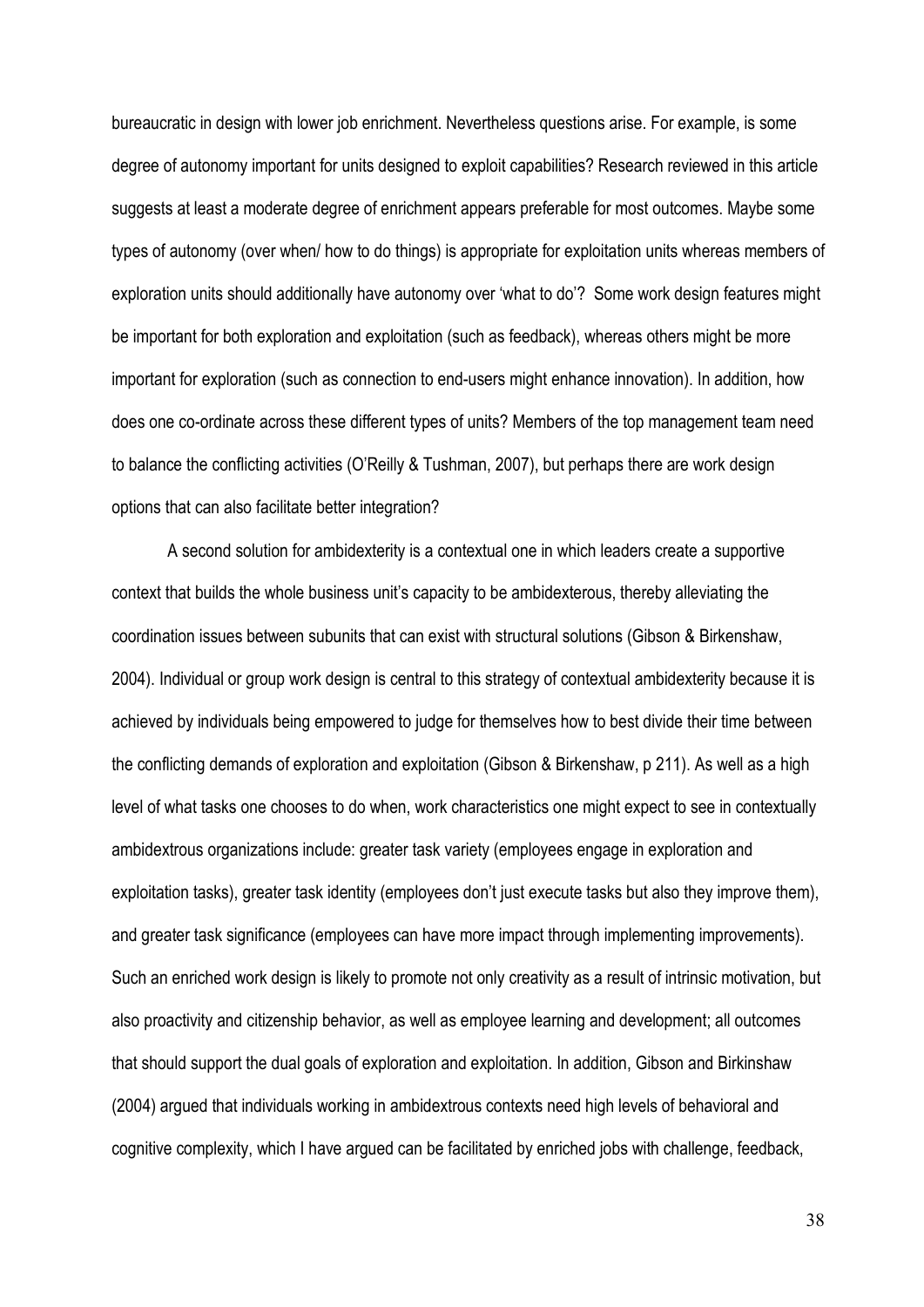bureaucratic in design with lower job enrichment. Nevertheless questions arise. For example, is some degree of autonomy important for units designed to exploit capabilities? Research reviewed in this article suggests at least a moderate degree of enrichment appears preferable for most outcomes. Maybe some types of autonomy (over when/ how to do things) is appropriate for exploitation units whereas members of exploration units should additionally have autonomy over 'what to do'? Some work design features might be important for both exploration and exploitation (such as feedback), whereas others might be more important for exploration (such as connection to end-users might enhance innovation). In addition, how does one co-ordinate across these different types of units? Members of the top management team need to balance the conflicting activities (O'Reilly & Tushman, 2007), but perhaps there are work design options that can also facilitate better integration?

A second solution for ambidexterity is a contextual one in which leaders create a supportive context that builds the whole business unit's capacity to be ambidexterous, thereby alleviating the coordination issues between subunits that can exist with structural solutions (Gibson & Birkenshaw, 2004). Individual or group work design is central to this strategy of contextual ambidexterity because it is achieved by individuals being empowered to judge for themselves how to best divide their time between the conflicting demands of exploration and exploitation (Gibson & Birkenshaw, p 211). As well as a high level of what tasks one chooses to do when, work characteristics one might expect to see in contextually ambidextrous organizations include: greater task variety (employees engage in exploration and exploitation tasks), greater task identity (employees don't just execute tasks but also they improve them), and greater task significance (employees can have more impact through implementing improvements). Such an enriched work design is likely to promote not only creativity as a result of intrinsic motivation, but also proactivity and citizenship behavior, as well as employee learning and development; all outcomes that should support the dual goals of exploration and exploitation. In addition, Gibson and Birkinshaw (2004) argued that individuals working in ambidextrous contexts need high levels of behavioral and cognitive complexity, which I have argued can be facilitated by enriched jobs with challenge, feedback,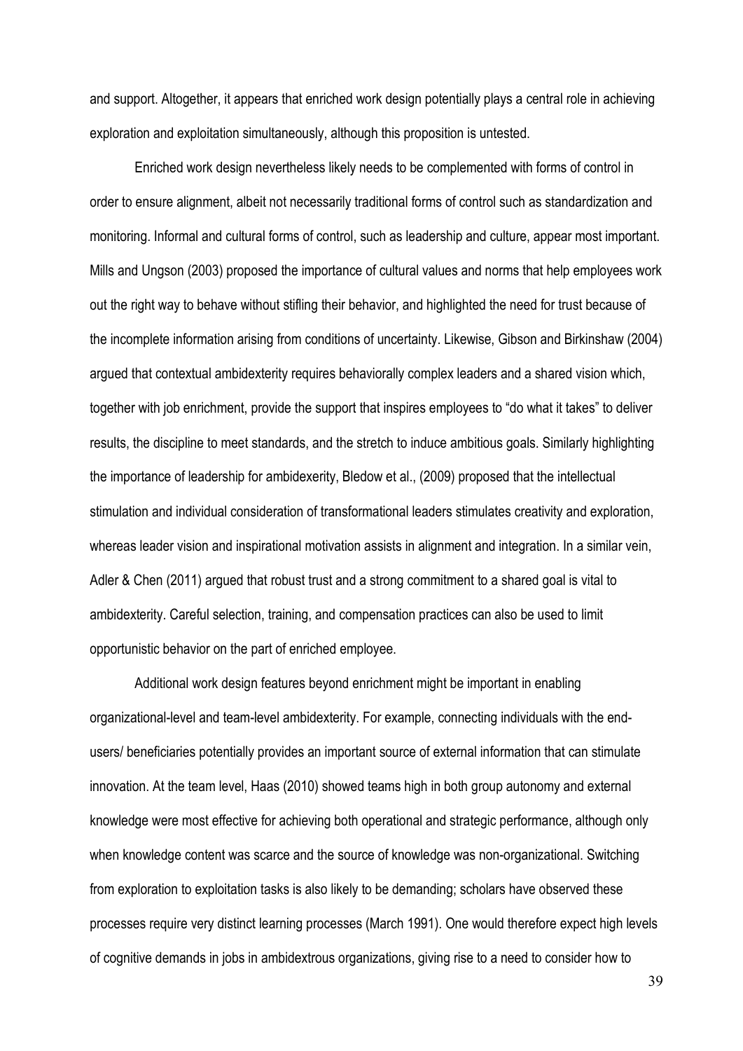and support. Altogether, it appears that enriched work design potentially plays a central role in achieving exploration and exploitation simultaneously, although this proposition is untested.

Enriched work design nevertheless likely needs to be complemented with forms of control in order to ensure alignment, albeit not necessarily traditional forms of control such as standardization and monitoring. Informal and cultural forms of control, such as leadership and culture, appear most important. Mills and Ungson (2003) proposed the importance of cultural values and norms that help employees work out the right way to behave without stifling their behavior, and highlighted the need for trust because of the incomplete information arising from conditions of uncertainty. Likewise, Gibson and Birkinshaw (2004) argued that contextual ambidexterity requires behaviorally complex leaders and a shared vision which, together with job enrichment, provide the support that inspires employees to "do what it takes" to deliver results, the discipline to meet standards, and the stretch to induce ambitious goals. Similarly highlighting the importance of leadership for ambidexerity, Bledow et al., (2009) proposed that the intellectual stimulation and individual consideration of transformational leaders stimulates creativity and exploration, whereas leader vision and inspirational motivation assists in alignment and integration. In a similar vein, Adler & Chen (2011) argued that robust trust and a strong commitment to a shared goal is vital to ambidexterity. Careful selection, training, and compensation practices can also be used to limit opportunistic behavior on the part of enriched employee.

Additional work design features beyond enrichment might be important in enabling organizational-level and team-level ambidexterity. For example, connecting individuals with the end-users/ beneficiaries potentially provides an important source of external information that can stimulate innovation. At the team level, Haas (2010) showed teams high in both group autonomy and external knowledge were most effective for achieving both operational and strategic performance, although only when knowledge content was scarce and the source of knowledge was non-organizational. Switching from exploration to exploitation tasks is also likely to be demanding; scholars have observed these processes require very distinct learning processes (March 1991). One would therefore expect high levels of cognitive demands in jobs in ambidextrous organizations, giving rise to a need to consider how to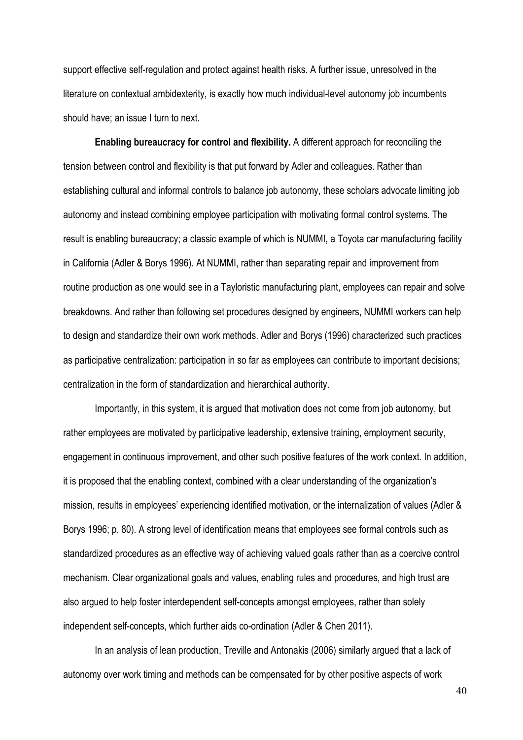support effective self-regulation and protect against health risks. A further issue, unresolved in the literature on contextual ambidexterity, is exactly how much individual-level autonomy job incumbents should have; an issue I turn to next.

**Enabling bureaucracy for control and flexibility.** A different approach for reconciling the tension between control and flexibility is that put forward by Adler and colleagues. Rather than establishing cultural and informal controls to balance job autonomy, these scholars advocate limiting job autonomy and instead combining employee participation with motivating formal control systems. The result is enabling bureaucracy; a classic example of which is NUMMI, a Toyota car manufacturing facility in California (Adler & Borys 1996). At NUMMI, rather than separating repair and improvement from routine production as one would see in a Tayloristic manufacturing plant, employees can repair and solve breakdowns. And rather than following set procedures designed by engineers, NUMMI workers can help to design and standardize their own work methods. Adler and Borys (1996) characterized such practices as participative centralization: participation in so far as employees can contribute to important decisions; centralization in the form of standardization and hierarchical authority.

Importantly, in this system, it is argued that motivation does not come from job autonomy, but rather employees are motivated by participative leadership, extensive training, employment security, engagement in continuous improvement, and other such positive features of the work context. In addition, it is proposed that the enabling context, combined with a clear understanding of the organization's mission, results in employees' experiencing identified motivation, or the internalization of values (Adler & Borys 1996; p. 80). A strong level of identification means that employees see formal controls such as standardized procedures as an effective way of achieving valued goals rather than as a coercive control mechanism. Clear organizational goals and values, enabling rules and procedures, and high trust are also argued to help foster interdependent self-concepts amongst employees, rather than solely independent self-concepts, which further aids co-ordination (Adler & Chen 2011).

In an analysis of lean production, Treville and Antonakis (2006) similarly argued that a lack of autonomy over work timing and methods can be compensated for by other positive aspects of work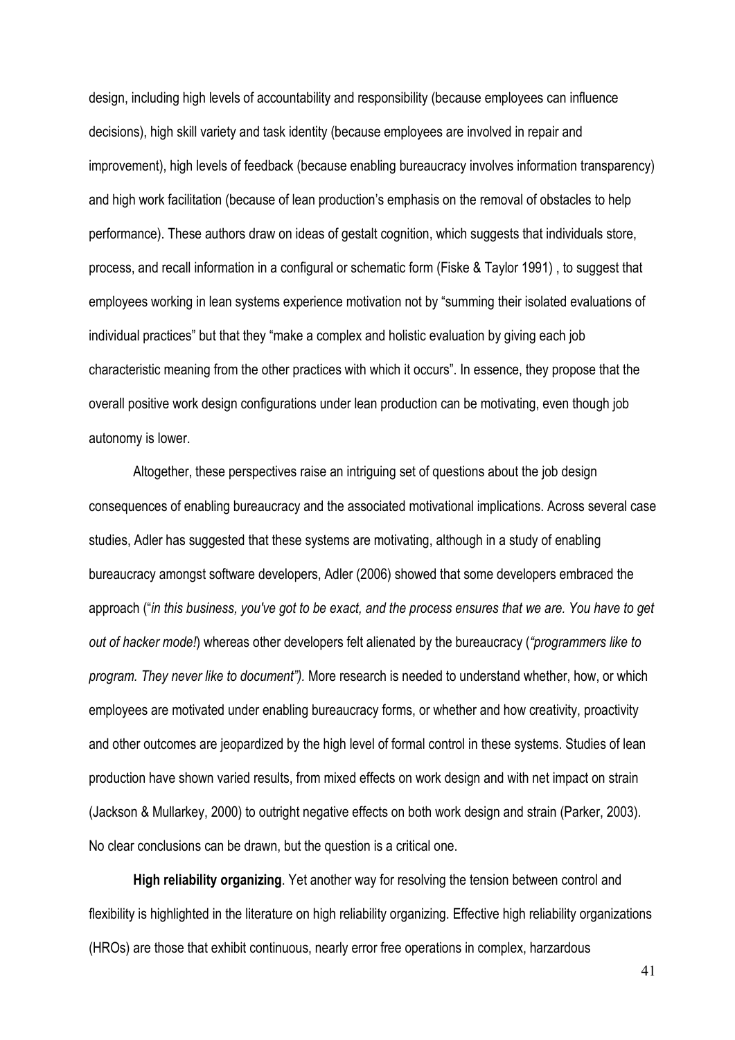design, including high levels of accountability and responsibility (because employees can influence decisions), high skill variety and task identity (because employees are involved in repair and improvement), high levels of feedback (because enabling bureaucracy involves information transparency) and high work facilitation (because of lean production's emphasis on the removal of obstacles to help performance). These authors draw on ideas of gestalt cognition, which suggests that individuals store, process, and recall information in a configural or schematic form (Fiske & Taylor 1991) , to suggest that employees working in lean systems experience motivation not by "summing their isolated evaluations of individual practices" but that they "make a complex and holistic evaluation by giving each job characteristic meaning from the other practices with which it occurs". In essence, they propose that the overall positive work design configurations under lean production can be motivating, even though job autonomy is lower.

Altogether, these perspectives raise an intriguing set of questions about the job design consequences of enabling bureaucracy and the associated motivational implications. Across several case studies, Adler has suggested that these systems are motivating, although in a study of enabling bureaucracy amongst software developers, Adler (2006) showed that some developers embraced the approach ("*in this business, you've got to be exact, and the process ensures that we are. You have to get out of hacker mode!*) whereas other developers felt alienated by the bureaucracy (*"programmers like to program. They never like to document").* More research is needed to understand whether, how, or which employees are motivated under enabling bureaucracy forms, or whether and how creativity, proactivity and other outcomes are jeopardized by the high level of formal control in these systems. Studies of lean production have shown varied results, from mixed effects on work design and with net impact on strain (Jackson & Mullarkey, 2000) to outright negative effects on both work design and strain (Parker, 2003). No clear conclusions can be drawn, but the question is a critical one.

**High reliability organizing**. Yet another way for resolving the tension between control and flexibility is highlighted in the literature on high reliability organizing. Effective high reliability organizations (HROs) are those that exhibit continuous, nearly error free operations in complex, harzardous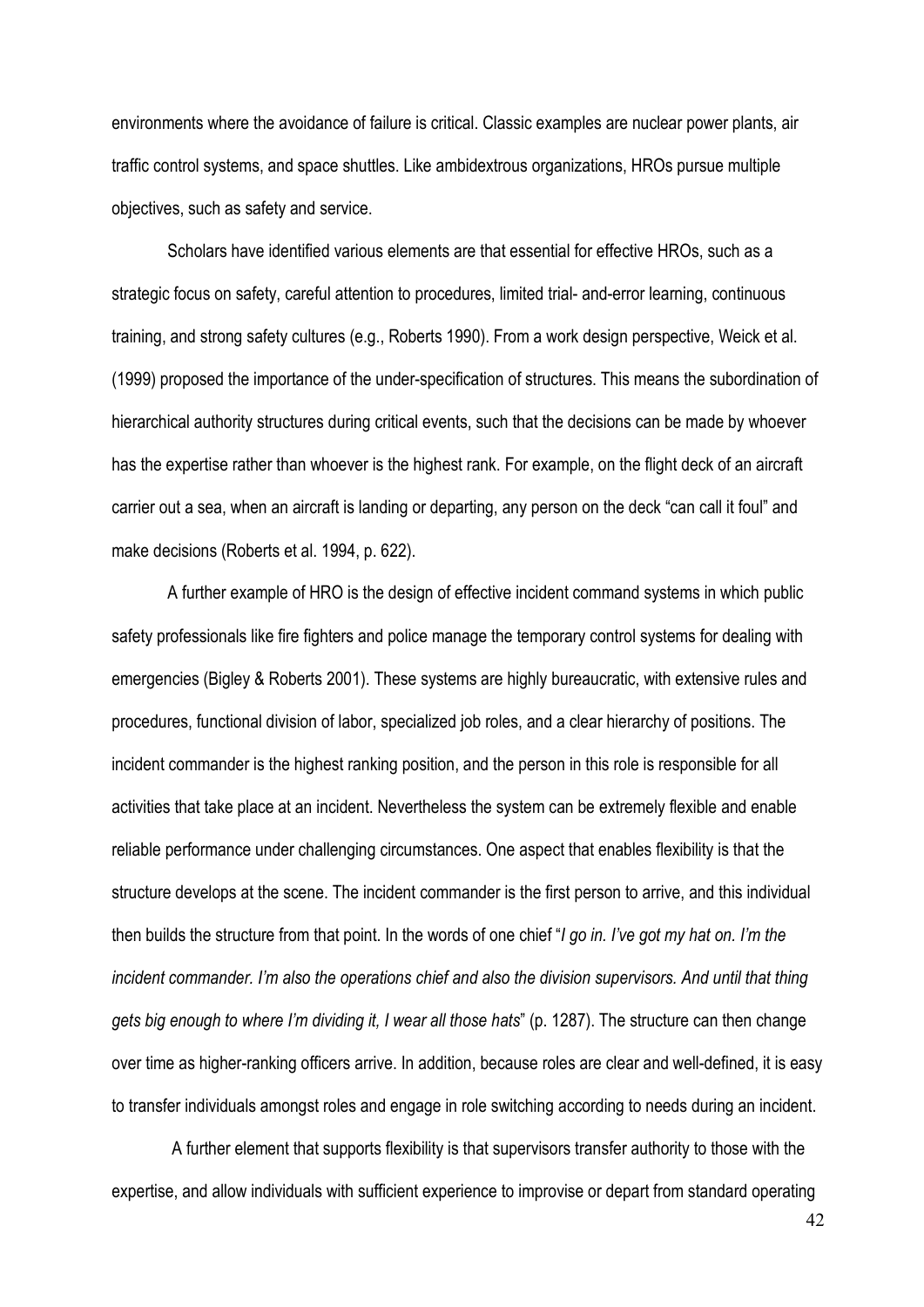environments where the avoidance of failure is critical. Classic examples are nuclear power plants, air traffic control systems, and space shuttles. Like ambidextrous organizations, HROs pursue multiple objectives, such as safety and service.

Scholars have identified various elements are that essential for effective HROs, such as a strategic focus on safety, careful attention to procedures, limited trial- and-error learning, continuous training, and strong safety cultures (e.g., Roberts 1990). From a work design perspective, Weick et al. (1999) proposed the importance of the under-specification of structures. This means the subordination of hierarchical authority structures during critical events, such that the decisions can be made by whoever has the expertise rather than whoever is the highest rank. For example, on the flight deck of an aircraft carrier out a sea, when an aircraft is landing or departing, any person on the deck "can call it foul" and make decisions (Roberts et al. 1994, p. 622).

A further example of HRO is the design of effective incident command systems in which public safety professionals like fire fighters and police manage the temporary control systems for dealing with emergencies (Bigley & Roberts 2001). These systems are highly bureaucratic, with extensive rules and procedures, functional division of labor, specialized job roles, and a clear hierarchy of positions. The incident commander is the highest ranking position, and the person in this role is responsible for all activities that take place at an incident. Nevertheless the system can be extremely flexible and enable reliable performance under challenging circumstances. One aspect that enables flexibility is that the structure develops at the scene. The incident commander is the first person to arrive, and this individual then builds the structure from that point. In the words of one chief "*I go in. I've got my hat on. I'm the incident commander. I'm also the operations chief and also the division supervisors. And until that thing gets big enough to where I'm dividing it, I wear all those hats*" (p. 1287). The structure can then change over time as higher-ranking officers arrive. In addition, because roles are clear and well-defined, it is easy to transfer individuals amongst roles and engage in role switching according to needs during an incident.

A further element that supports flexibility is that supervisors transfer authority to those with the expertise, and allow individuals with sufficient experience to improvise or depart from standard operating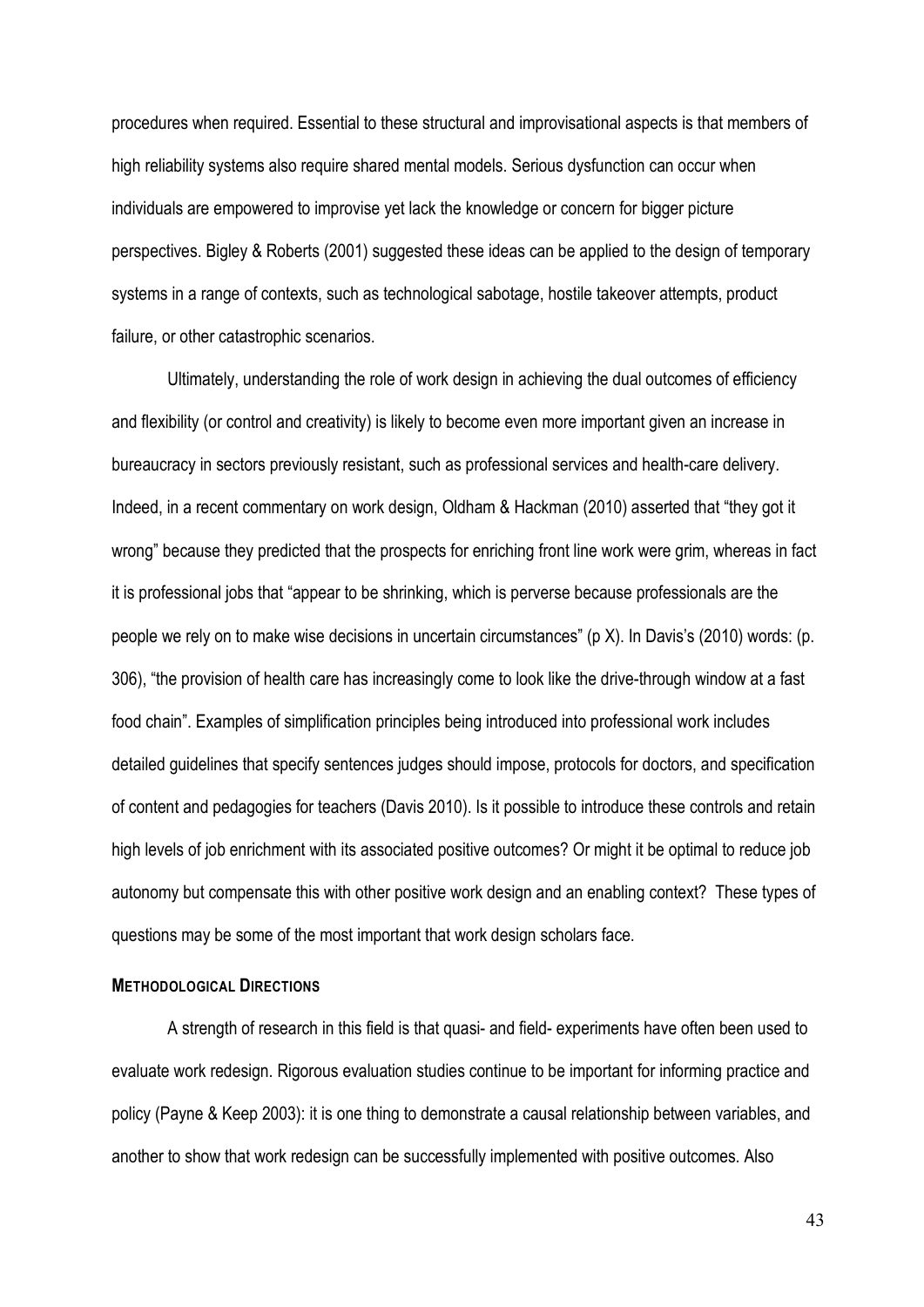procedures when required. Essential to these structural and improvisational aspects is that members of high reliability systems also require shared mental models. Serious dysfunction can occur when individuals are empowered to improvise yet lack the knowledge or concern for bigger picture perspectives. Bigley & Roberts (2001) suggested these ideas can be applied to the design of temporary systems in a range of contexts, such as technological sabotage, hostile takeover attempts, product failure, or other catastrophic scenarios.

Ultimately, understanding the role of work design in achieving the dual outcomes of efficiency and flexibility (or control and creativity) is likely to become even more important given an increase in bureaucracy in sectors previously resistant, such as professional services and health-care delivery. Indeed, in a recent commentary on work design, Oldham & Hackman (2010) asserted that "they got it wrong" because they predicted that the prospects for enriching front line work were grim, whereas in fact it is professional jobs that "appear to be shrinking, which is perverse because professionals are the people we rely on to make wise decisions in uncertain circumstances" (p X). In Davis's (2010) words: (p. 306), "the provision of health care has increasingly come to look like the drive-through window at a fast food chain". Examples of simplification principles being introduced into professional work includes detailed guidelines that specify sentences judges should impose, protocols for doctors, and specification of content and pedagogies for teachers (Davis 2010). Is it possible to introduce these controls and retain high levels of job enrichment with its associated positive outcomes? Or might it be optimal to reduce job autonomy but compensate this with other positive work design and an enabling context? These types of questions may be some of the most important that work design scholars face.

### METHODOLOGICAL DIRECTIONS

A strength of research in this field is that quasi- and field- experiments have often been used to evaluate work redesign. Rigorous evaluation studies continue to be important for informing practice and policy (Payne & Keep 2003): it is one thing to demonstrate a causal relationship between variables, and another to show that work redesign can be successfully implemented with positive outcomes. Also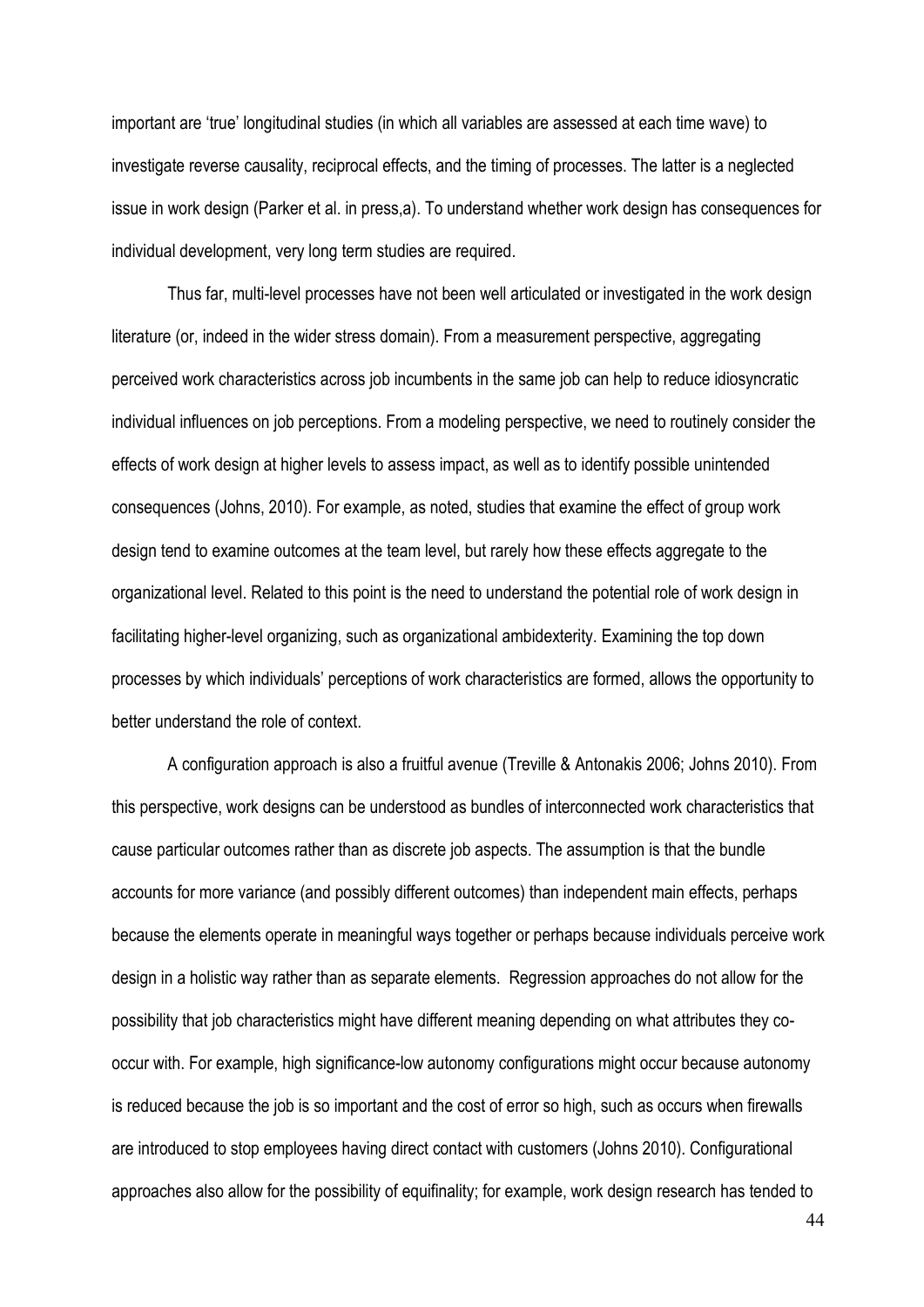important are 'true' longitudinal studies (in which all variables are assessed at each time wave) to investigate reverse causality, reciprocal effects, and the timing of processes. The latter is a neglected issue in work design (Parker et al. in press,a). To understand whether work design has consequences for individual development, very long term studies are required.

Thus far, multi-level processes have not been well articulated or investigated in the work design literature (or, indeed in the wider stress domain). From a measurement perspective, aggregating perceived work characteristics across job incumbents in the same job can help to reduce idiosyncratic individual influences on job perceptions. From a modeling perspective, we need to routinely consider the effects of work design at higher levels to assess impact, as well as to identify possible unintended consequences (Johns, 2010). For example, as noted, studies that examine the effect of group work design tend to examine outcomes at the team level, but rarely how these effects aggregate to the organizational level. Related to this point is the need to understand the potential role of work design in facilitating higher-level organizing, such as organizational ambidexterity. Examining the top down processes by which individuals' perceptions of work characteristics are formed, allows the opportunity to better understand the role of context.

A configuration approach is also a fruitful avenue (Treville & Antonakis 2006; Johns 2010). From this perspective, work designs can be understood as bundles of interconnected work characteristics that cause particular outcomes rather than as discrete job aspects. The assumption is that the bundle accounts for more variance (and possibly different outcomes) than independent main effects, perhaps because the elements operate in meaningful ways together or perhaps because individuals perceive work design in a holistic way rather than as separate elements. Regression approaches do not allow for the possibility that job characteristics might have different meaning depending on what attributes they co-occur with. For example, high significance-low autonomy configurations might occur because autonomy is reduced because the job is so important and the cost of error so high, such as occurs when firewalls are introduced to stop employees having direct contact with customers (Johns 2010). Configurational approaches also allow for the possibility of equifinality; for example, work design research has tended to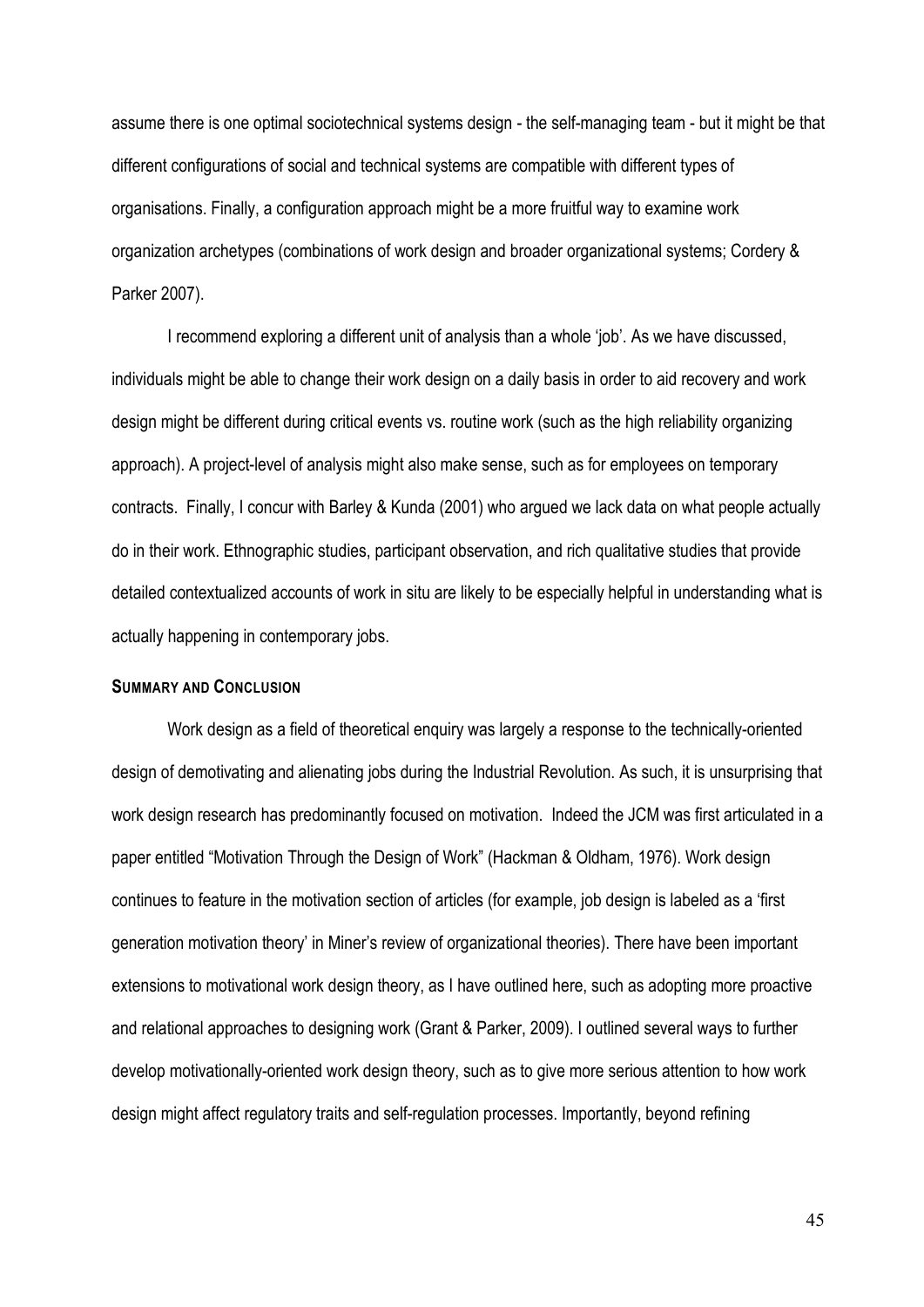assume there is one optimal sociotechnical systems design - the self-managing team - but it might be that different configurations of social and technical systems are compatible with different types of organisations. Finally, a configuration approach might be a more fruitful way to examine work organization archetypes (combinations of work design and broader organizational systems; Cordery & Parker 2007).

I recommend exploring a different unit of analysis than a whole 'job'. As we have discussed, individuals might be able to change their work design on a daily basis in order to aid recovery and work design might be different during critical events vs. routine work (such as the high reliability organizing approach). A project-level of analysis might also make sense, such as for employees on temporary contracts. Finally, I concur with Barley & Kunda (2001) who argued we lack data on what people actually do in their work. Ethnographic studies, participant observation, and rich qualitative studies that provide detailed contextualized accounts of work in situ are likely to be especially helpful in understanding what is actually happening in contemporary jobs.

## SUMMARY AND CONCLUSION

Work design as a field of theoretical enquiry was largely a response to the technically-oriented design of demotivating and alienating jobs during the Industrial Revolution. As such, it is unsurprising that work design research has predominantly focused on motivation. Indeed the JCM was first articulated in a paper entitled "Motivation Through the Design of Work" (Hackman & Oldham, 1976). Work design continues to feature in the motivation section of articles (for example, job design is labeled as a 'first generation motivation theory' in Miner's review of organizational theories). There have been important extensions to motivational work design theory, as I have outlined here, such as adopting more proactive and relational approaches to designing work (Grant & Parker, 2009). I outlined several ways to further develop motivationally-oriented work design theory, such as to give more serious attention to how work design might affect regulatory traits and self-regulation processes. Importantly, beyond refining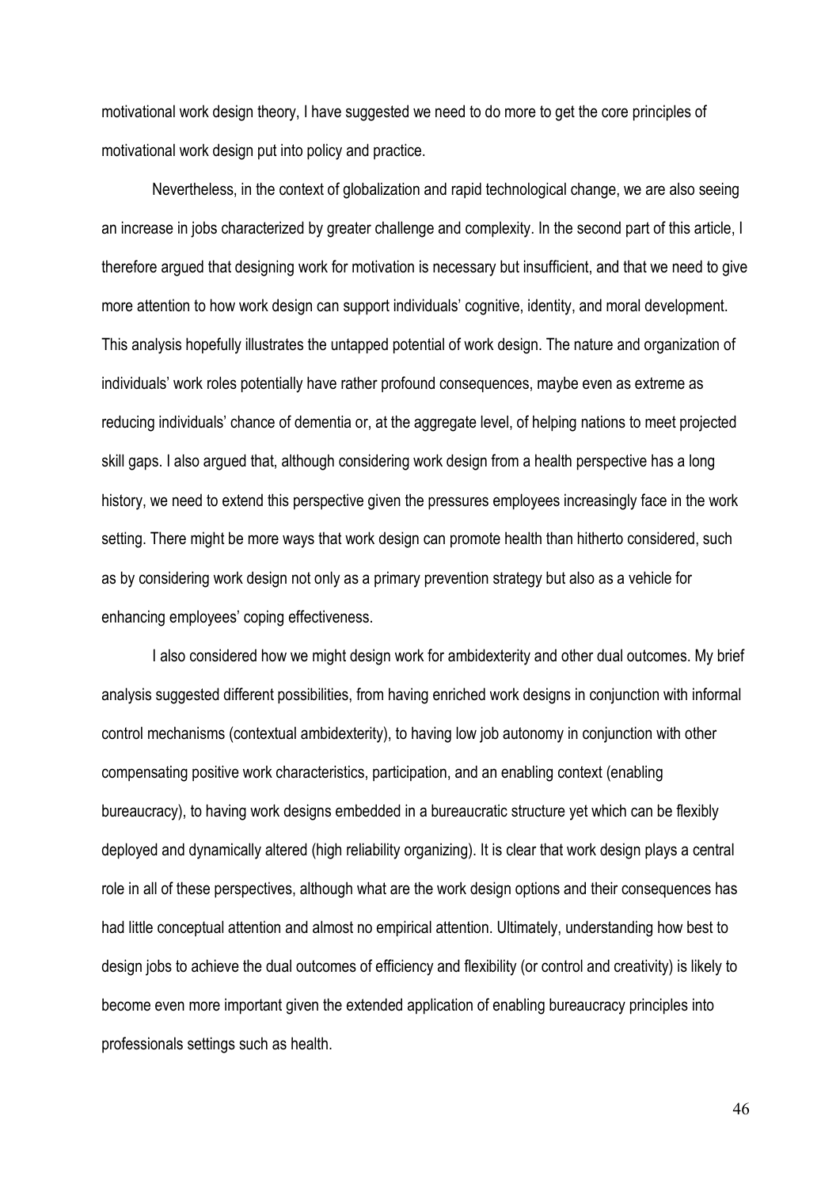motivational work design theory, I have suggested we need to do more to get the core principles of motivational work design put into policy and practice.

Nevertheless, in the context of globalization and rapid technological change, we are also seeing an increase in jobs characterized by greater challenge and complexity. In the second part of this article, I therefore argued that designing work for motivation is necessary but insufficient, and that we need to give more attention to how work design can support individuals' cognitive, identity, and moral development. This analysis hopefully illustrates the untapped potential of work design. The nature and organization of individuals' work roles potentially have rather profound consequences, maybe even as extreme as reducing individuals' chance of dementia or, at the aggregate level, of helping nations to meet projected skill gaps. I also argued that, although considering work design from a health perspective has a long history, we need to extend this perspective given the pressures employees increasingly face in the work setting. There might be more ways that work design can promote health than hitherto considered, such as by considering work design not only as a primary prevention strategy but also as a vehicle for enhancing employees' coping effectiveness.

I also considered how we might design work for ambidexterity and other dual outcomes. My brief analysis suggested different possibilities, from having enriched work designs in conjunction with informal control mechanisms (contextual ambidexterity), to having low job autonomy in conjunction with other compensating positive work characteristics, participation, and an enabling context (enabling bureaucracy), to having work designs embedded in a bureaucratic structure yet which can be flexibly deployed and dynamically altered (high reliability organizing). It is clear that work design plays a central role in all of these perspectives, although what are the work design options and their consequences has had little conceptual attention and almost no empirical attention. Ultimately, understanding how best to design jobs to achieve the dual outcomes of efficiency and flexibility (or control and creativity) is likely to become even more important given the extended application of enabling bureaucracy principles into professionals settings such as health.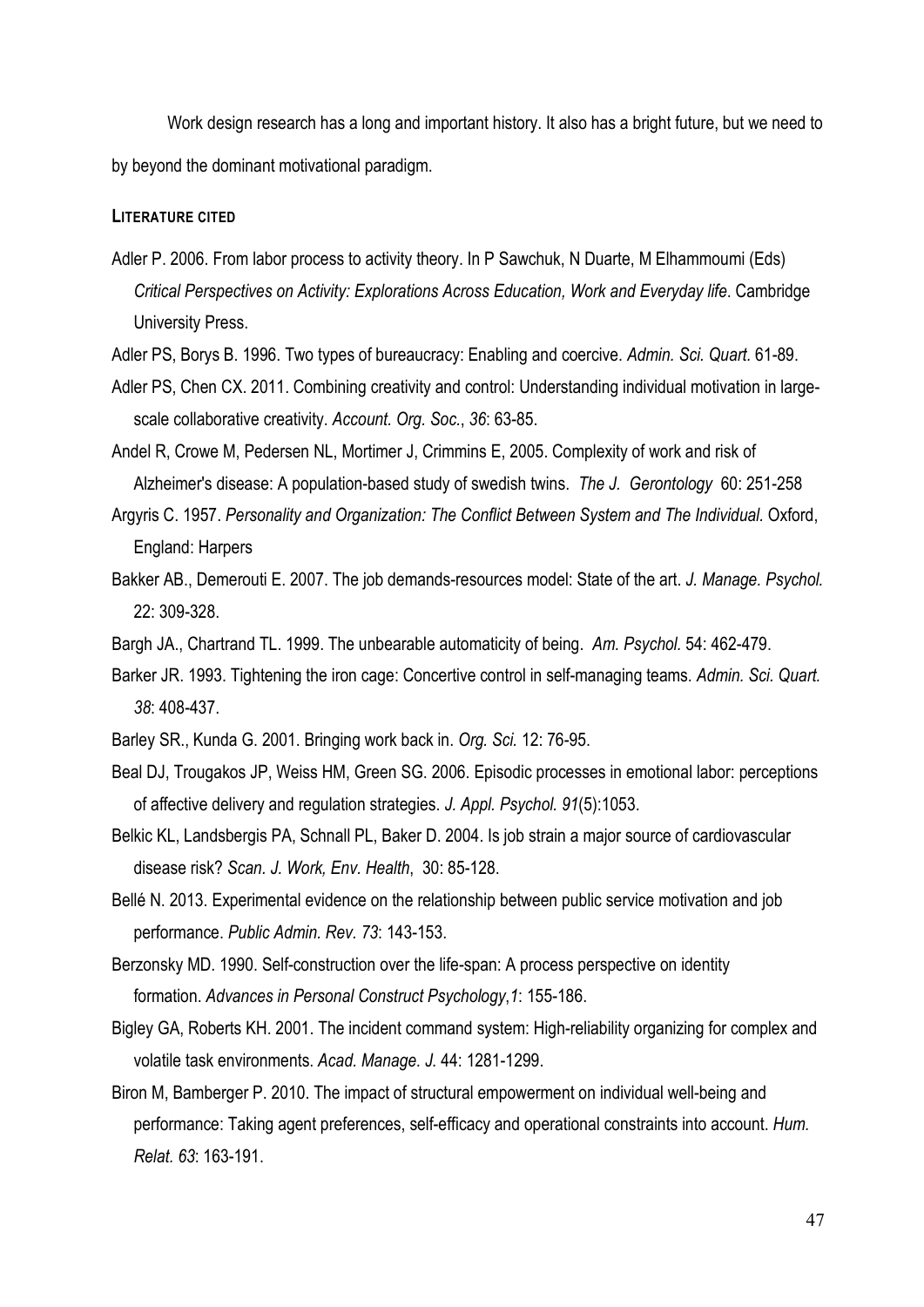Work design research has a long and important history. It also has a bright future, but we need to by beyond the dominant motivational paradigm.

## LITERATURE CITED

Adler P. 2006. From labor process to activity theory. In P Sawchuk, N Duarte, M Elhammoumi (Eds) *Critical Perspectives on Activity: Explorations Across Education, Work and Everyday life*. Cambridge University Press.

Adler PS, Borys B. 1996. Two types of bureaucracy: Enabling and coercive. *Admin. Sci. Quart.* 61-89.

Adler PS, Chen CX. 2011. Combining creativity and control: Understanding individual motivation in large-scale collaborative creativity. *Account. Org. Soc.*, *36*: 63-85.

Andel R, Crowe M, Pedersen NL, Mortimer J, Crimmins E, 2005. Complexity of work and risk of Alzheimer's disease: A population-based study of swedish twins. *The J. Gerontology* 60: 251-258

Argyris C. 1957. *Personality and Organization: The Conflict Between System and The Individual*. Oxford, England: Harpers

Bakker AB., Demerouti E. 2007. The job demands-resources model: State of the art. *J. Manage. Psychol.* 22: 309-328.

Bargh JA., Chartrand TL. 1999. The unbearable automaticity of being. *Am. Psychol.* 54: 462-479.

Barker JR. 1993. Tightening the iron cage: Concertive control in self-managing teams. *Admin. Sci. Quart. 38*: 408-437.

Barley SR., Kunda G. 2001. Bringing work back in. *Org. Sci.* 12: 76-95.

Beal DJ, Trougakos JP, Weiss HM, Green SG. 2006. Episodic processes in emotional labor: perceptions of affective delivery and regulation strategies. *J. Appl. Psychol. 91*(5):1053.

Belkic KL, Landsbergis PA, Schnall PL, Baker D. 2004. Is job strain a major source of cardiovascular disease risk? *Scan. J. Work, Env. Health*, 30: 85-128.

Bellé N. 2013. Experimental evidence on the relationship between public service motivation and job performance. *Public Admin. Rev. 73*: 143-153.

Berzonsky MD. 1990. Self-construction over the life-span: A process perspective on identity formation. *Advances in Personal Construct Psychology*,*1*: 155-186.

Bigley GA, Roberts KH. 2001. The incident command system: High-reliability organizing for complex and volatile task environments. *Acad. Manage. J.* 44: 1281-1299.

Biron M, Bamberger P. 2010. The impact of structural empowerment on individual well-being and performance: Taking agent preferences, self-efficacy and operational constraints into account. *Hum. Relat. 63*: 163-191.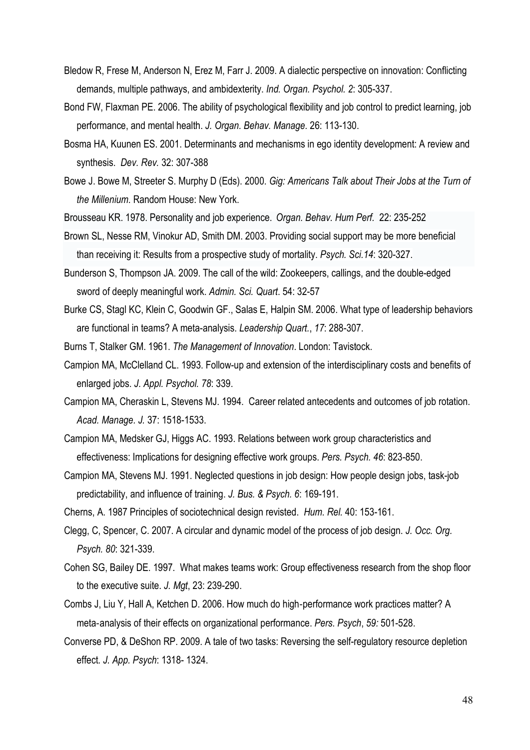Bledow R, Frese M, Anderson N, Erez M, Farr J. 2009. A dialectic perspective on innovation: Conflicting demands, multiple pathways, and ambidexterity. *Ind. Organ. Psychol. 2*: 305-337.

Bond FW, Flaxman PE. 2006. The ability of psychological flexibility and job control to predict learning, job performance, and mental health. *J. Organ. Behav. Manage.* 26: 113-130.

Bosma HA, Kuunen ES. 2001. Determinants and mechanisms in ego identity development: A review and synthesis. *Dev. Rev.* 32: 307-388

Bowe J. Bowe M, Streeter S. Murphy D (Eds). 2000. *Gig: Americans Talk about Their Jobs at the Turn of the Millenium.* Random House: New York.

Brousseau KR. 1978. Personality and job experience. *Organ. Behav. Hum Perf.* 22: 235-252

Brown SL, Nesse RM, Vinokur AD, Smith DM. 2003. Providing social support may be more beneficial than receiving it: Results from a prospective study of mortality. *Psych. Sci.14*: 320-327.

Bunderson S, Thompson JA. 2009. The call of the wild: Zookeepers, callings, and the double-edged sword of deeply meaningful work. *Admin. Sci. Quart*. 54: 32-57

Burke CS, Stagl KC, Klein C, Goodwin GF., Salas E, Halpin SM. 2006. What type of leadership behaviors are functional in teams? A meta-analysis. *Leadership Quart.*, *17*: 288-307.

Burns T, Stalker GM. 1961. *The Management of Innovation*. London: Tavistock.

Campion MA, McClelland CL. 1993. Follow-up and extension of the interdisciplinary costs and benefits of enlarged jobs. *J. Appl. Psychol. 78*: 339.

Campion MA, Cheraskin L, Stevens MJ. 1994. Career related antecedents and outcomes of job rotation. *Acad. Manage. J.* 37: 1518-1533.

Campion MA, Medsker GJ, Higgs AC. 1993. Relations between work group characteristics and effectiveness: Implications for designing effective work groups. *Pers. Psych. 46*: 823-850.

Campion MA, Stevens MJ. 1991. Neglected questions in job design: How people design jobs, task-job predictability, and influence of training. *J. Bus. & Psych. 6*: 169-191.

Cherns, A. 1987 Principles of sociotechnical design revisted. *Hum. Rel.* 40: 153-161.

Clegg, C, Spencer, C. 2007. A circular and dynamic model of the process of job design. *J. Occ. Org. Psych. 80*: 321-339.

Cohen SG, Bailey DE. 1997. What makes teams work: Group effectiveness research from the shop floor to the executive suite. *J. Mgt*, 23: 239-290.

Combs J, Liu Y, Hall A, Ketchen D. 2006. How much do high-performance work practices matter? A meta-analysis of their effects on organizational performance. *Pers. Psych*, *59:* 501-528.

Converse PD, & DeShon RP. 2009. A tale of two tasks: Reversing the self-regulatory resource depletion effect. *J. App. Psych*: 1318- 1324.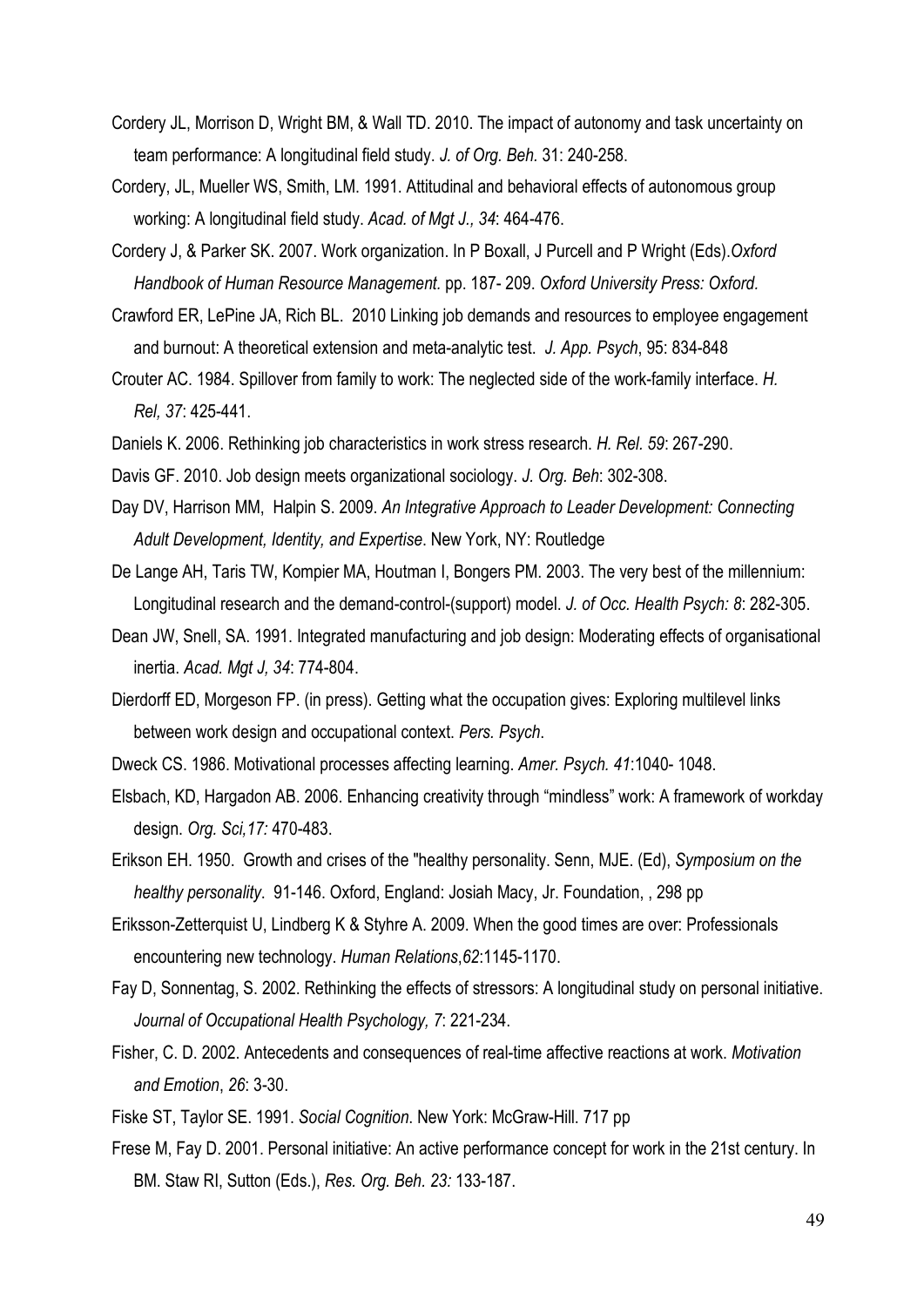Cordery JL, Morrison D, Wright BM, & Wall TD. 2010. The impact of autonomy and task uncertainty on team performance: A longitudinal field study. *J. of Org. Beh.* 31: 240-258.

Cordery, JL, Mueller WS, Smith, LM. 1991. Attitudinal and behavioral effects of autonomous group working: A longitudinal field study. *Acad. of Mgt J., 34*: 464-476.

Cordery J, & Parker SK. 2007. Work organization. In P Boxall, J Purcell and P Wright (Eds).*Oxford Handbook of Human Resource Management.* pp. 187- 209. *Oxford University Press: Oxford.*

Crawford ER, LePine JA, Rich BL. 2010 Linking job demands and resources to employee engagement and burnout: A theoretical extension and meta-analytic test. *J. App. Psych*, 95: 834-848

Crouter AC. 1984. Spillover from family to work: The neglected side of the work-family interface. *H. Rel, 37*: 425-441.

Daniels K. 2006. Rethinking job characteristics in work stress research. *H. Rel. 59*: 267-290.

Davis GF. 2010. Job design meets organizational sociology. *J. Org. Beh*: 302-308.

Day DV, Harrison MM, Halpin S. 2009. *An Integrative Approach to Leader Development: Connecting Adult Development, Identity, and Expertise*. New York, NY: Routledge

De Lange AH, Taris TW, Kompier MA, Houtman I, Bongers PM. 2003. The very best of the millennium: Longitudinal research and the demand-control-(support) model. *J. of Occ. Health Psych: 8*: 282-305.

Dean JW, Snell, SA. 1991. Integrated manufacturing and job design: Moderating effects of organisational inertia. *Acad. Mgt J, 34*: 774-804.

Dierdorff ED, Morgeson FP. (in press). Getting what the occupation gives: Exploring multilevel links between work design and occupational context. *Pers. Psych*.

Dweck CS. 1986. Motivational processes affecting learning. *Amer. Psych. 41*:1040- 1048.

Elsbach, KD, Hargadon AB. 2006. Enhancing creativity through "mindless" work: A framework of workday design. *Org. Sci,17:* 470-483.

Erikson EH. 1950. Growth and crises of the "healthy personality. Senn, MJE. (Ed), *Symposium on the healthy personality*. 91-146. Oxford, England: Josiah Macy, Jr. Foundation, , 298 pp

Eriksson-Zetterquist U, Lindberg K & Styhre A. 2009. When the good times are over: Professionals encountering new technology. *Human Relations*,*62*:1145-1170.

Fay D, Sonnentag, S. 2002. Rethinking the effects of stressors: A longitudinal study on personal initiative. *Journal of Occupational Health Psychology, 7*: 221-234.

Fisher, C. D. 2002. Antecedents and consequences of real-time affective reactions at work. *Motivation and Emotion*, *26*: 3-30.

Fiske ST, Taylor SE. 1991. *Social Cognition*. New York: McGraw-Hill. 717 pp

Frese M, Fay D. 2001. Personal initiative: An active performance concept for work in the 21st century. In BM. Staw RI, Sutton (Eds.), *Res. Org. Beh. 23:* 133-187.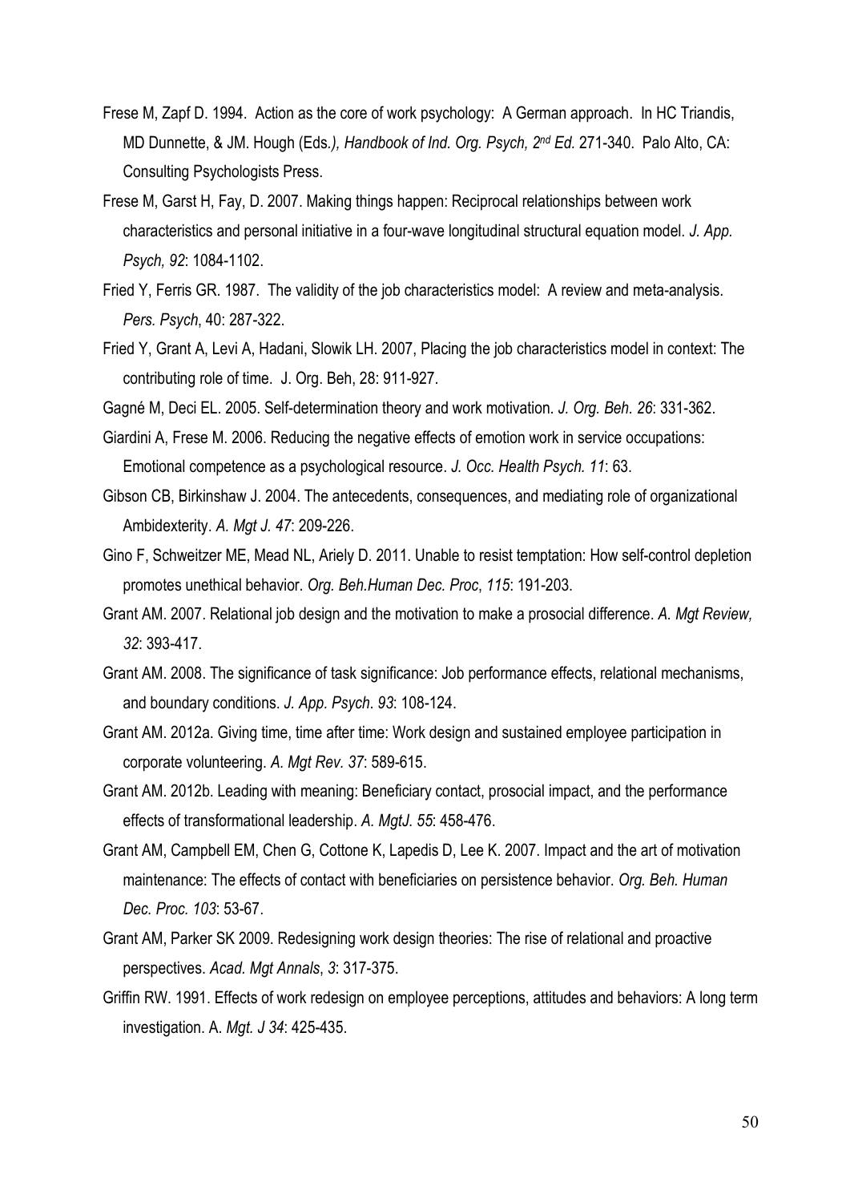Frese M, Zapf D. 1994. Action as the core of work psychology: A German approach. In HC Triandis, MD Dunnette, & JM. Hough (Eds*.), Handbook of Ind. Org. Psych, 2nd Ed.* 271-340. Palo Alto, CA: Consulting Psychologists Press.

Frese M, Garst H, Fay, D. 2007. Making things happen: Reciprocal relationships between work characteristics and personal initiative in a four-wave longitudinal structural equation model. *J. App. Psych, 92*: 1084-1102.

Fried Y, Ferris GR. 1987. The validity of the job characteristics model: A review and meta-analysis. *Pers. Psych*, 40: 287-322.

Fried Y, Grant A, Levi A, Hadani, Slowik LH. 2007, Placing the job characteristics model in context: The contributing role of time. J. Org. Beh, 28: 911-927.

Gagné M, Deci EL. 2005. Self-determination theory and work motivation. *J. Org. Beh. 26*: 331-362.

Giardini A, Frese M. 2006. Reducing the negative effects of emotion work in service occupations: Emotional competence as a psychological resource. *J. Occ. Health Psych. 11*: 63.

Gibson CB, Birkinshaw J. 2004. The antecedents, consequences, and mediating role of organizational Ambidexterity. *A. Mgt J. 47*: 209-226.

Gino F, Schweitzer ME, Mead NL, Ariely D. 2011. Unable to resist temptation: How self-control depletion promotes unethical behavior. *Org. Beh.Human Dec. Proc*, *115*: 191-203.

Grant AM. 2007. Relational job design and the motivation to make a prosocial difference. *A. Mgt Review, 32*: 393-417.

Grant AM. 2008. The significance of task significance: Job performance effects, relational mechanisms, and boundary conditions. *J. App. Psych. 93*: 108-124.

Grant AM. 2012a. Giving time, time after time: Work design and sustained employee participation in corporate volunteering. *A. Mgt Rev. 37*: 589-615.

Grant AM. 2012b. Leading with meaning: Beneficiary contact, prosocial impact, and the performance effects of transformational leadership. *A. MgtJ. 55*: 458-476.

Grant AM, Campbell EM, Chen G, Cottone K, Lapedis D, Lee K. 2007. Impact and the art of motivation maintenance: The effects of contact with beneficiaries on persistence behavior. *Org. Beh. Human Dec. Proc. 103*: 53-67.

Grant AM, Parker SK 2009. Redesigning work design theories: The rise of relational and proactive perspectives. *Acad. Mgt Annals*, *3*: 317-375.

Griffin RW. 1991. Effects of work redesign on employee perceptions, attitudes and behaviors: A long term investigation. A. *Mgt. J 34*: 425-435.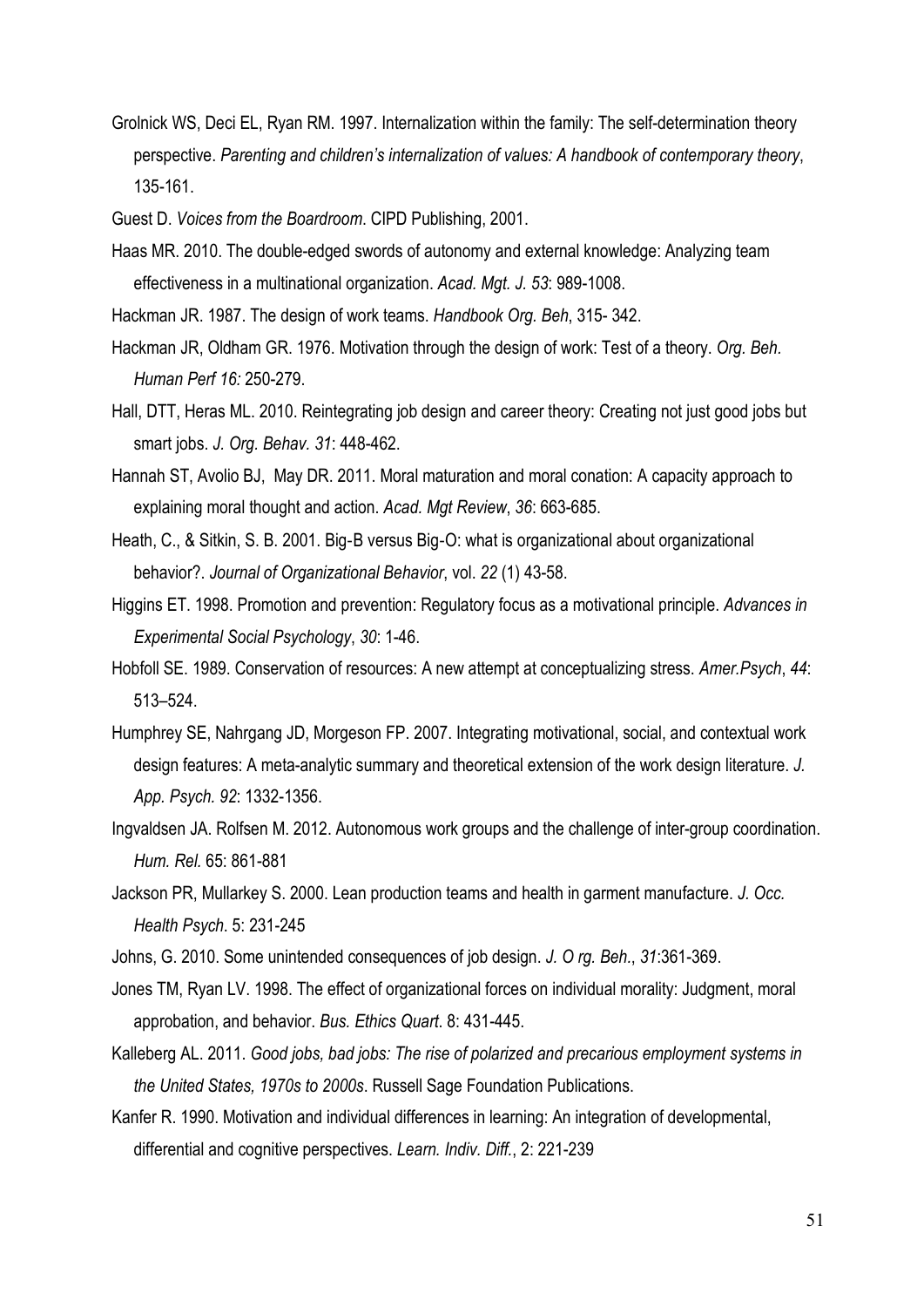Grolnick WS, Deci EL, Ryan RM. 1997. Internalization within the family: The self-determination theory perspective. *Parenting and children's internalization of values: A handbook of contemporary theory*, 135-161.

Guest D. *Voices from the Boardroom*. CIPD Publishing, 2001.

Haas MR. 2010. The double-edged swords of autonomy and external knowledge: Analyzing team effectiveness in a multinational organization. *Acad. Mgt. J. 53*: 989-1008.

Hackman JR. 1987. The design of work teams. *Handbook Org. Beh*, 315- 342.

Hackman JR, Oldham GR. 1976. Motivation through the design of work: Test of a theory. *Org. Beh. Human Perf 16:* 250-279.

Hall, DTT, Heras ML. 2010. Reintegrating job design and career theory: Creating not just good jobs but smart jobs. *J. Org. Behav. 31*: 448-462.

Hannah ST, Avolio BJ, May DR. 2011. Moral maturation and moral conation: A capacity approach to explaining moral thought and action. *Acad. Mgt Review*, *36*: 663-685.

Heath, C., & Sitkin, S. B. 2001. Big-B versus Big-O: what is organizational about organizational behavior?. *Journal of Organizational Behavior*, vol. *22* (1) 43-58.

Higgins ET. 1998. Promotion and prevention: Regulatory focus as a motivational principle. *Advances in Experimental Social Psychology*, *30*: 1-46.

Hobfoll SE. 1989. Conservation of resources: A new attempt at conceptualizing stress. *Amer.Psych*, *44*: 513–524.

Humphrey SE, Nahrgang JD, Morgeson FP. 2007. Integrating motivational, social, and contextual work design features: A meta-analytic summary and theoretical extension of the work design literature. *J. App. Psych. 92*: 1332-1356.

Ingvaldsen JA. Rolfsen M. 2012. Autonomous work groups and the challenge of inter-group coordination. *Hum. Rel.* 65: 861-881

Jackson PR, Mullarkey S. 2000. Lean production teams and health in garment manufacture. *J. Occ. Health Psych*. 5: 231-245

Johns, G. 2010. Some unintended consequences of job design. *J. O rg. Beh*., *31*:361-369.

Jones TM, Ryan LV. 1998. The effect of organizational forces on individual morality: Judgment, moral approbation, and behavior. *Bus. Ethics Quart*. 8: 431-445.

Kalleberg AL. 2011. *Good jobs, bad jobs: The rise of polarized and precarious employment systems in the United States, 1970s to 2000s*. Russell Sage Foundation Publications.

Kanfer R. 1990. Motivation and individual differences in learning: An integration of developmental, differential and cognitive perspectives. *Learn. Indiv. Diff.*, 2: 221-239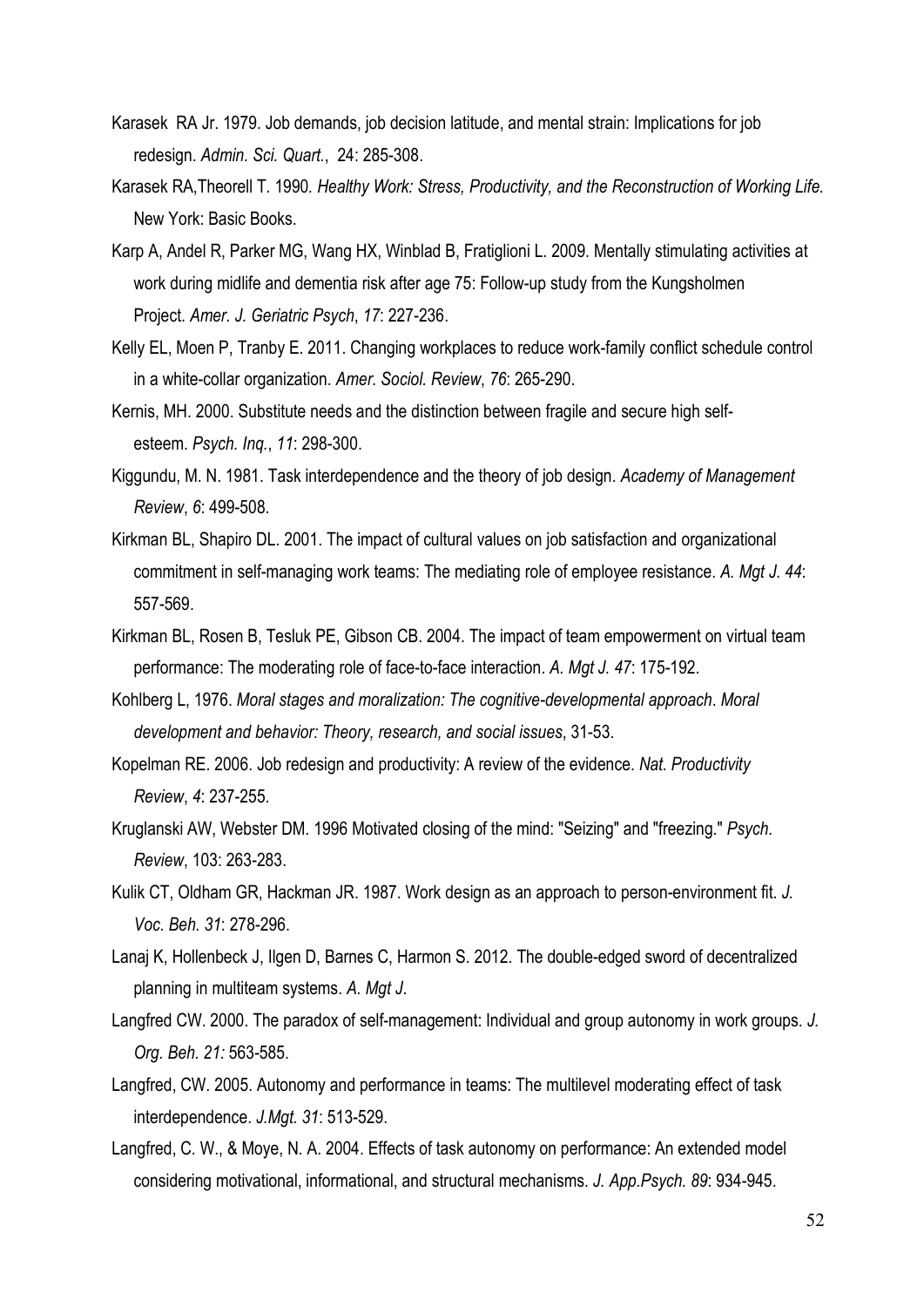Karasek RA Jr. 1979. Job demands, job decision latitude, and mental strain: Implications for job redesign. *Admin. Sci. Quart.*, 24: 285-308.

Karasek RA,Theorell T. 1990. *Healthy Work: Stress, Productivity, and the Reconstruction of Working Life.* New York: Basic Books.

Karp A, Andel R, Parker MG, Wang HX, Winblad B, Fratiglioni L. 2009. Mentally stimulating activities at work during midlife and dementia risk after age 75: Follow-up study from the Kungsholmen Project. *Amer. J. Geriatric Psych*, *17*: 227-236.

Kelly EL, Moen P, Tranby E. 2011. Changing workplaces to reduce work-family conflict schedule control in a white-collar organization. *Amer. Sociol. Review*, *76*: 265-290.

Kernis, MH. 2000. Substitute needs and the distinction between fragile and secure high self-esteem. *Psych. Inq.*, *11*: 298-300.

Kiggundu, M. N. 1981. Task interdependence and the theory of job design. *Academy of Management Review*, *6*: 499-508.

Kirkman BL, Shapiro DL. 2001. The impact of cultural values on job satisfaction and organizational commitment in self-managing work teams: The mediating role of employee resistance. *A. Mgt J. 44*: 557-569.

Kirkman BL, Rosen B, Tesluk PE, Gibson CB. 2004. The impact of team empowerment on virtual team performance: The moderating role of face-to-face interaction. *A. Mgt J. 47*: 175-192.

Kohlberg L, 1976. *Moral stages and moralization: The cognitive-developmental approach*. *Moral development and behavior: Theory, research, and social issues*, 31-53.

Kopelman RE. 2006. Job redesign and productivity: A review of the evidence. *Nat. Productivity Review*, *4*: 237-255.

Kruglanski AW, Webster DM. 1996 Motivated closing of the mind: "Seizing" and "freezing." *Psych. Review*, 103: 263-283.

Kulik CT, Oldham GR, Hackman JR. 1987. Work design as an approach to person-environment fit. *J. Voc. Beh. 31*: 278-296.

Lanaj K, Hollenbeck J, Ilgen D, Barnes C, Harmon S. 2012. The double-edged sword of decentralized planning in multiteam systems. *A. Mgt J*.

Langfred CW. 2000. The paradox of self-management: Individual and group autonomy in work groups. *J. Org. Beh. 21:* 563-585.

Langfred, CW. 2005. Autonomy and performance in teams: The multilevel moderating effect of task interdependence. *J.Mgt. 31*: 513-529.

Langfred, C. W., & Moye, N. A. 2004. Effects of task autonomy on performance: An extended model considering motivational, informational, and structural mechanisms. *J. App.Psych. 89*: 934-945.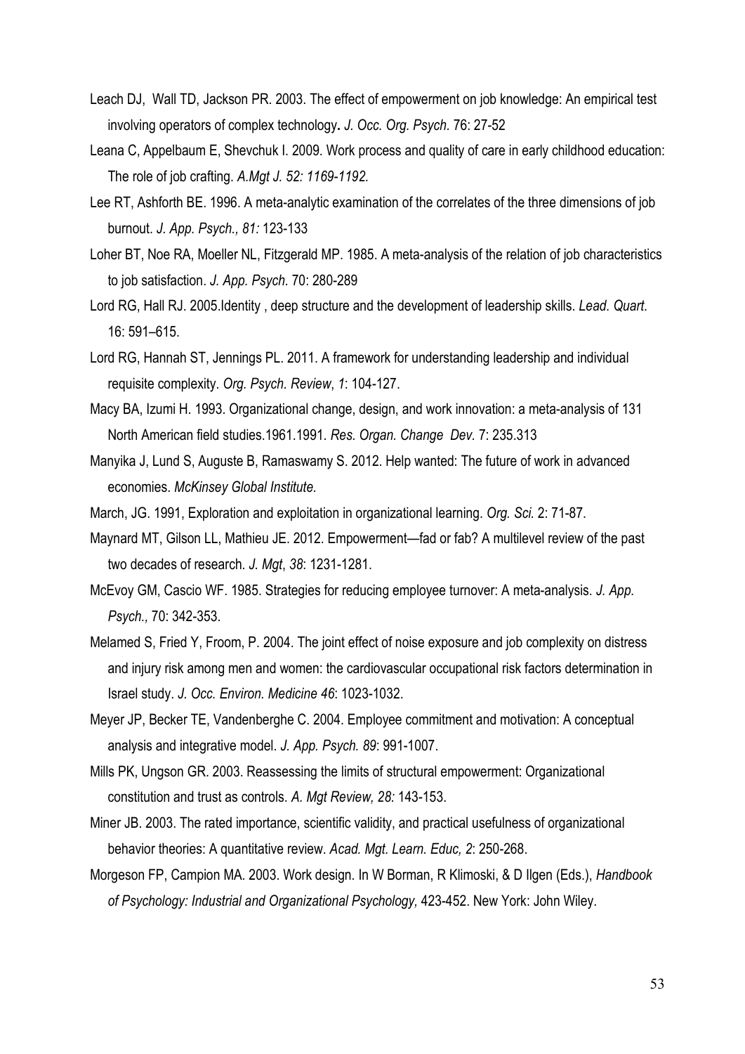Leach DJ, Wall TD, Jackson PR. 2003. The effect of empowerment on job knowledge: An empirical test involving operators of complex technology**.** *J. Occ. Org. Psych.* 76: 27-52

Leana C, Appelbaum E, Shevchuk I. 2009. Work process and quality of care in early childhood education: The role of job crafting. *A.Mgt J. 52: 1169-1192.*

Lee RT, Ashforth BE. 1996. A meta-analytic examination of the correlates of the three dimensions of job burnout. *J. App. Psych., 81:* 123-133

Loher BT, Noe RA, Moeller NL, Fitzgerald MP. 1985. A meta-analysis of the relation of job characteristics to job satisfaction. *J. App. Psych.* 70: 280-289

Lord RG, Hall RJ. 2005.Identity , deep structure and the development of leadership skills. *Lead. Quart*. 16: 591–615.

Lord RG, Hannah ST, Jennings PL. 2011. A framework for understanding leadership and individual requisite complexity. *Org. Psych. Review*, *1*: 104-127.

Macy BA, Izumi H. 1993. Organizational change, design, and work innovation: a meta-analysis of 131 North American field studies.1961.1991. *Res. Organ. Change Dev.* 7: 235.313

Manyika J, Lund S, Auguste B, Ramaswamy S. 2012. Help wanted: The future of work in advanced economies. *McKinsey Global Institute.*

March, JG. 1991, Exploration and exploitation in organizational learning. *Org. Sci.* 2: 71-87.

Maynard MT, Gilson LL, Mathieu JE. 2012. Empowerment—fad or fab? A multilevel review of the past two decades of research. *J. Mgt*, *38*: 1231-1281.

McEvoy GM, Cascio WF. 1985. Strategies for reducing employee turnover: A meta-analysis. *J. App. Psych.,* 70: 342-353.

Melamed S, Fried Y, Froom, P. 2004. The joint effect of noise exposure and job complexity on distress and injury risk among men and women: the cardiovascular occupational risk factors determination in Israel study. *J. Occ. Environ. Medicine 46*: 1023-1032.

Meyer JP, Becker TE, Vandenberghe C. 2004. Employee commitment and motivation: A conceptual analysis and integrative model. *J. App. Psych. 89*: 991-1007.

Mills PK, Ungson GR. 2003. Reassessing the limits of structural empowerment: Organizational constitution and trust as controls. *A. Mgt Review, 28:* 143-153.

Miner JB. 2003. The rated importance, scientific validity, and practical usefulness of organizational behavior theories: A quantitative review*. Acad. Mgt. Learn. Educ, 2*: 250-268.

Morgeson FP, Campion MA. 2003. Work design. In W Borman, R Klimoski, & D Ilgen (Eds.), *Handbook of Psychology: Industrial and Organizational Psychology,* 423-452. New York: John Wiley.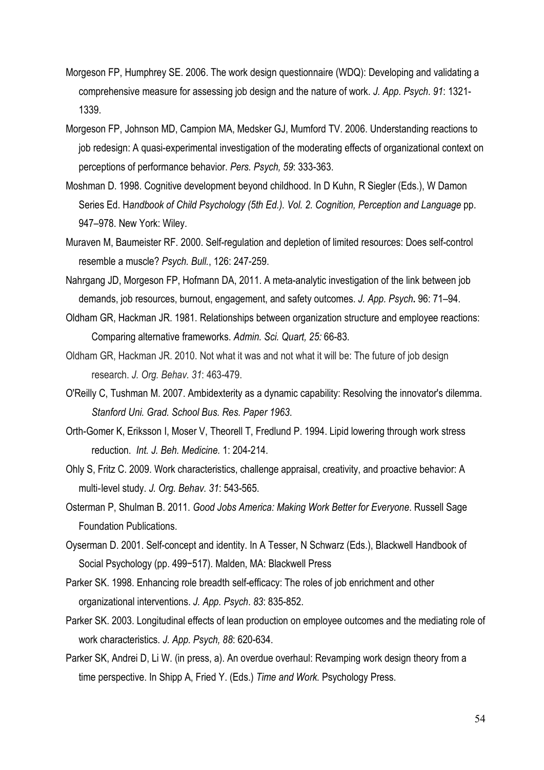Morgeson FP, Humphrey SE. 2006. The work design questionnaire (WDQ): Developing and validating a comprehensive measure for assessing job design and the nature of work. *J. App. Psych*. *91*: 1321-1339.

Morgeson FP, Johnson MD, Campion MA, Medsker GJ, Mumford TV. 2006. Understanding reactions to job redesign: A quasi-experimental investigation of the moderating effects of organizational context on perceptions of performance behavior. *Pers. Psych, 59*: 333-363.

Moshman D. 1998. Cognitive development beyond childhood. In D Kuhn, R Siegler (Eds.), W Damon Series Ed. H*andbook of Child Psychology (5th Ed.). Vol. 2. Cognition, Perception and Language* pp. 947–978. New York: Wiley.

Muraven M, Baumeister RF. 2000. Self-regulation and depletion of limited resources: Does self-control resemble a muscle? *Psych. Bull.*, 126: 247-259.

Nahrgang JD, Morgeson FP, Hofmann DA, 2011. A meta-analytic investigation of the link between job demands, job resources, burnout, engagement, and safety outcomes. *J. App. Psych***.** 96: 71–94.

Oldham GR, Hackman JR. 1981. Relationships between organization structure and employee reactions: Comparing alternative frameworks. *Admin. Sci. Quart, 25:* 66-83.

Oldham GR, Hackman JR. 2010. Not what it was and not what it will be: The future of job design research. *J. Org. Behav. 31*: 463-479.

O'Reilly C, Tushman M. 2007. Ambidexterity as a dynamic capability: Resolving the innovator's dilemma. *Stanford Uni. Grad. School Bus. Res. Paper 1963*.

Orth-Gomer K, Eriksson I, Moser V, Theorell T, Fredlund P. 1994. Lipid lowering through work stress reduction. *Int. J. Beh. Medicine.* 1: 204-214.

Ohly S, Fritz C. 2009. Work characteristics, challenge appraisal, creativity, and proactive behavior: A multi-level study. *J. Org. Behav. 31*: 543-565.

Osterman P, Shulman B. 2011. *Good Jobs America: Making Work Better for Everyone*. Russell Sage Foundation Publications.

Oyserman D. 2001. Self-concept and identity. In A Tesser, N Schwarz (Eds.), Blackwell Handbook of Social Psychology (pp. 499−517). Malden, MA: Blackwell Press

Parker SK. 1998. Enhancing role breadth self-efficacy: The roles of job enrichment and other organizational interventions. *J. App. Psych*. *83*: 835-852.

Parker SK. 2003. Longitudinal effects of lean production on employee outcomes and the mediating role of work characteristics. *J. App. Psych, 88*: 620-634.

Parker SK, Andrei D, Li W. (in press, a). An overdue overhaul: Revamping work design theory from a time perspective. In Shipp A, Fried Y. (Eds.) *Time and Work.* Psychology Press.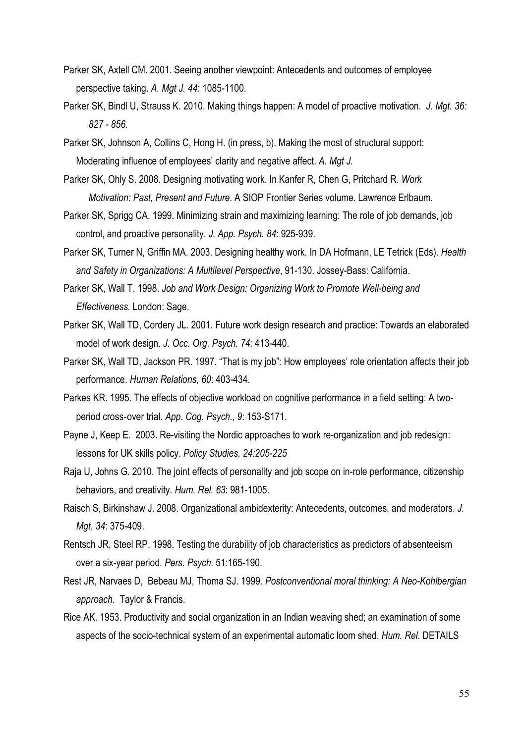Parker SK, Axtell CM. 2001. Seeing another viewpoint: Antecedents and outcomes of employee perspective taking. *A. Mgt J. 44*: 1085-1100.

Parker SK, Bindl U, Strauss K. 2010. Making things happen: A model of proactive motivation. *J. Mgt. 36: 827 - 856.*

Parker SK, Johnson A, Collins C, Hong H. (in press, b). Making the most of structural support: Moderating influence of employees' clarity and negative affect. *A. Mgt J.*

Parker SK, Ohly S. 2008. Designing motivating work. In Kanfer R, Chen G, Pritchard R. *Work Motivation: Past, Present and Future.* A SIOP Frontier Series volume. Lawrence Erlbaum.

Parker SK, Sprigg CA. 1999. Minimizing strain and maximizing learning: The role of job demands, job control, and proactive personality. *J. App. Psych. 84*: 925-939.

Parker SK, Turner N, Griffin MA. 2003. Designing healthy work. In DA Hofmann, LE Tetrick (Eds). *Health and Safety in Organizations: A Multilevel Perspective*, 91-130. Jossey-Bass: California.

Parker SK, Wall T. 1998. *Job and Work Design: Organizing Work to Promote Well-being and Effectiveness.* London: Sage.

Parker SK, Wall TD, Cordery JL. 2001. Future work design research and practice: Towards an elaborated model of work design. *J. Occ. Org. Psych. 74:* 413-440.

Parker SK, Wall TD, Jackson PR. 1997. "That is my job": How employees' role orientation affects their job performance. *Human Relations, 60*: 403-434.

Parkes KR. 1995. The effects of objective workload on cognitive performance in a field setting: A two-period cross-over trial. *App. Cog. Psych.*, *9*: 153-S171.

Payne J, Keep E. 2003. Re-visiting the Nordic approaches to work re-organization and job redesign: lessons for UK skills policy. *Policy Studies. 24:205-225*

Raja U, Johns G. 2010. The joint effects of personality and job scope on in-role performance, citizenship behaviors, and creativity. *Hum. Rel. 63*: 981-1005.

Raisch S, Birkinshaw J. 2008. Organizational ambidexterity: Antecedents, outcomes, and moderators. *J. Mgt*, *34*: 375-409.

Rentsch JR, Steel RP. 1998. Testing the durability of job characteristics as predictors of absenteeism over a six-year period. *Pers. Psych.* 51:165-190.

Rest JR, Narvaes D, Bebeau MJ, Thoma SJ. 1999. *Postconventional moral thinking: A Neo-Kohlbergian approach*. Taylor & Francis.

Rice AK. 1953. Productivity and social organization in an Indian weaving shed; an examination of some aspects of the socio-technical system of an experimental automatic loom shed. *Hum. Rel*. DETAILS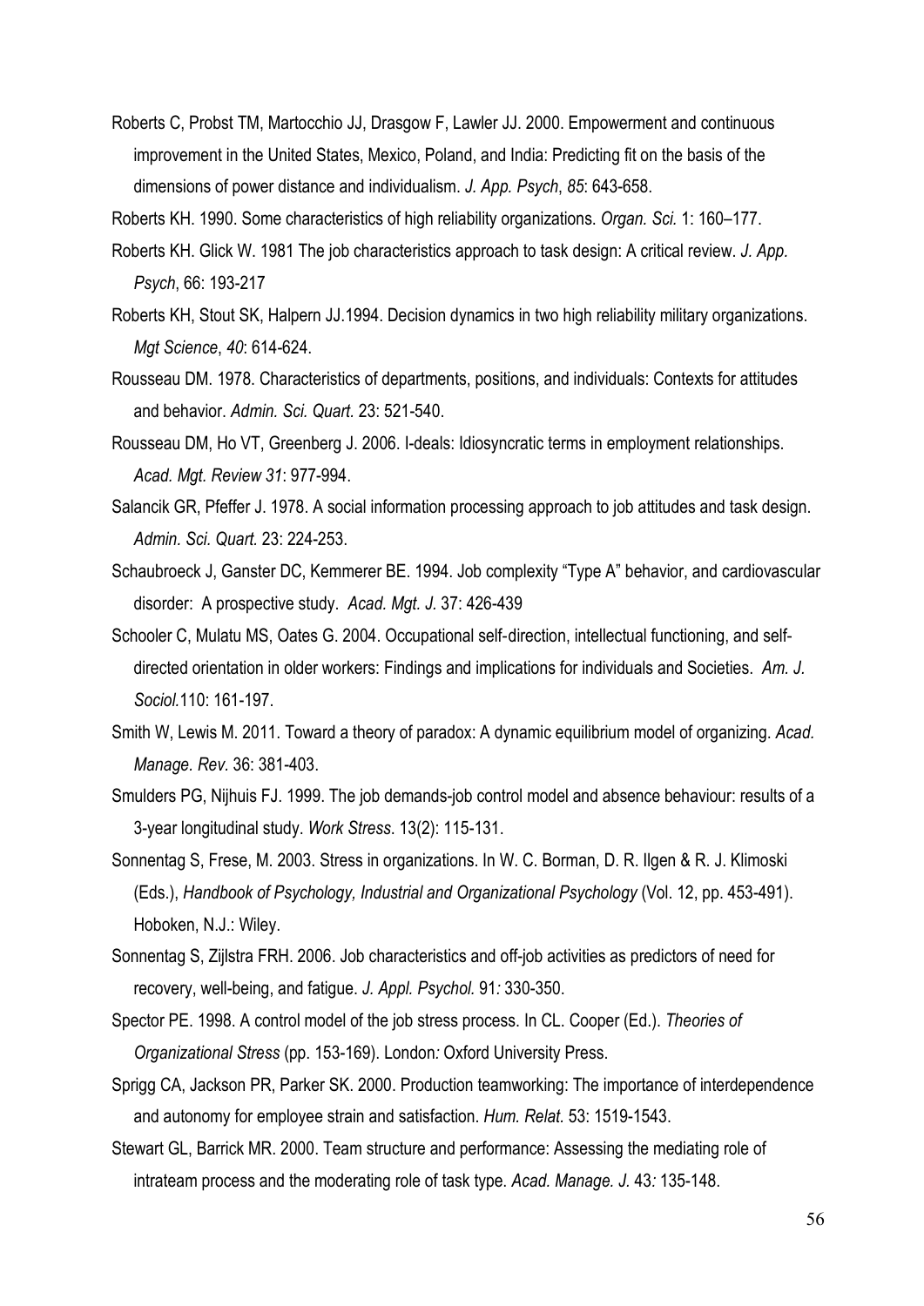Roberts C, Probst TM, Martocchio JJ, Drasgow F, Lawler JJ. 2000. Empowerment and continuous improvement in the United States, Mexico, Poland, and India: Predicting fit on the basis of the dimensions of power distance and individualism. *J. App. Psych*, *85*: 643-658.

Roberts KH. 1990. Some characteristics of high reliability organizations. *Organ. Sci.* 1: 160–177.

Roberts KH. Glick W. 1981 The job characteristics approach to task design: A critical review. *J. App. Psych*, 66: 193-217

Roberts KH, Stout SK, Halpern JJ.1994. Decision dynamics in two high reliability military organizations. *Mgt Science*, *40*: 614-624.

Rousseau DM. 1978. Characteristics of departments, positions, and individuals: Contexts for attitudes and behavior. *Admin. Sci. Quart.* 23: 521-540.

Rousseau DM, Ho VT, Greenberg J. 2006. I-deals: Idiosyncratic terms in employment relationships. *Acad. Mgt. Review 31*: 977-994.

Salancik GR, Pfeffer J. 1978. A social information processing approach to job attitudes and task design. *Admin. Sci. Quart.* 23: 224-253.

Schaubroeck J, Ganster DC, Kemmerer BE. 1994. Job complexity "Type A" behavior, and cardiovascular disorder: A prospective study. *Acad. Mgt. J.* 37: 426-439

Schooler C, Mulatu MS, Oates G. 2004. Occupational self-direction, intellectual functioning, and self-directed orientation in older workers: Findings and implications for individuals and Societies. *Am. J. Sociol.*110: 161-197.

Smith W, Lewis M. 2011. Toward a theory of paradox: A dynamic equilibrium model of organizing. *Acad. Manage. Rev.* 36: 381-403.

Smulders PG, Nijhuis FJ. 1999. The job demands-job control model and absence behaviour: results of a 3-year longitudinal study. *Work Stress*. 13(2): 115-131.

Sonnentag S, Frese, M. 2003. Stress in organizations. In W. C. Borman, D. R. Ilgen & R. J. Klimoski (Eds.), *Handbook of Psychology, Industrial and Organizational Psychology* (Vol. 12, pp. 453-491). Hoboken, N.J.: Wiley.

Sonnentag S, Zijlstra FRH. 2006. Job characteristics and off-job activities as predictors of need for recovery, well-being, and fatigue. *J. Appl. Psychol.* 91*:* 330-350.

Spector PE. 1998. A control model of the job stress process. In CL. Cooper (Ed.). *Theories of Organizational Stress* (pp. 153-169). London*:* Oxford University Press.

Sprigg CA, Jackson PR, Parker SK. 2000. Production teamworking: The importance of interdependence and autonomy for employee strain and satisfaction. *Hum. Relat.* 53: 1519-1543.

Stewart GL, Barrick MR. 2000. Team structure and performance: Assessing the mediating role of intrateam process and the moderating role of task type. *Acad. Manage. J.* 43*:* 135-148.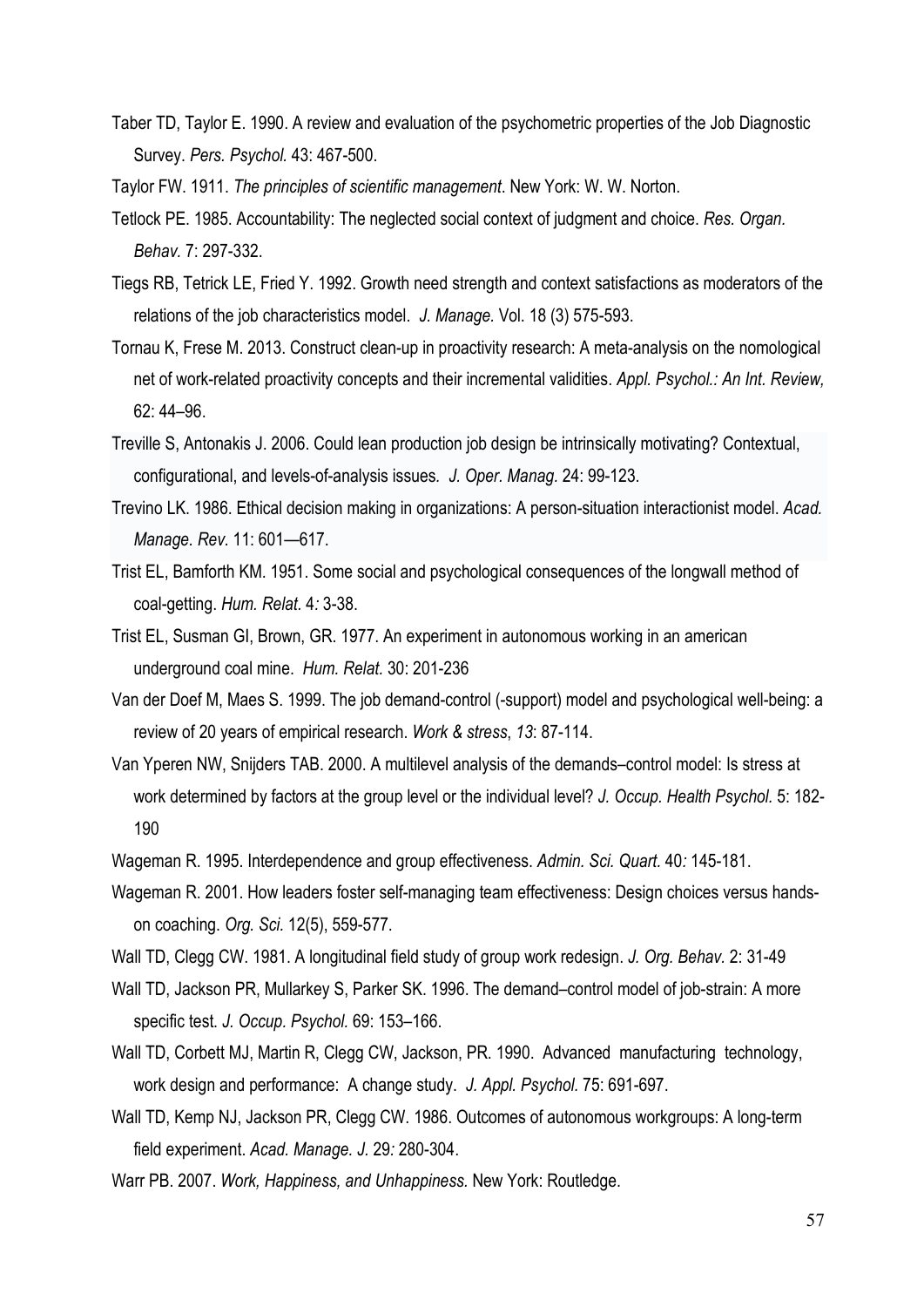Taber TD, Taylor E. 1990. A review and evaluation of the psychometric properties of the Job Diagnostic Survey. *Pers. Psychol.* 43: 467-500.

Taylor FW. 1911. *The principles of scientific management*. New York: W. W. Norton.

Tetlock PE. 1985. Accountability: The neglected social context of judgment and choice. *Res. Organ. Behav.* 7: 297-332.

Tiegs RB, Tetrick LE, Fried Y. 1992. Growth need strength and context satisfactions as moderators of the relations of the job characteristics model. *J. Manage.* Vol. 18 (3) 575-593.

Tornau K, Frese M. 2013. Construct clean-up in proactivity research: A meta-analysis on the nomological net of work-related proactivity concepts and their incremental validities. *Appl. Psychol.: An Int. Review,* 62: 44–96.

Treville S, Antonakis J. 2006. Could lean production job design be intrinsically motivating? Contextual, configurational, and levels-of-analysis issues. *J. Oper. Manag.* 24: 99-123.

Trevino LK. 1986. Ethical decision making in organizations: A person-situation interactionist model. *Acad. Manage. Rev*. 11: 601—617.

Trist EL, Bamforth KM. 1951. Some social and psychological consequences of the longwall method of coal-getting. *Hum. Relat.* 4*:* 3-38.

Trist EL, Susman GI, Brown, GR. 1977. An experiment in autonomous working in an american underground coal mine. *Hum. Relat.* 30: 201-236

Van der Doef M, Maes S. 1999. The job demand-control (-support) model and psychological well-being: a review of 20 years of empirical research. *Work & stress*, *13*: 87-114.

Van Yperen NW, Snijders TAB. 2000. A multilevel analysis of the demands–control model: Is stress at work determined by factors at the group level or the individual level? *J. Occup. Health Psychol.* 5: 182-190

Wageman R. 1995. Interdependence and group effectiveness. *Admin. Sci. Quart.* 40*:* 145-181.

Wageman R. 2001. How leaders foster self-managing team effectiveness: Design choices versus hands-on coaching. *Org. Sci.* 12(5), 559-577.

Wall TD, Clegg CW. 1981. A longitudinal field study of group work redesign. *J. Org. Behav.* 2: 31-49

Wall TD, Jackson PR, Mullarkey S, Parker SK. 1996. The demand–control model of job-strain: A more specific test. *J. Occup. Psychol.* 69: 153–166.

Wall TD, Corbett MJ, Martin R, Clegg CW, Jackson, PR. 1990. Advanced manufacturing technology, work design and performance: A change study. *J. Appl. Psychol.* 75: 691-697.

Wall TD, Kemp NJ, Jackson PR, Clegg CW. 1986. Outcomes of autonomous workgroups: A long-term field experiment. *Acad. Manage. J.* 29*:* 280-304.

Warr PB. 2007. *Work, Happiness, and Unhappiness.* New York: Routledge.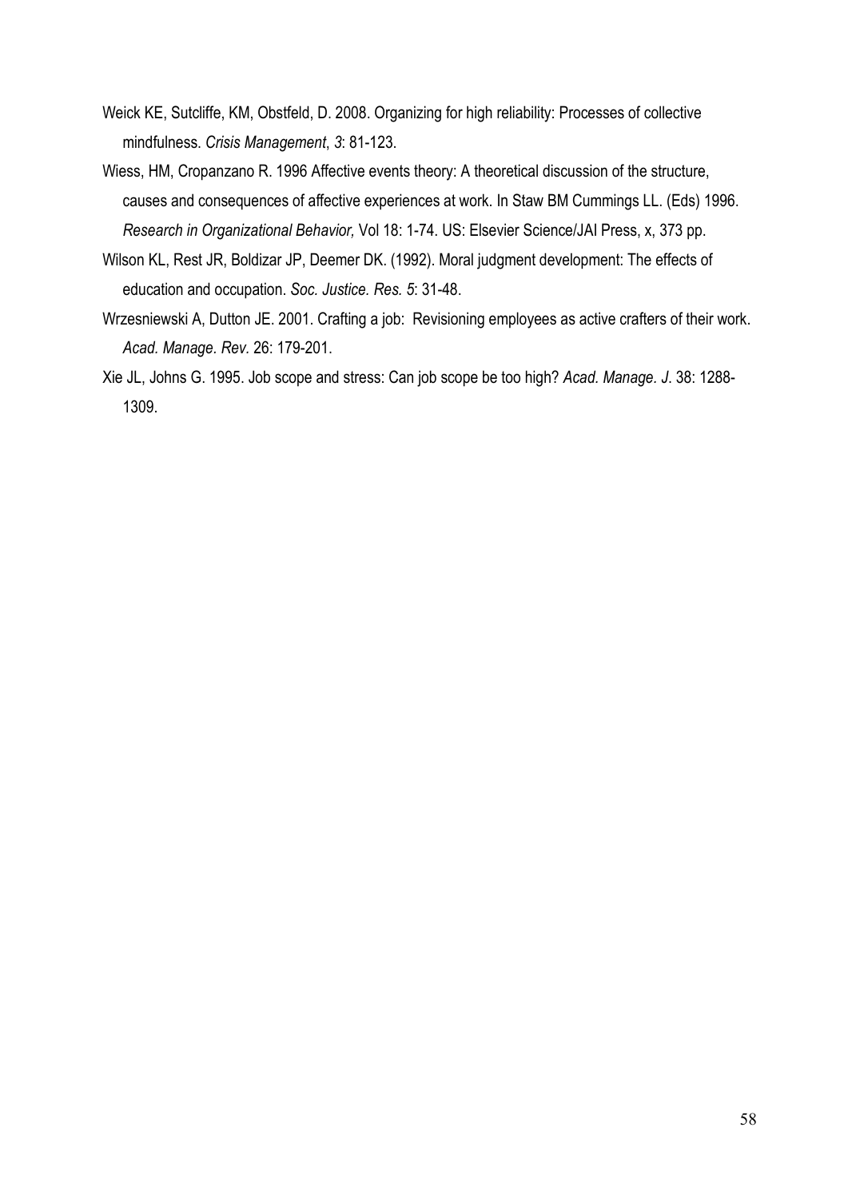Weick KE, Sutcliffe, KM, Obstfeld, D. 2008. Organizing for high reliability: Processes of collective mindfulness. *Crisis Management*, *3*: 81-123.

Wiess, HM, Cropanzano R. 1996 Affective events theory: A theoretical discussion of the structure, causes and consequences of affective experiences at work. In Staw BM Cummings LL. (Eds) 1996. *Research in Organizational Behavior,* Vol 18: 1-74. US: Elsevier Science/JAI Press, x, 373 pp.

Wilson KL, Rest JR, Boldizar JP, Deemer DK. (1992). Moral judgment development: The effects of education and occupation. *Soc. Justice. Res. 5*: 31-48.

Wrzesniewski A, Dutton JE. 2001. Crafting a job: Revisioning employees as active crafters of their work. *Acad. Manage. Rev.* 26: 179-201.

Xie JL, Johns G. 1995. Job scope and stress: Can job scope be too high? *Acad. Manage. J*. 38: 1288-1309.